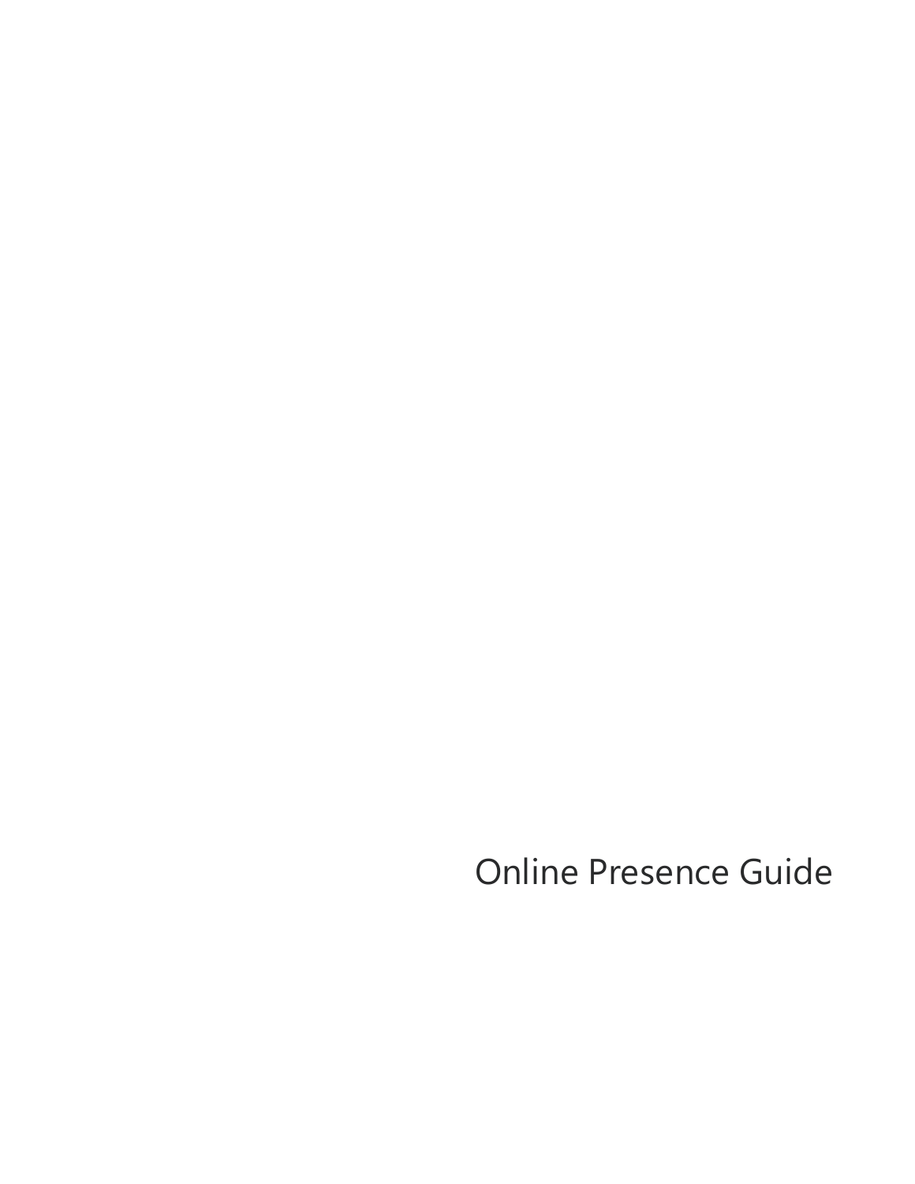# Online Presence Guide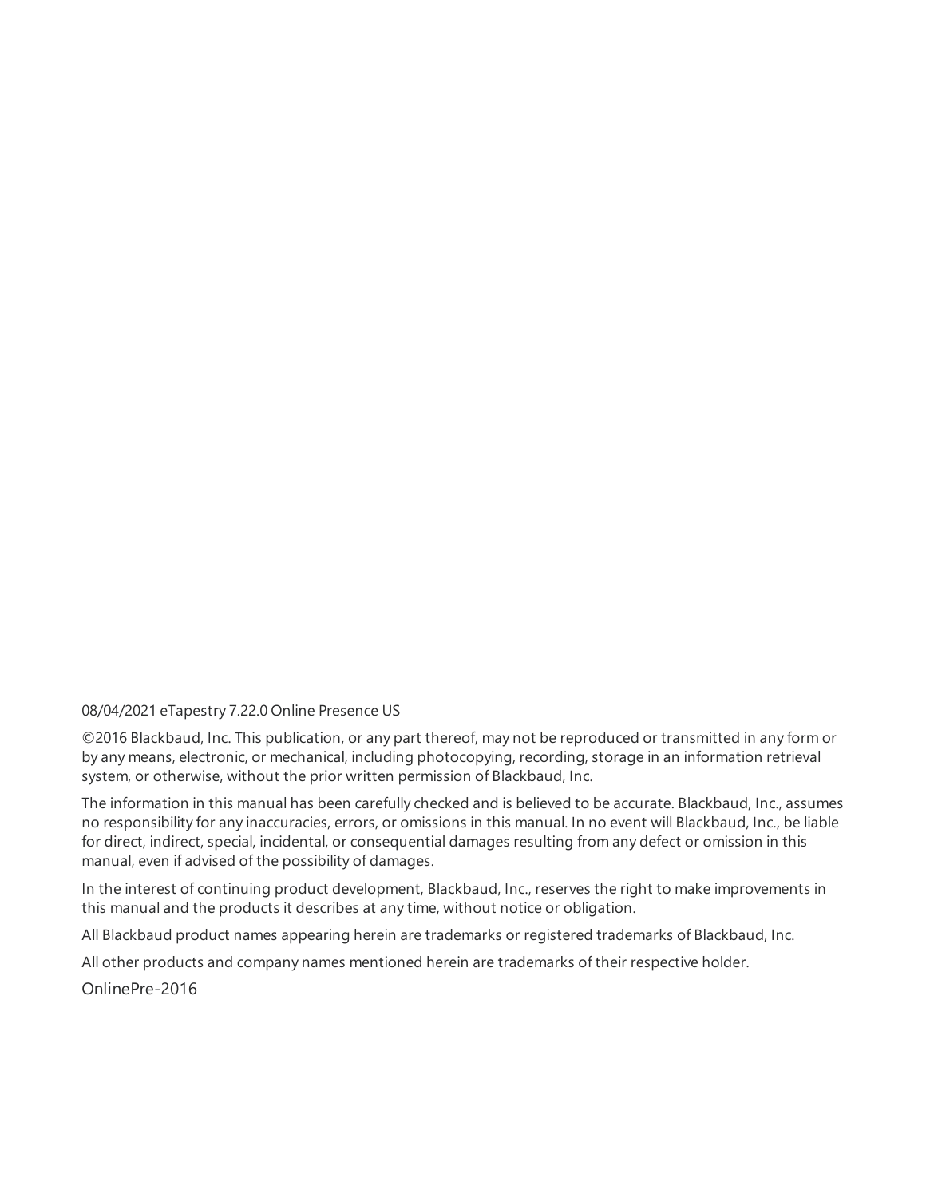08/04/2021 eTapestry 7.22.0 Online Presence US

©2016 Blackbaud, Inc. This publication, or any part thereof, may not be reproduced or transmitted in any form or by any means, electronic, or mechanical, including photocopying, recording, storage in an information retrieval system, or otherwise, without the prior written permission of Blackbaud, Inc.

The information in this manual has been carefully checked and is believed to be accurate. Blackbaud, Inc., assumes no responsibility for any inaccuracies, errors, or omissions in this manual. In no event will Blackbaud, Inc., be liable for direct, indirect, special, incidental, or consequential damages resulting from any defect or omission in this manual, even if advised of the possibility of damages.

In the interest of continuing product development, Blackbaud, Inc., reserves the right to make improvements in this manual and the products it describes at any time, without notice or obligation.

All Blackbaud product names appearing herein are trademarks or registered trademarks of Blackbaud, Inc.

All other products and company names mentioned herein are trademarks of their respective holder.

OnlinePre-2016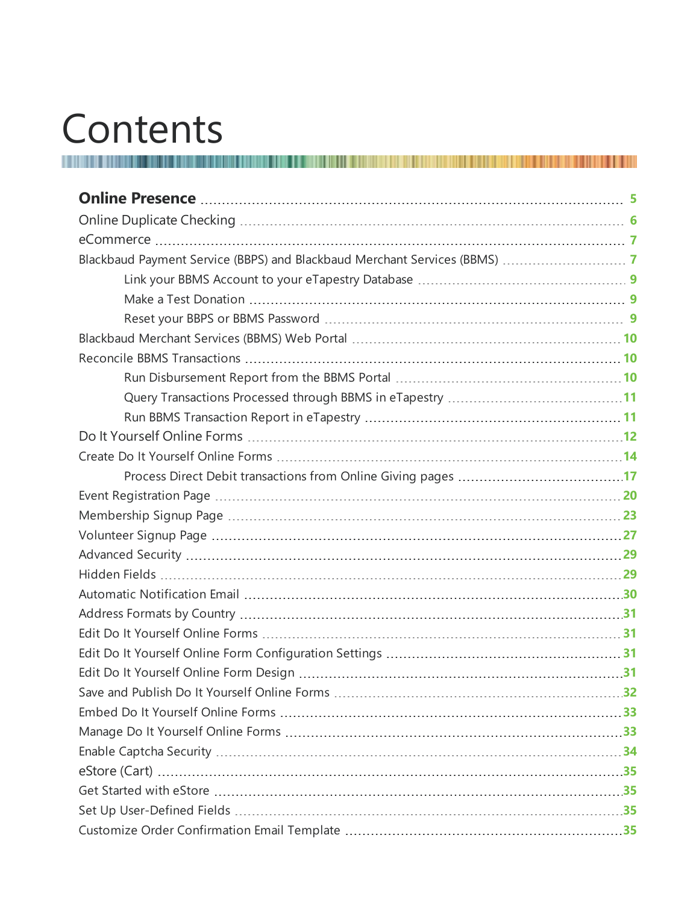# Contents

**Online Presence** ..... 5

Online Duplicate Checking ..... 6

eCommerce ..... 7

Blackbaud Payment Service (BBPS) and Blackbaud Merchant Services (BBMS) ..... 7

- Link your BBMS Account to your eTapestry Database ..... 9
- Make a Test Donation ..... 9
- Reset your BBPS or BBMS Password ..... 9

Blackbaud Merchant Services (BBMS) Web Portal ..... 10

Reconcile BBMS Transactions ..... 10

- Run Disbursement Report from the BBMS Portal ..... 10
- Query Transactions Processed through BBMS in eTapestry ..... 11
- Run BBMS Transaction Report in eTapestry ..... 11

Do It Yourself Online Forms ..... 12

Create Do It Yourself Online Forms ..... 14

- Process Direct Debit transactions from Online Giving pages ..... 17

Event Registration Page ..... 20

Membership Signup Page ..... 23

Volunteer Signup Page ..... 27

Advanced Security ..... 29

Hidden Fields ..... 29

Automatic Notification Email ..... 30

Address Formats by Country ..... 31

Edit Do It Yourself Online Forms ..... 31

Edit Do It Yourself Online Form Configuration Settings ..... 31

Edit Do It Yourself Online Form Design ..... 31

Save and Publish Do It Yourself Online Forms ..... 32

Embed Do It Yourself Online Forms ..... 33

Manage Do It Yourself Online Forms ..... 33

Enable Captcha Security ..... 34

eStore (Cart) ..... 35

Get Started with eStore ..... 35

Set Up User-Defined Fields ..... 35

Customize Order Confirmation Email Template ..... 35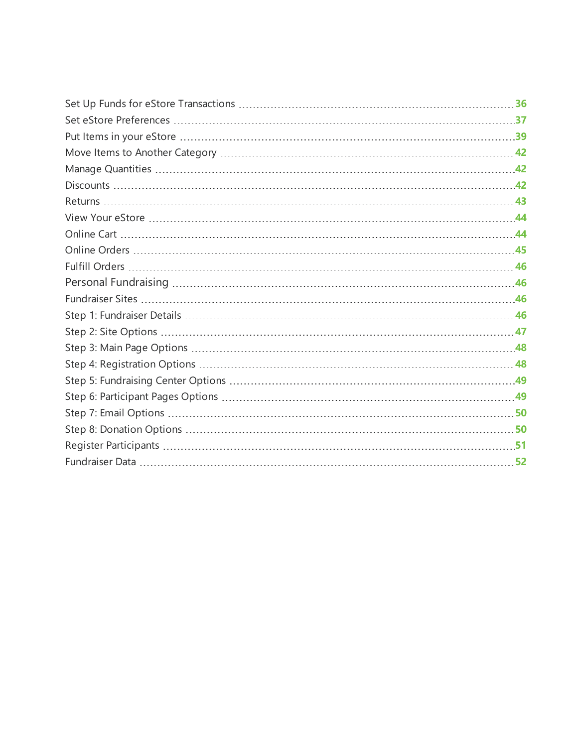Set Up Funds for eStore Transactions 36
Set eStore Preferences 37
Put Items in your eStore 39
Move Items to Another Category 42
Manage Quantities 42
Discounts 42
Returns 43
View Your eStore 44
Online Cart 44
Online Orders 45
Fulfill Orders 46
Personal Fundraising 46
Fundraiser Sites 46
Step 1: Fundraiser Details 46
Step 2: Site Options 47
Step 3: Main Page Options 48
Step 4: Registration Options 48
Step 5: Fundraising Center Options 49
Step 6: Participant Pages Options 49
Step 7: Email Options 50
Step 8: Donation Options 50
Register Participants 51
Fundraiser Data 52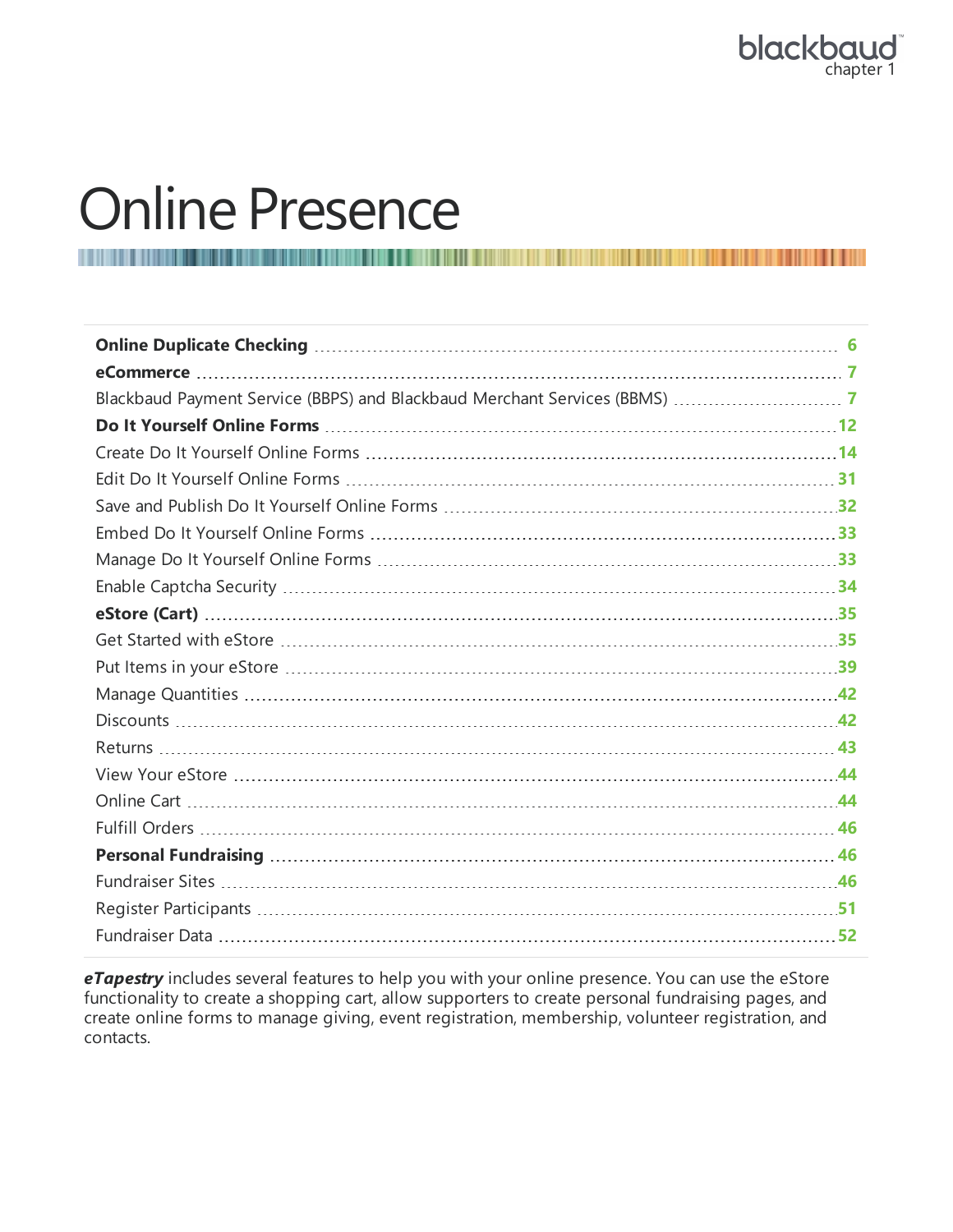# Online Presence

| | |
|---|---|
| **Online Duplicate Checking** | **6** |
| **eCommerce** | **7** |
| Blackbaud Payment Service (BBPS) and Blackbaud Merchant Services (BBMS) | 7 |
| **Do It Yourself Online Forms** | **12** |
| Create Do It Yourself Online Forms | 14 |
| Edit Do It Yourself Online Forms | 31 |
| Save and Publish Do It Yourself Online Forms | 32 |
| Embed Do It Yourself Online Forms | 33 |
| Manage Do It Yourself Online Forms | 33 |
| Enable Captcha Security | 34 |
| **eStore (Cart)** | **35** |
| Get Started with eStore | 35 |
| Put Items in your eStore | 39 |
| Manage Quantities | 42 |
| Discounts | 42 |
| Returns | 43 |
| View Your eStore | 44 |
| Online Cart | 44 |
| Fulfill Orders | 46 |
| **Personal Fundraising** | **46** |
| Fundraiser Sites | 46 |
| Register Participants | 51 |
| Fundraiser Data | 52 |

***eTapestry*** includes several features to help you with your online presence. You can use the eStore functionality to create a shopping cart, allow supporters to create personal fundraising pages, and create online forms to manage giving, event registration, membership, volunteer registration, and contacts.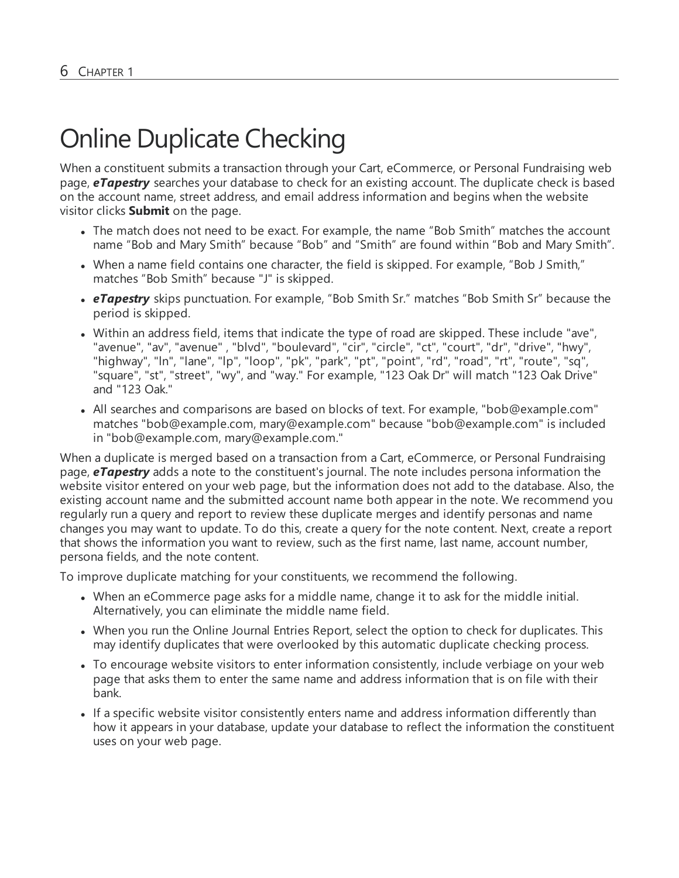# Online Duplicate Checking

When a constituent submits a transaction through your Cart, eCommerce, or Personal Fundraising web page, ***eTapestry*** searches your database to check for an existing account. The duplicate check is based on the account name, street address, and email address information and begins when the website visitor clicks **Submit** on the page.

- The match does not need to be exact. For example, the name “Bob Smith” matches the account name “Bob and Mary Smith” because “Bob” and “Smith” are found within “Bob and Mary Smith”.
- When a name field contains one character, the field is skipped. For example, “Bob J Smith,” matches “Bob Smith” because "J" is skipped.
- ***eTapestry*** skips punctuation. For example, “Bob Smith Sr.” matches “Bob Smith Sr” because the period is skipped.
- Within an address field, items that indicate the type of road are skipped. These include "ave", "avenue", "av", "avenue" , "blvd", "boulevard", "cir", "circle", "ct", "court", "dr", "drive", "hwy", "highway", "ln", "lane", "lp", "loop", "pk", "park", "pt", "point", "rd", "road", "rt", "route", "sq", "square", "st", "street", "wy", and "way." For example, "123 Oak Dr" will match "123 Oak Drive" and "123 Oak."
- All searches and comparisons are based on blocks of text. For example, "bob@example.com" matches "bob@example.com, mary@example.com" because "bob@example.com" is included in "bob@example.com, mary@example.com."

When a duplicate is merged based on a transaction from a Cart, eCommerce, or Personal Fundraising page, ***eTapestry*** adds a note to the constituent's journal. The note includes persona information the website visitor entered on your web page, but the information does not add to the database. Also, the existing account name and the submitted account name both appear in the note. We recommend you regularly run a query and report to review these duplicate merges and identify personas and name changes you may want to update. To do this, create a query for the note content. Next, create a report that shows the information you want to review, such as the first name, last name, account number, persona fields, and the note content.

To improve duplicate matching for your constituents, we recommend the following.

- When an eCommerce page asks for a middle name, change it to ask for the middle initial. Alternatively, you can eliminate the middle name field.
- When you run the Online Journal Entries Report, select the option to check for duplicates. This may identify duplicates that were overlooked by this automatic duplicate checking process.
- To encourage website visitors to enter information consistently, include verbiage on your web page that asks them to enter the same name and address information that is on file with their bank.
- If a specific website visitor consistently enters name and address information differently than how it appears in your database, update your database to reflect the information the constituent uses on your web page.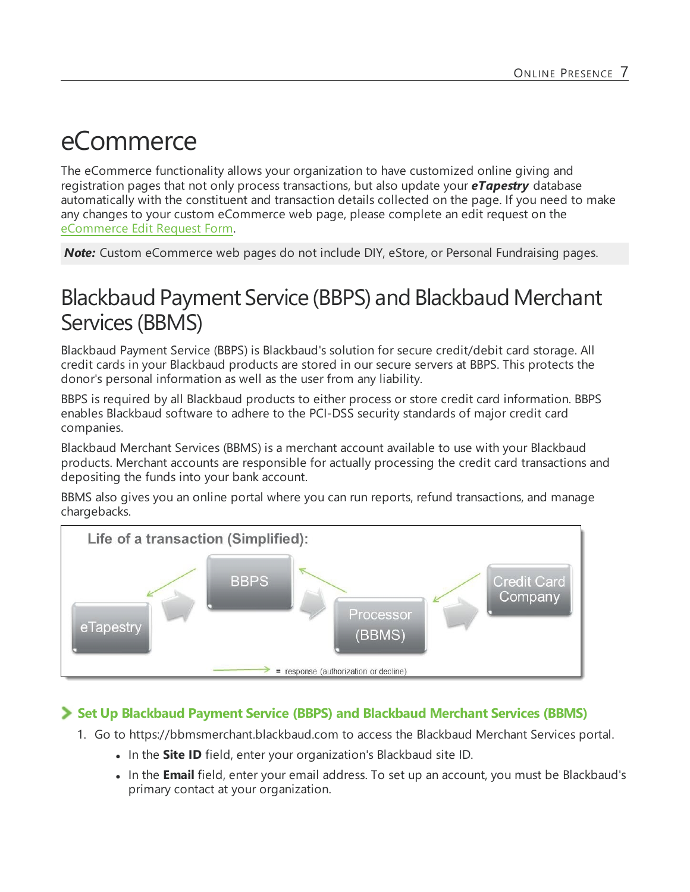# eCommerce

The eCommerce functionality allows your organization to have customized online giving and registration pages that not only process transactions, but also update your ***eTapestry*** database automatically with the constituent and transaction details collected on the page. If you need to make any changes to your custom eCommerce web page, please complete an edit request on the eCommerce Edit Request Form.

***Note:*** Custom eCommerce web pages do not include DIY, eStore, or Personal Fundraising pages.

# Blackbaud Payment Service (BBPS) and Blackbaud Merchant Services (BBMS)

Blackbaud Payment Service (BBPS) is Blackbaud's solution for secure credit/debit card storage. All credit cards in your Blackbaud products are stored in our secure servers at BBPS. This protects the donor's personal information as well as the user from any liability.

BBPS is required by all Blackbaud products to either process or store credit card information. BBPS enables Blackbaud software to adhere to the PCI-DSS security standards of major credit card companies.

Blackbaud Merchant Services (BBMS) is a merchant account available to use with your Blackbaud products. Merchant accounts are responsible for actually processing the credit card transactions and depositing the funds into your bank account.

BBMS also gives you an online portal where you can run reports, refund transactions, and manage chargebacks.

Life of a transaction (Simplified):

eTapestry → BBPS → Processor (BBMS) → Credit Card Company

→ = response (authorization or decline)

### Set Up Blackbaud Payment Service (BBPS) and Blackbaud Merchant Services (BBMS)

1. Go to https://bbmsmerchant.blackbaud.com to access the Blackbaud Merchant Services portal.
   - In the **Site ID** field, enter your organization's Blackbaud site ID.
   - In the **Email** field, enter your email address. To set up an account, you must be Blackbaud's primary contact at your organization.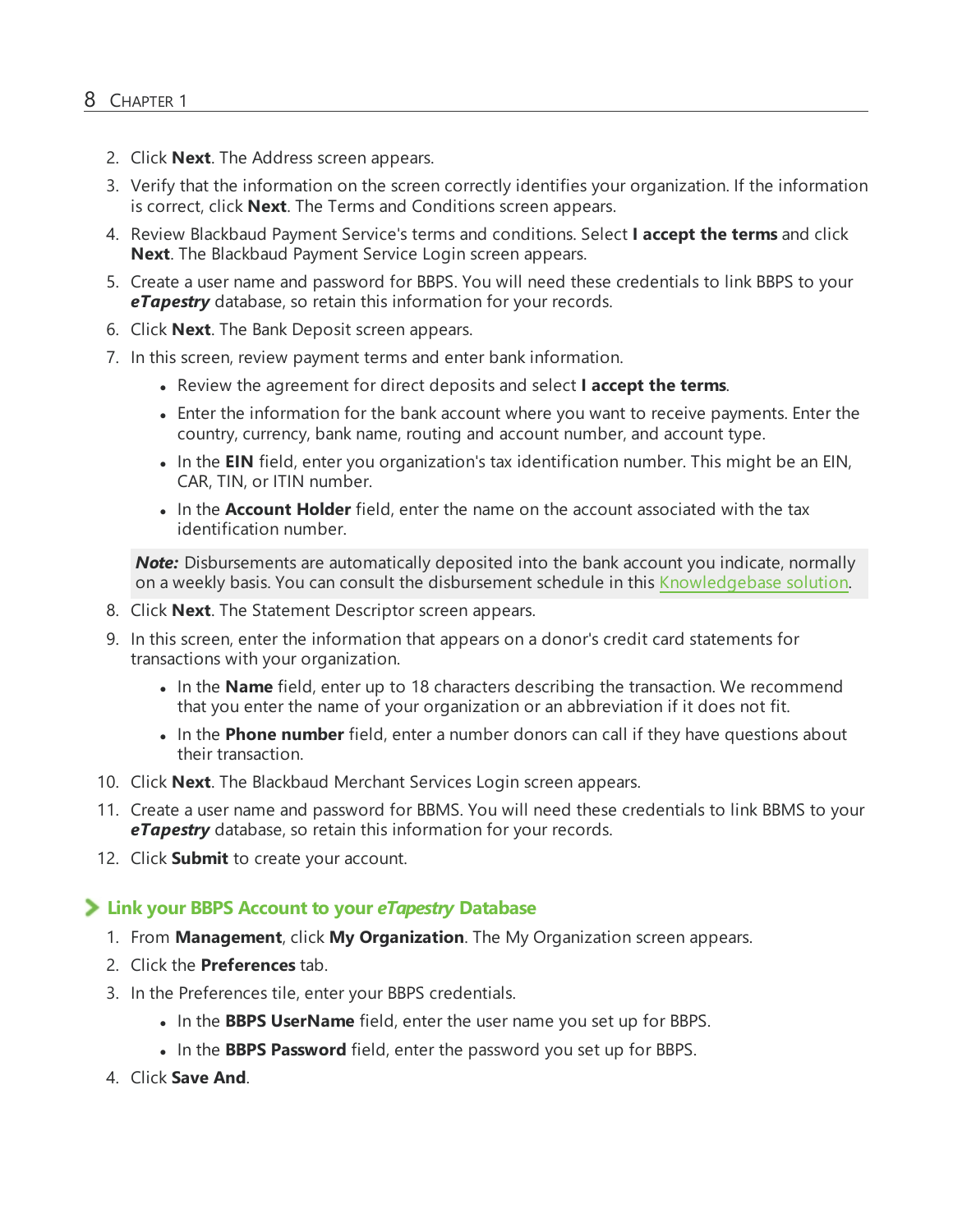2. Click **Next**. The Address screen appears.
3. Verify that the information on the screen correctly identifies your organization. If the information is correct, click **Next**. The Terms and Conditions screen appears.
4. Review Blackbaud Payment Service's terms and conditions. Select **I accept the terms** and click **Next**. The Blackbaud Payment Service Login screen appears.
5. Create a user name and password for BBPS. You will need these credentials to link BBPS to your ***eTapestry*** database, so retain this information for your records.
6. Click **Next**. The Bank Deposit screen appears.
7. In this screen, review payment terms and enter bank information.
   - Review the agreement for direct deposits and select **I accept the terms**.
   - Enter the information for the bank account where you want to receive payments. Enter the country, currency, bank name, routing and account number, and account type.
   - In the **EIN** field, enter you organization's tax identification number. This might be an EIN, CAR, TIN, or ITIN number.
   - In the **Account Holder** field, enter the name on the account associated with the tax identification number.

   ***Note:*** Disbursements are automatically deposited into the bank account you indicate, normally on a weekly basis. You can consult the disbursement schedule in this Knowledgebase solution.
8. Click **Next**. The Statement Descriptor screen appears.
9. In this screen, enter the information that appears on a donor's credit card statements for transactions with your organization.
   - In the **Name** field, enter up to 18 characters describing the transaction. We recommend that you enter the name of your organization or an abbreviation if it does not fit.
   - In the **Phone number** field, enter a number donors can call if they have questions about their transaction.
10. Click **Next**. The Blackbaud Merchant Services Login screen appears.
11. Create a user name and password for BBMS. You will need these credentials to link BBMS to your ***eTapestry*** database, so retain this information for your records.
12. Click **Submit** to create your account.

## Link your BBPS Account to your *eTapestry* Database

1. From **Management**, click **My Organization**. The My Organization screen appears.
2. Click the **Preferences** tab.
3. In the Preferences tile, enter your BBPS credentials.
   - In the **BBPS UserName** field, enter the user name you set up for BBPS.
   - In the **BBPS Password** field, enter the password you set up for BBPS.
4. Click **Save And**.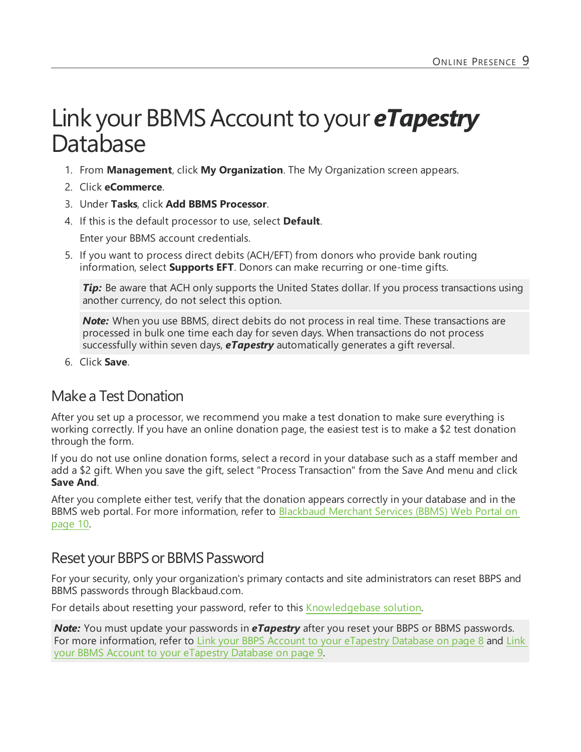# Link your BBMS Account to your ***eTapestry*** Database

1. From **Management**, click **My Organization**. The My Organization screen appears.
2. Click **eCommerce**.
3. Under **Tasks**, click **Add BBMS Processor**.
4. If this is the default processor to use, select **Default**.

   Enter your BBMS account credentials.

5. If you want to process direct debits (ACH/EFT) from donors who provide bank routing information, select **Supports EFT**. Donors can make recurring or one-time gifts.

   > ***Tip:*** Be aware that ACH only supports the United States dollar. If you process transactions using another currency, do not select this option.

   > ***Note:*** When you use BBMS, direct debits do not process in real time. These transactions are processed in bulk one time each day for seven days. When transactions do not process successfully within seven days, ***eTapestry*** automatically generates a gift reversal.

6. Click **Save**.

## Make a Test Donation

After you set up a processor, we recommend you make a test donation to make sure everything is working correctly. If you have an online donation page, the easiest test is to make a $2 test donation through the form.

If you do not use online donation forms, select a record in your database such as a staff member and add a $2 gift. When you save the gift, select "Process Transaction" from the Save And menu and click **Save And**.

After you complete either test, verify that the donation appears correctly in your database and in the BBMS web portal. For more information, refer to Blackbaud Merchant Services (BBMS) Web Portal on page 10.

## Reset your BBPS or BBMS Password

For your security, only your organization's primary contacts and site administrators can reset BBPS and BBMS passwords through Blackbaud.com.

For details about resetting your password, refer to this Knowledgebase solution.

> ***Note:*** You must update your passwords in ***eTapestry*** after you reset your BBPS or BBMS passwords. For more information, refer to Link your BBPS Account to your eTapestry Database on page 8 and Link your BBMS Account to your eTapestry Database on page 9.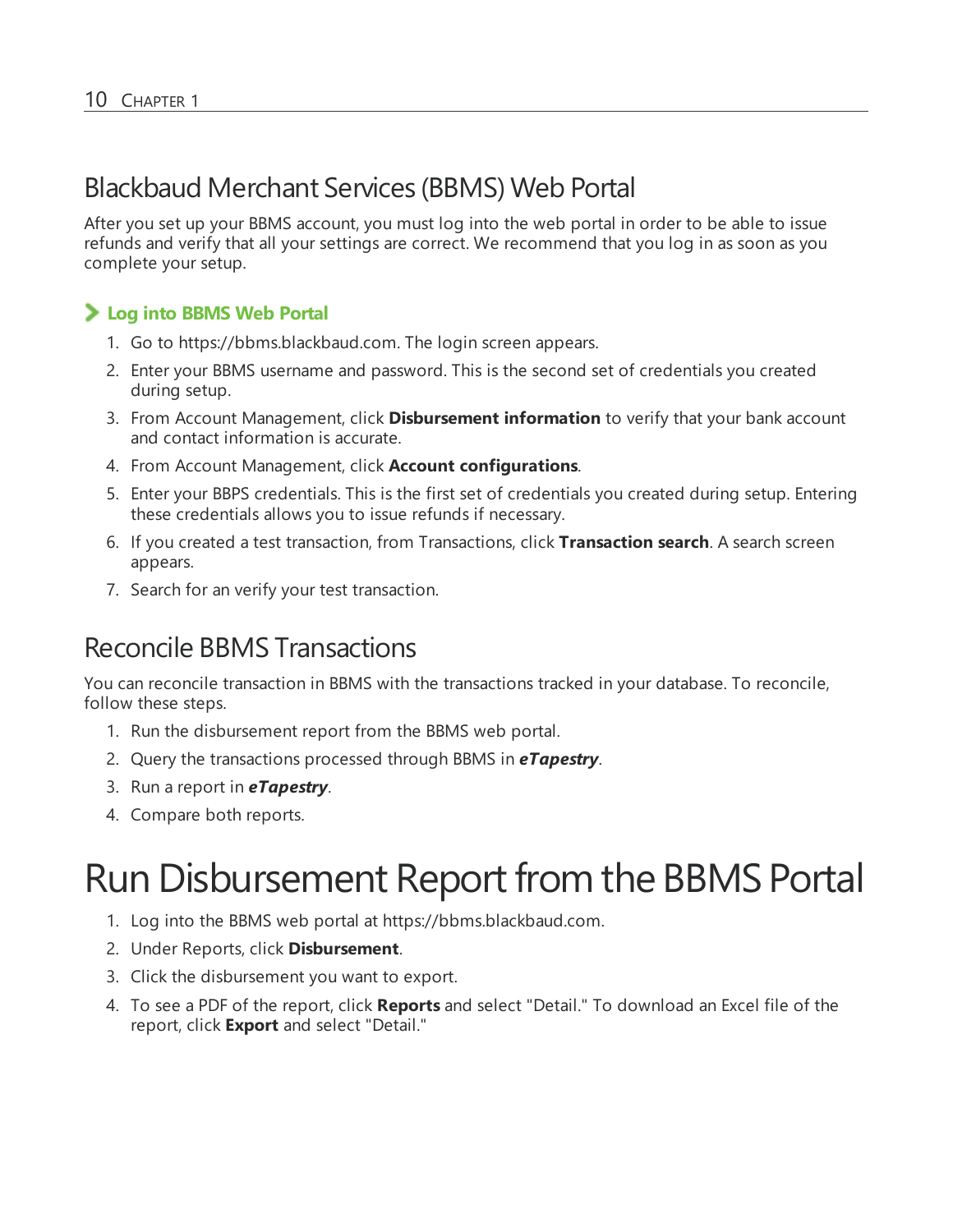## Blackbaud Merchant Services (BBMS) Web Portal

After you set up your BBMS account, you must log into the web portal in order to be able to issue refunds and verify that all your settings are correct. We recommend that you log in as soon as you complete your setup.

### Log into BBMS Web Portal

1. Go to https://bbms.blackbaud.com. The login screen appears.
2. Enter your BBMS username and password. This is the second set of credentials you created during setup.
3. From Account Management, click **Disbursement information** to verify that your bank account and contact information is accurate.
4. From Account Management, click **Account configurations**.
5. Enter your BBPS credentials. This is the first set of credentials you created during setup. Entering these credentials allows you to issue refunds if necessary.
6. If you created a test transaction, from Transactions, click **Transaction search**. A search screen appears.
7. Search for an verify your test transaction.

## Reconcile BBMS Transactions

You can reconcile transaction in BBMS with the transactions tracked in your database. To reconcile, follow these steps.

1. Run the disbursement report from the BBMS web portal.
2. Query the transactions processed through BBMS in ***eTapestry***.
3. Run a report in ***eTapestry***.
4. Compare both reports.

# Run Disbursement Report from the BBMS Portal

1. Log into the BBMS web portal at https://bbms.blackbaud.com.
2. Under Reports, click **Disbursement**.
3. Click the disbursement you want to export.
4. To see a PDF of the report, click **Reports** and select "Detail." To download an Excel file of the report, click **Export** and select "Detail."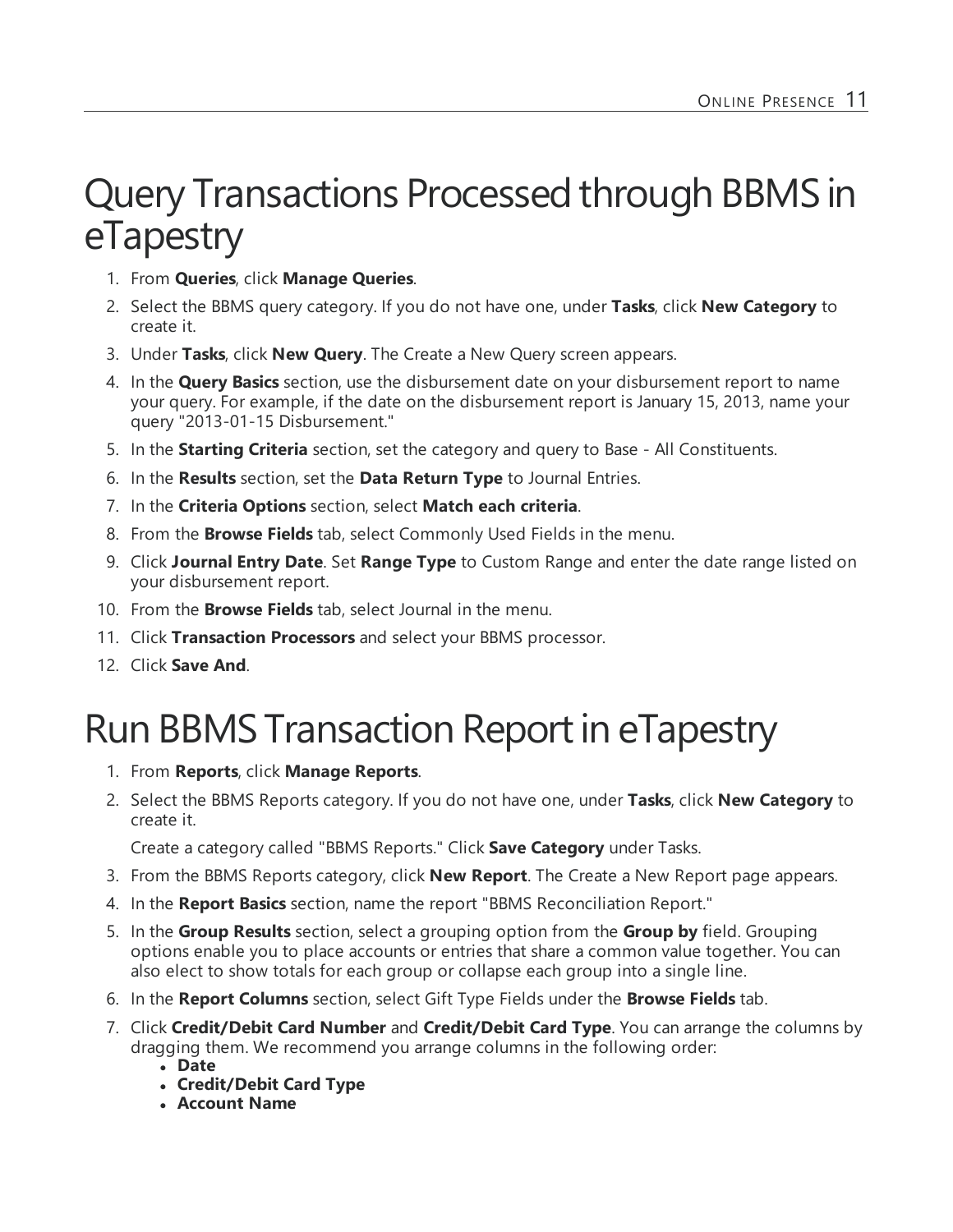# Query Transactions Processed through BBMS in eTapestry

1. From **Queries**, click **Manage Queries**.
2. Select the BBMS query category. If you do not have one, under **Tasks**, click **New Category** to create it.
3. Under **Tasks**, click **New Query**. The Create a New Query screen appears.
4. In the **Query Basics** section, use the disbursement date on your disbursement report to name your query. For example, if the date on the disbursement report is January 15, 2013, name your query "2013-01-15 Disbursement."
5. In the **Starting Criteria** section, set the category and query to Base - All Constituents.
6. In the **Results** section, set the **Data Return Type** to Journal Entries.
7. In the **Criteria Options** section, select **Match each criteria**.
8. From the **Browse Fields** tab, select Commonly Used Fields in the menu.
9. Click **Journal Entry Date**. Set **Range Type** to Custom Range and enter the date range listed on your disbursement report.
10. From the **Browse Fields** tab, select Journal in the menu.
11. Click **Transaction Processors** and select your BBMS processor.
12. Click **Save And**.

# Run BBMS Transaction Report in eTapestry

1. From **Reports**, click **Manage Reports**.
2. Select the BBMS Reports category. If you do not have one, under **Tasks**, click **New Category** to create it.

   Create a category called "BBMS Reports." Click **Save Category** under Tasks.
3. From the BBMS Reports category, click **New Report**. The Create a New Report page appears.
4. In the **Report Basics** section, name the report "BBMS Reconciliation Report."
5. In the **Group Results** section, select a grouping option from the **Group by** field. Grouping options enable you to place accounts or entries that share a common value together. You can also elect to show totals for each group or collapse each group into a single line.
6. In the **Report Columns** section, select Gift Type Fields under the **Browse Fields** tab.
7. Click **Credit/Debit Card Number** and **Credit/Debit Card Type**. You can arrange the columns by dragging them. We recommend you arrange columns in the following order:
   - **Date**
   - **Credit/Debit Card Type**
   - **Account Name**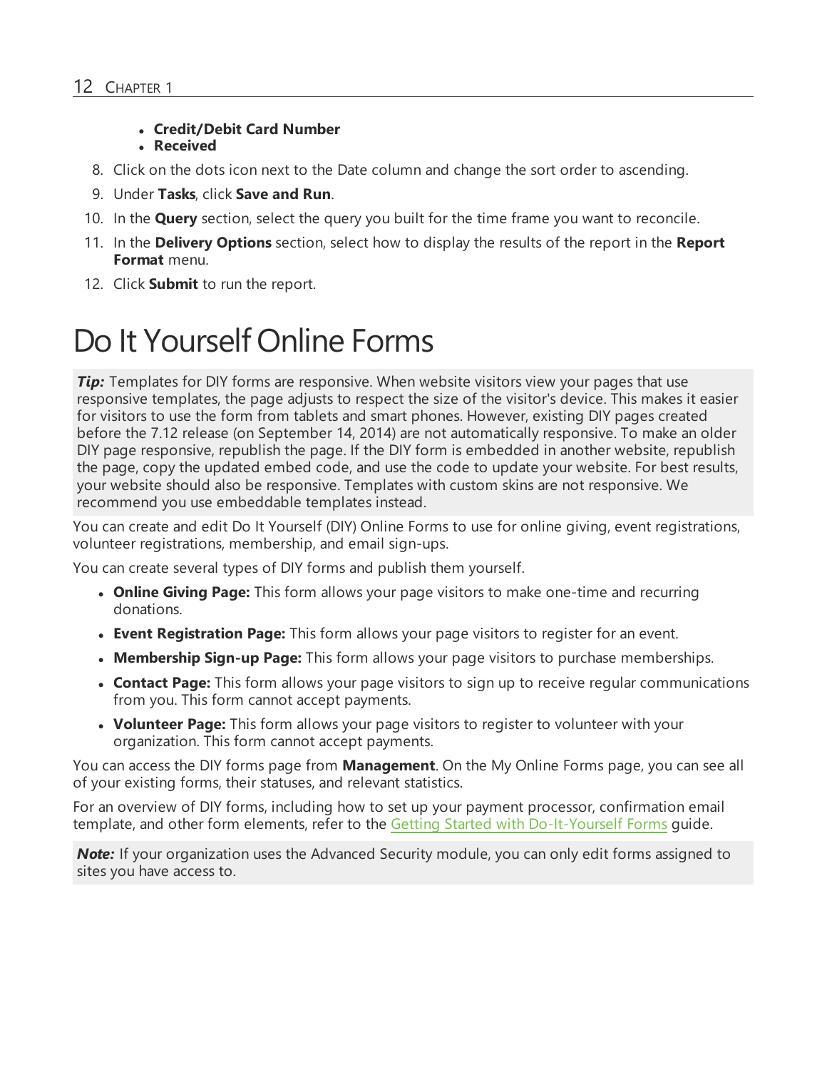- **Credit/Debit Card Number**
- **Received**

8. Click on the dots icon next to the Date column and change the sort order to ascending.
9. Under **Tasks**, click **Save and Run**.
10. In the **Query** section, select the query you built for the time frame you want to reconcile.
11. In the **Delivery Options** section, select how to display the results of the report in the **Report Format** menu.
12. Click **Submit** to run the report.

# Do It Yourself Online Forms

***Tip:*** Templates for DIY forms are responsive. When website visitors view your pages that use responsive templates, the page adjusts to respect the size of the visitor's device. This makes it easier for visitors to use the form from tablets and smart phones. However, existing DIY pages created before the 7.12 release (on September 14, 2014) are not automatically responsive. To make an older DIY page responsive, republish the page. If the DIY form is embedded in another website, republish the page, copy the updated embed code, and use the code to update your website. For best results, your website should also be responsive. Templates with custom skins are not responsive. We recommend you use embeddable templates instead.

You can create and edit Do It Yourself (DIY) Online Forms to use for online giving, event registrations, volunteer registrations, membership, and email sign-ups.

You can create several types of DIY forms and publish them yourself.

- **Online Giving Page:** This form allows your page visitors to make one-time and recurring donations.
- **Event Registration Page:** This form allows your page visitors to register for an event.
- **Membership Sign-up Page:** This form allows your page visitors to purchase memberships.
- **Contact Page:** This form allows your page visitors to sign up to receive regular communications from you. This form cannot accept payments.
- **Volunteer Page:** This form allows your page visitors to register to volunteer with your organization. This form cannot accept payments.

You can access the DIY forms page from **Management**. On the My Online Forms page, you can see all of your existing forms, their statuses, and relevant statistics.

For an overview of DIY forms, including how to set up your payment processor, confirmation email template, and other form elements, refer to the Getting Started with Do-It-Yourself Forms guide.

***Note:*** If your organization uses the Advanced Security module, you can only edit forms assigned to sites you have access to.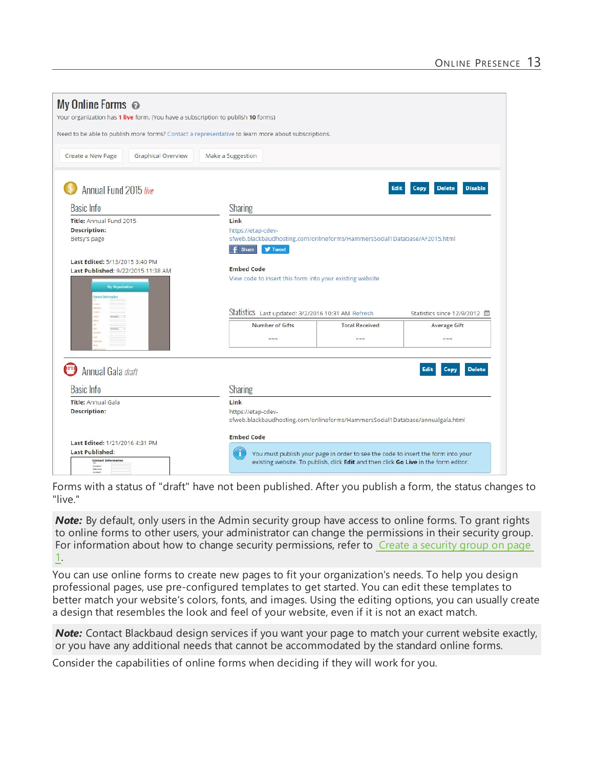Forms with a status of "draft" have not been published. After you publish a form, the status changes to "live."

***Note:*** By default, only users in the Admin security group have access to online forms. To grant rights to online forms to other users, your administrator can change the permissions in their security group. For information about how to change security permissions, refer to Create a security group on page 1.

You can use online forms to create new pages to fit your organization's needs. To help you design professional pages, use pre-configured templates to get started. You can edit these templates to better match your website's colors, fonts, and images. Using the editing options, you can usually create a design that resembles the look and feel of your website, even if it is not an exact match.

***Note:*** Contact Blackbaud design services if you want your page to match your current website exactly, or you have any additional needs that cannot be accommodated by the standard online forms.

Consider the capabilities of online forms when deciding if they will work for you.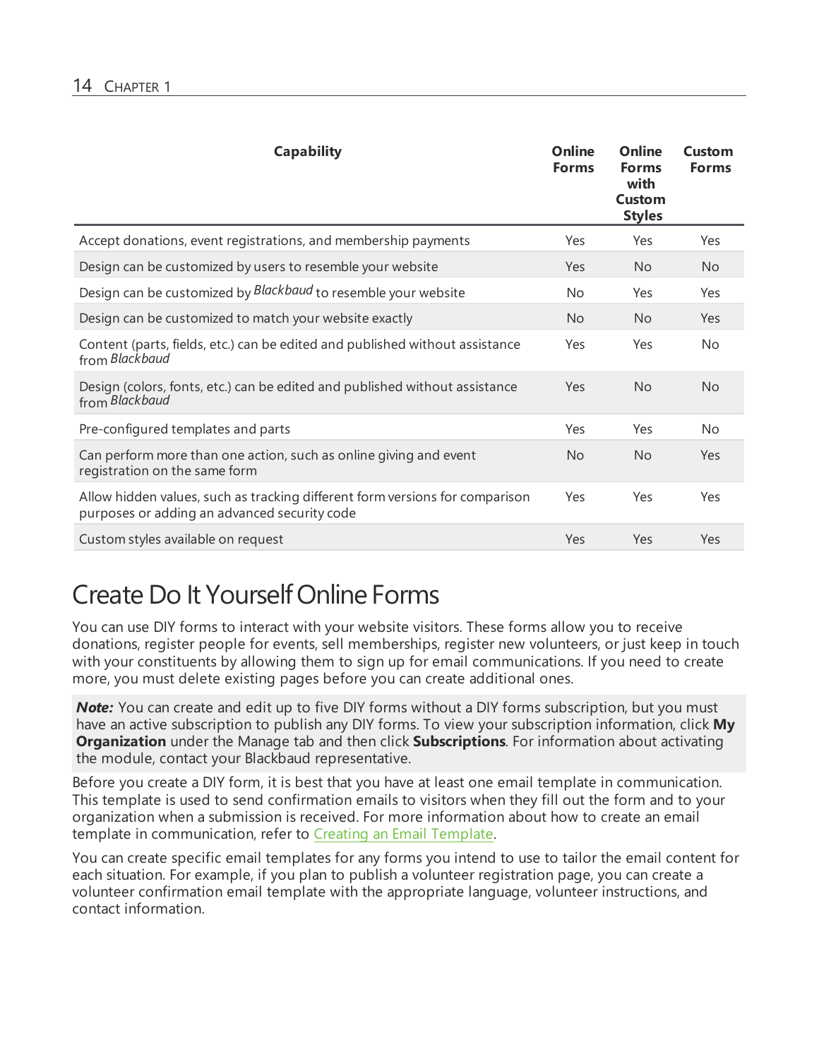| Capability | Online Forms | Online Forms with Custom Styles | Custom Forms |
|---|---|---|---|
| Accept donations, event registrations, and membership payments | Yes | Yes | Yes |
| Design can be customized by users to resemble your website | Yes | No | No |
| Design can be customized by *Blackbaud* to resemble your website | No | Yes | Yes |
| Design can be customized to match your website exactly | No | No | Yes |
| Content (parts, fields, etc.) can be edited and published without assistance from *Blackbaud* | Yes | Yes | No |
| Design (colors, fonts, etc.) can be edited and published without assistance from *Blackbaud* | Yes | No | No |
| Pre-configured templates and parts | Yes | Yes | No |
| Can perform more than one action, such as online giving and event registration on the same form | No | No | Yes |
| Allow hidden values, such as tracking different form versions for comparison purposes or adding an advanced security code | Yes | Yes | Yes |
| Custom styles available on request | Yes | Yes | Yes |

# Create Do It Yourself Online Forms

You can use DIY forms to interact with your website visitors. These forms allow you to receive donations, register people for events, sell memberships, register new volunteers, or just keep in touch with your constituents by allowing them to sign up for email communications. If you need to create more, you must delete existing pages before you can create additional ones.

***Note:*** You can create and edit up to five DIY forms without a DIY forms subscription, but you must have an active subscription to publish any DIY forms. To view your subscription information, click **My Organization** under the Manage tab and then click **Subscriptions**. For information about activating the module, contact your Blackbaud representative.

Before you create a DIY form, it is best that you have at least one email template in communication. This template is used to send confirmation emails to visitors when they fill out the form and to your organization when a submission is received. For more information about how to create an email template in communication, refer to Creating an Email Template.

You can create specific email templates for any forms you intend to use to tailor the email content for each situation. For example, if you plan to publish a volunteer registration page, you can create a volunteer confirmation email template with the appropriate language, volunteer instructions, and contact information.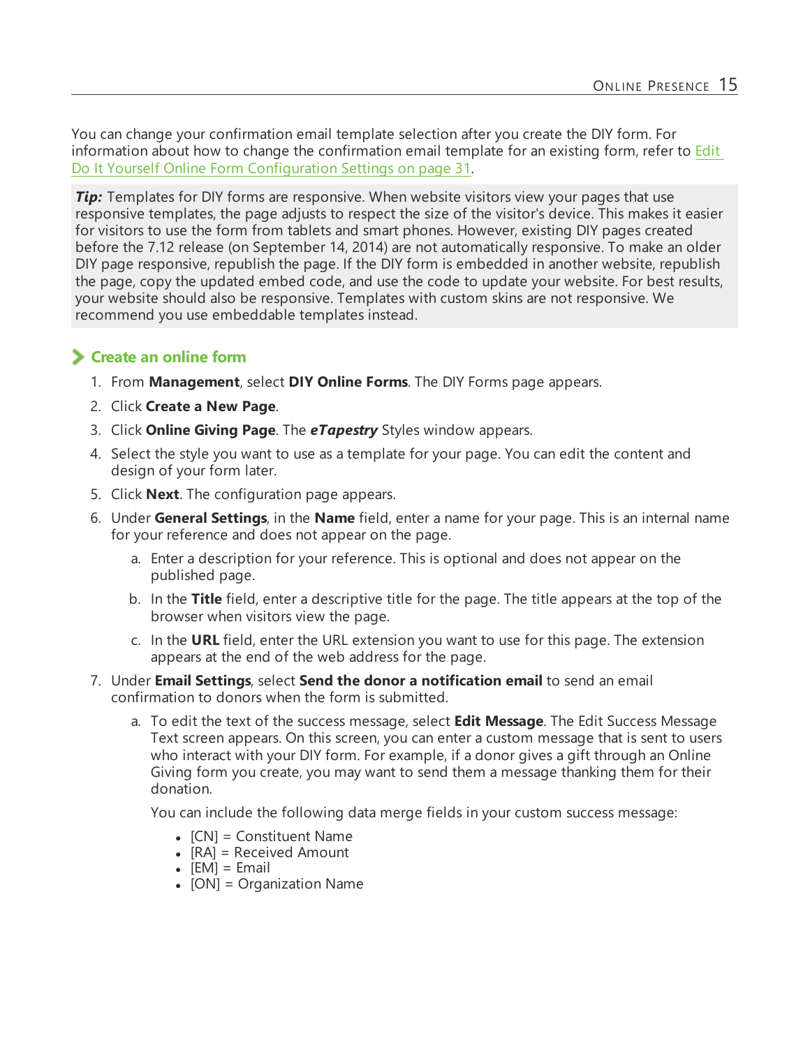You can change your confirmation email template selection after you create the DIY form. For information about how to change the confirmation email template for an existing form, refer to Edit Do It Yourself Online Form Configuration Settings on page 31.

***Tip:*** Templates for DIY forms are responsive. When website visitors view your pages that use responsive templates, the page adjusts to respect the size of the visitor's device. This makes it easier for visitors to use the form from tablets and smart phones. However, existing DIY pages created before the 7.12 release (on September 14, 2014) are not automatically responsive. To make an older DIY page responsive, republish the page. If the DIY form is embedded in another website, republish the page, copy the updated embed code, and use the code to update your website. For best results, your website should also be responsive. Templates with custom skins are not responsive. We recommend you use embeddable templates instead.

### Create an online form

1. From **Management**, select **DIY Online Forms**. The DIY Forms page appears.
2. Click **Create a New Page**.
3. Click **Online Giving Page**. The ***eTapestry*** Styles window appears.
4. Select the style you want to use as a template for your page. You can edit the content and design of your form later.
5. Click **Next**. The configuration page appears.
6. Under **General Settings**, in the **Name** field, enter a name for your page. This is an internal name for your reference and does not appear on the page.
   a. Enter a description for your reference. This is optional and does not appear on the published page.
   b. In the **Title** field, enter a descriptive title for the page. The title appears at the top of the browser when visitors view the page.
   c. In the **URL** field, enter the URL extension you want to use for this page. The extension appears at the end of the web address for the page.
7. Under **Email Settings**, select **Send the donor a notification email** to send an email confirmation to donors when the form is submitted.
   a. To edit the text of the success message, select **Edit Message**. The Edit Success Message Text screen appears. On this screen, you can enter a custom message that is sent to users who interact with your DIY form. For example, if a donor gives a gift through an Online Giving form you create, you may want to send them a message thanking them for their donation.

      You can include the following data merge fields in your custom success message:

      - [CN] = Constituent Name
      - [RA] = Received Amount
      - [EM] = Email
      - [ON] = Organization Name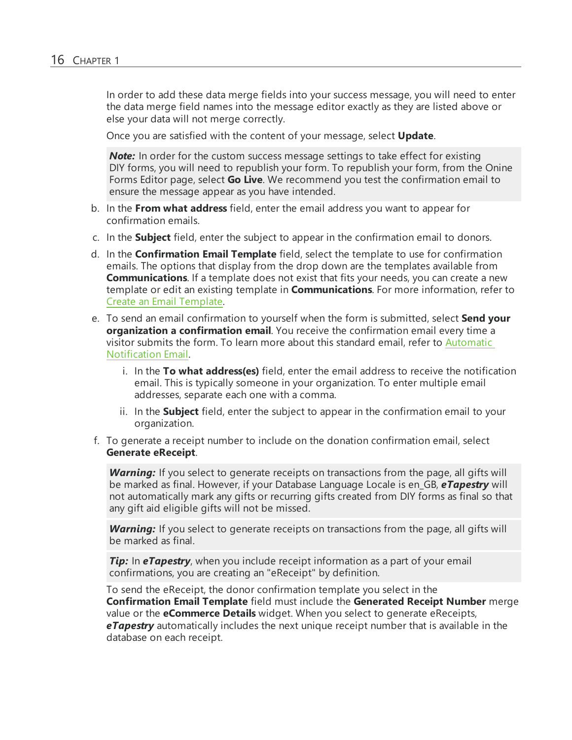In order to add these data merge fields into your success message, you will need to enter the data merge field names into the message editor exactly as they are listed above or else your data will not merge correctly.

Once you are satisfied with the content of your message, select **Update**.

> ***Note:*** In order for the custom success message settings to take effect for existing DIY forms, you will need to republish your form. To republish your form, from the Onine Forms Editor page, select **Go Live**. We recommend you test the confirmation email to ensure the message appear as you have intended.

b. In the **From what address** field, enter the email address you want to appear for confirmation emails.

c. In the **Subject** field, enter the subject to appear in the confirmation email to donors.

d. In the **Confirmation Email Template** field, select the template to use for confirmation emails. The options that display from the drop down are the templates available from **Communications**. If a template does not exist that fits your needs, you can create a new template or edit an existing template in **Communications**. For more information, refer to Create an Email Template.

e. To send an email confirmation to yourself when the form is submitted, select **Send your organization a confirmation email**. You receive the confirmation email every time a visitor submits the form. To learn more about this standard email, refer to Automatic Notification Email.

   i. In the **To what address(es)** field, enter the email address to receive the notification email. This is typically someone in your organization. To enter multiple email addresses, separate each one with a comma.

   ii. In the **Subject** field, enter the subject to appear in the confirmation email to your organization.

f. To generate a receipt number to include on the donation confirmation email, select **Generate eReceipt**.

> ***Warning:*** If you select to generate receipts on transactions from the page, all gifts will be marked as final. However, if your Database Language Locale is en_GB, ***eTapestry*** will not automatically mark any gifts or recurring gifts created from DIY forms as final so that any gift aid eligible gifts will not be missed.

> ***Warning:*** If you select to generate receipts on transactions from the page, all gifts will be marked as final.

> ***Tip:*** In ***eTapestry***, when you include receipt information as a part of your email confirmations, you are creating an "eReceipt" by definition.

To send the eReceipt, the donor confirmation template you select in the **Confirmation Email Template** field must include the **Generated Receipt Number** merge value or the **eCommerce Details** widget. When you select to generate eReceipts, ***eTapestry*** automatically includes the next unique receipt number that is available in the database on each receipt.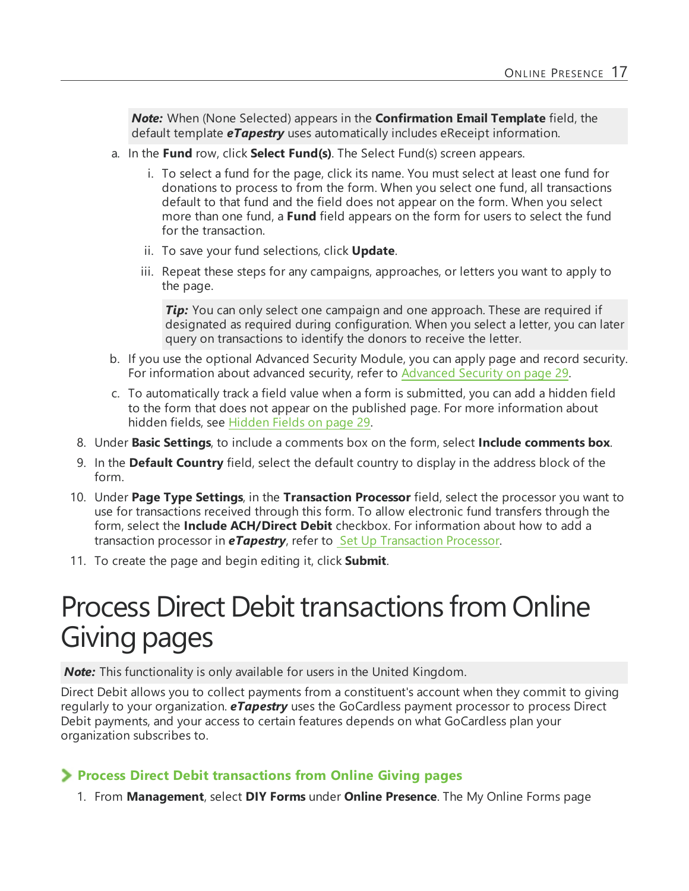> ***Note:*** When (None Selected) appears in the **Confirmation Email Template** field, the default template ***eTapestry*** uses automatically includes eReceipt information.

  a. In the **Fund** row, click **Select Fund(s)**. The Select Fund(s) screen appears.

     i. To select a fund for the page, click its name. You must select at least one fund for donations to process to from the form. When you select one fund, all transactions default to that fund and the field does not appear on the form. When you select more than one fund, a **Fund** field appears on the form for users to select the fund for the transaction.

     ii. To save your fund selections, click **Update**.

     iii. Repeat these steps for any campaigns, approaches, or letters you want to apply to the page.

     > ***Tip:*** You can only select one campaign and one approach. These are required if designated as required during configuration. When you select a letter, you can later query on transactions to identify the donors to receive the letter.

  b. If you use the optional Advanced Security Module, you can apply page and record security. For information about advanced security, refer to Advanced Security on page 29.

  c. To automatically track a field value when a form is submitted, you can add a hidden field to the form that does not appear on the published page. For more information about hidden fields, see Hidden Fields on page 29.

8. Under **Basic Settings**, to include a comments box on the form, select **Include comments box**.
9. In the **Default Country** field, select the default country to display in the address block of the form.
10. Under **Page Type Settings**, in the **Transaction Processor** field, select the processor you want to use for transactions received through this form. To allow electronic fund transfers through the form, select the **Include ACH/Direct Debit** checkbox. For information about how to add a transaction processor in ***eTapestry***, refer to Set Up Transaction Processor.
11. To create the page and begin editing it, click **Submit**.

# Process Direct Debit transactions from Online Giving pages

> ***Note:*** This functionality is only available for users in the United Kingdom.

Direct Debit allows you to collect payments from a constituent's account when they commit to giving regularly to your organization. ***eTapestry*** uses the GoCardless payment processor to process Direct Debit payments, and your access to certain features depends on what GoCardless plan your organization subscribes to.

### Process Direct Debit transactions from Online Giving pages

1. From **Management**, select **DIY Forms** under **Online Presence**. The My Online Forms page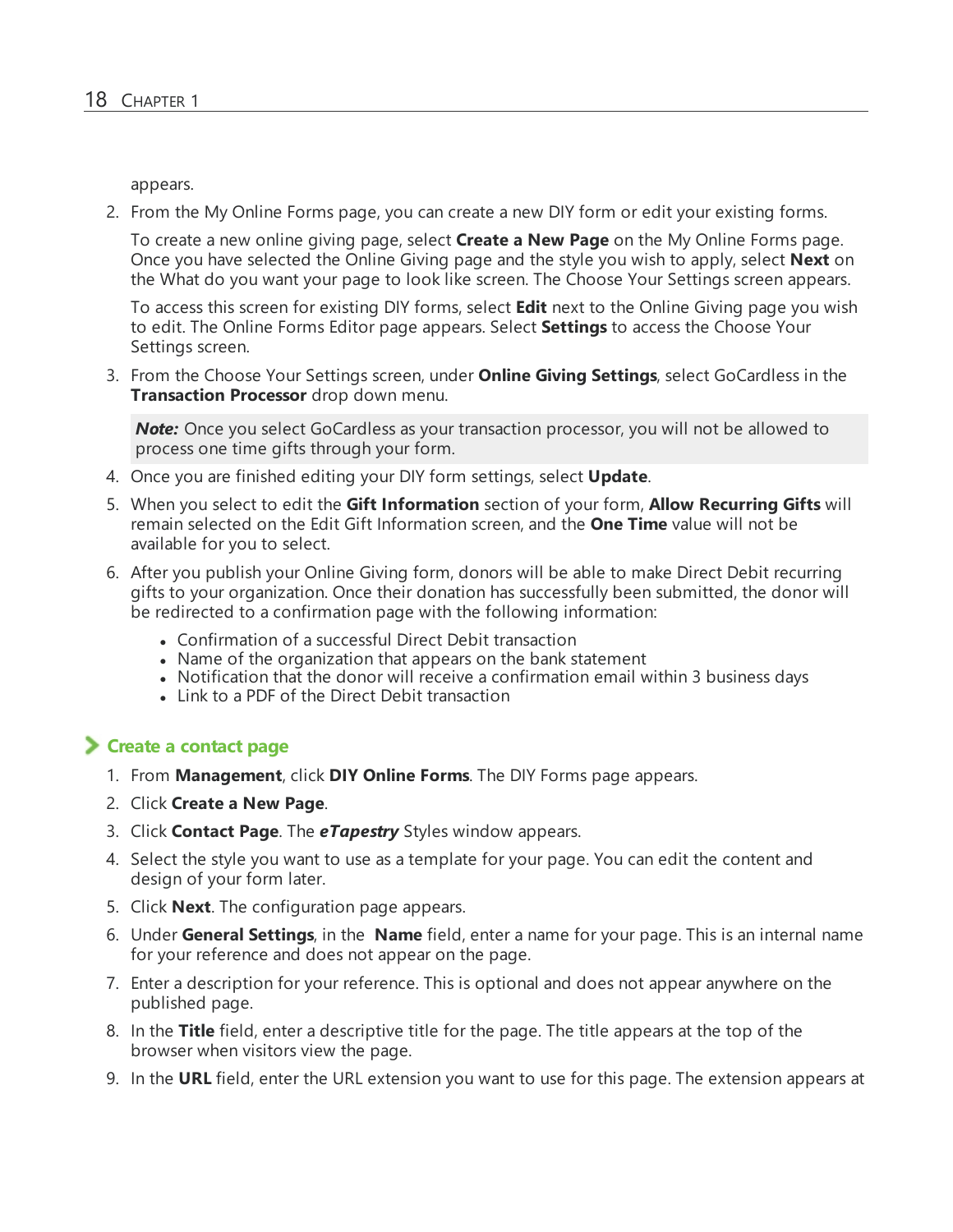appears.

2. From the My Online Forms page, you can create a new DIY form or edit your existing forms.

   To create a new online giving page, select **Create a New Page** on the My Online Forms page. Once you have selected the Online Giving page and the style you wish to apply, select **Next** on the What do you want your page to look like screen. The Choose Your Settings screen appears.

   To access this screen for existing DIY forms, select **Edit** next to the Online Giving page you wish to edit. The Online Forms Editor page appears. Select **Settings** to access the Choose Your Settings screen.

3. From the Choose Your Settings screen, under **Online Giving Settings**, select GoCardless in the **Transaction Processor** drop down menu.

   > ***Note:*** Once you select GoCardless as your transaction processor, you will not be allowed to process one time gifts through your form.

4. Once you are finished editing your DIY form settings, select **Update**.

5. When you select to edit the **Gift Information** section of your form, **Allow Recurring Gifts** will remain selected on the Edit Gift Information screen, and the **One Time** value will not be available for you to select.

6. After you publish your Online Giving form, donors will be able to make Direct Debit recurring gifts to your organization. Once their donation has successfully been submitted, the donor will be redirected to a confirmation page with the following information:
   - Confirmation of a successful Direct Debit transaction
   - Name of the organization that appears on the bank statement
   - Notification that the donor will receive a confirmation email within 3 business days
   - Link to a PDF of the Direct Debit transaction

## Create a contact page

1. From **Management**, click **DIY Online Forms**. The DIY Forms page appears.
2. Click **Create a New Page**.
3. Click **Contact Page**. The ***eTapestry*** Styles window appears.
4. Select the style you want to use as a template for your page. You can edit the content and design of your form later.
5. Click **Next**. The configuration page appears.
6. Under **General Settings**, in the **Name** field, enter a name for your page. This is an internal name for your reference and does not appear on the page.
7. Enter a description for your reference. This is optional and does not appear anywhere on the published page.
8. In the **Title** field, enter a descriptive title for the page. The title appears at the top of the browser when visitors view the page.
9. In the **URL** field, enter the URL extension you want to use for this page. The extension appears at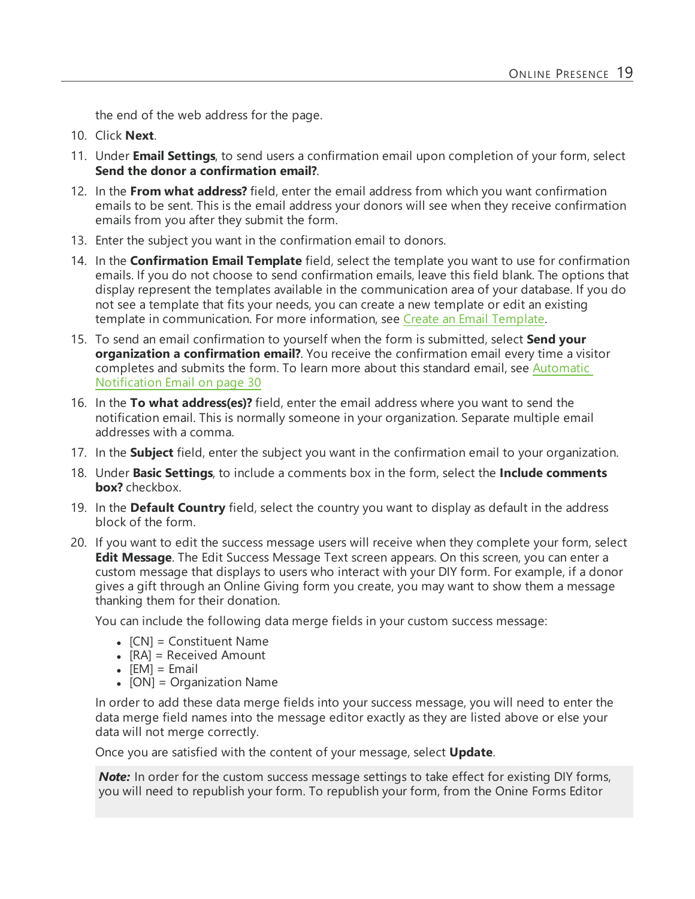the end of the web address for the page.

10. Click **Next**.
11. Under **Email Settings**, to send users a confirmation email upon completion of your form, select **Send the donor a confirmation email?**.
12. In the **From what address?** field, enter the email address from which you want confirmation emails to be sent. This is the email address your donors will see when they receive confirmation emails from you after they submit the form.
13. Enter the subject you want in the confirmation email to donors.
14. In the **Confirmation Email Template** field, select the template you want to use for confirmation emails. If you do not choose to send confirmation emails, leave this field blank. The options that display represent the templates available in the communication area of your database. If you do not see a template that fits your needs, you can create a new template or edit an existing template in communication. For more information, see Create an Email Template.
15. To send an email confirmation to yourself when the form is submitted, select **Send your organization a confirmation email?**. You receive the confirmation email every time a visitor completes and submits the form. To learn more about this standard email, see Automatic Notification Email on page 30
16. In the **To what address(es)?** field, enter the email address where you want to send the notification email. This is normally someone in your organization. Separate multiple email addresses with a comma.
17. In the **Subject** field, enter the subject you want in the confirmation email to your organization.
18. Under **Basic Settings**, to include a comments box in the form, select the **Include comments box?** checkbox.
19. In the **Default Country** field, select the country you want to display as default in the address block of the form.
20. If you want to edit the success message users will receive when they complete your form, select **Edit Message**. The Edit Success Message Text screen appears. On this screen, you can enter a custom message that displays to users who interact with your DIY form. For example, if a donor gives a gift through an Online Giving form you create, you may want to show them a message thanking them for their donation.

    You can include the following data merge fields in your custom success message:

    - [CN] = Constituent Name
    - [RA] = Received Amount
    - [EM] = Email
    - [ON] = Organization Name

    In order to add these data merge fields into your success message, you will need to enter the data merge field names into the message editor exactly as they are listed above or else your data will not merge correctly.

    Once you are satisfied with the content of your message, select **Update**.

    > ***Note:*** In order for the custom success message settings to take effect for existing DIY forms, you will need to republish your form. To republish your form, from the Onine Forms Editor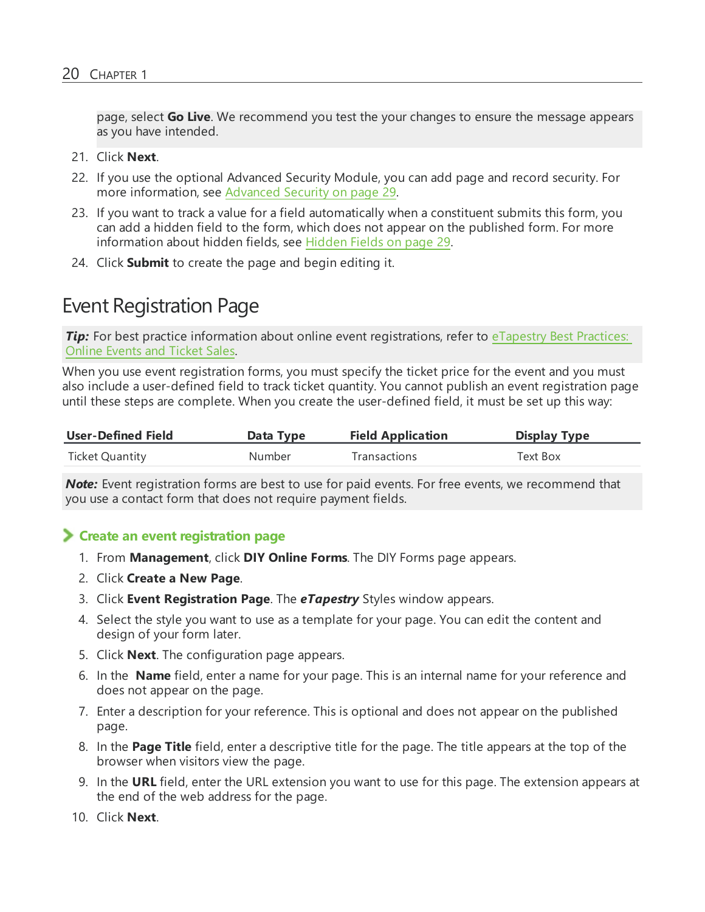page, select **Go Live**. We recommend you test the your changes to ensure the message appears as you have intended.

21. Click **Next**.
22. If you use the optional Advanced Security Module, you can add page and record security. For more information, see Advanced Security on page 29.
23. If you want to track a value for a field automatically when a constituent submits this form, you can add a hidden field to the form, which does not appear on the published form. For more information about hidden fields, see Hidden Fields on page 29.
24. Click **Submit** to create the page and begin editing it.

# Event Registration Page

***Tip:*** For best practice information about online event registrations, refer to eTapestry Best Practices: Online Events and Ticket Sales.

When you use event registration forms, you must specify the ticket price for the event and you must also include a user-defined field to track ticket quantity. You cannot publish an event registration page until these steps are complete. When you create the user-defined field, it must be set up this way:

| User-Defined Field | Data Type | Field Application | Display Type |
|---|---|---|---|
| Ticket Quantity | Number | Transactions | Text Box |

***Note:*** Event registration forms are best to use for paid events. For free events, we recommend that you use a contact form that does not require payment fields.

### Create an event registration page

1. From **Management**, click **DIY Online Forms**. The DIY Forms page appears.
2. Click **Create a New Page**.
3. Click **Event Registration Page**. The ***eTapestry*** Styles window appears.
4. Select the style you want to use as a template for your page. You can edit the content and design of your form later.
5. Click **Next**. The configuration page appears.
6. In the **Name** field, enter a name for your page. This is an internal name for your reference and does not appear on the page.
7. Enter a description for your reference. This is optional and does not appear on the published page.
8. In the **Page Title** field, enter a descriptive title for the page. The title appears at the top of the browser when visitors view the page.
9. In the **URL** field, enter the URL extension you want to use for this page. The extension appears at the end of the web address for the page.
10. Click **Next**.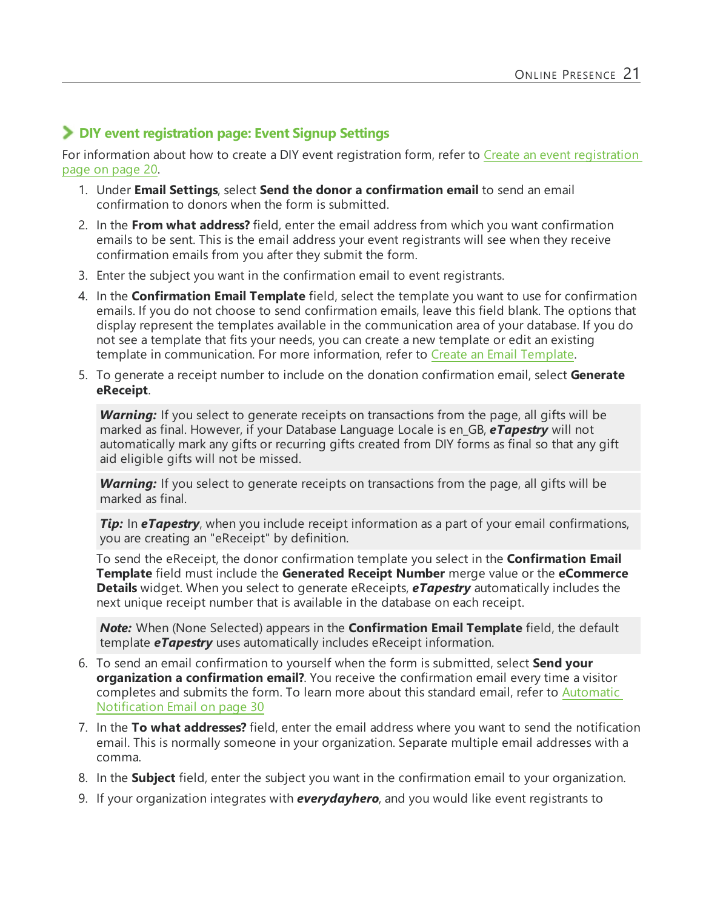## DIY event registration page: Event Signup Settings

For information about how to create a DIY event registration form, refer to Create an event registration page on page 20.

1. Under **Email Settings**, select **Send the donor a confirmation email** to send an email confirmation to donors when the form is submitted.
2. In the **From what address?** field, enter the email address from which you want confirmation emails to be sent. This is the email address your event registrants will see when they receive confirmation emails from you after they submit the form.
3. Enter the subject you want in the confirmation email to event registrants.
4. In the **Confirmation Email Template** field, select the template you want to use for confirmation emails. If you do not choose to send confirmation emails, leave this field blank. The options that display represent the templates available in the communication area of your database. If you do not see a template that fits your needs, you can create a new template or edit an existing template in communication. For more information, refer to Create an Email Template.
5. To generate a receipt number to include on the donation confirmation email, select **Generate eReceipt**.

   > ***Warning:*** If you select to generate receipts on transactions from the page, all gifts will be marked as final. However, if your Database Language Locale is en_GB, ***eTapestry*** will not automatically mark any gifts or recurring gifts created from DIY forms as final so that any gift aid eligible gifts will not be missed.

   > ***Warning:*** If you select to generate receipts on transactions from the page, all gifts will be marked as final.

   > ***Tip:*** In ***eTapestry***, when you include receipt information as a part of your email confirmations, you are creating an "eReceipt" by definition.

   To send the eReceipt, the donor confirmation template you select in the **Confirmation Email Template** field must include the **Generated Receipt Number** merge value or the **eCommerce Details** widget. When you select to generate eReceipts, ***eTapestry*** automatically includes the next unique receipt number that is available in the database on each receipt.

   > ***Note:*** When (None Selected) appears in the **Confirmation Email Template** field, the default template ***eTapestry*** uses automatically includes eReceipt information.

6. To send an email confirmation to yourself when the form is submitted, select **Send your organization a confirmation email?**. You receive the confirmation email every time a visitor completes and submits the form. To learn more about this standard email, refer to Automatic Notification Email on page 30
7. In the **To what addresses?** field, enter the email address where you want to send the notification email. This is normally someone in your organization. Separate multiple email addresses with a comma.
8. In the **Subject** field, enter the subject you want in the confirmation email to your organization.
9. If your organization integrates with ***everydayhero***, and you would like event registrants to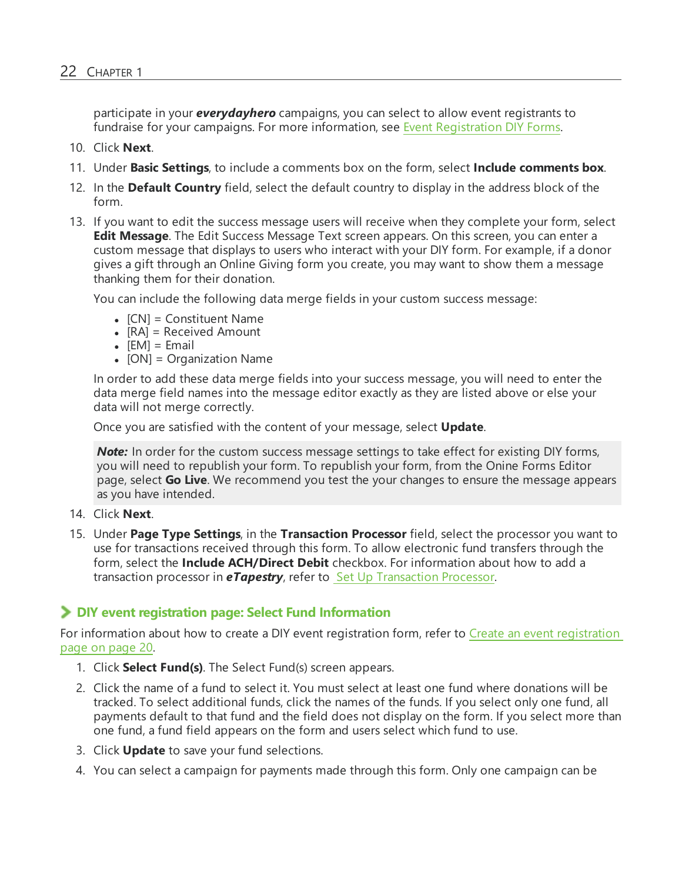participate in your ***everydayhero*** campaigns, you can select to allow event registrants to fundraise for your campaigns. For more information, see Event Registration DIY Forms.

10. Click **Next**.
11. Under **Basic Settings**, to include a comments box on the form, select **Include comments box**.
12. In the **Default Country** field, select the default country to display in the address block of the form.
13. If you want to edit the success message users will receive when they complete your form, select **Edit Message**. The Edit Success Message Text screen appears. On this screen, you can enter a custom message that displays to users who interact with your DIY form. For example, if a donor gives a gift through an Online Giving form you create, you may want to show them a message thanking them for their donation.

    You can include the following data merge fields in your custom success message:

    - [CN] = Constituent Name
    - [RA] = Received Amount
    - [EM] = Email
    - [ON] = Organization Name

    In order to add these data merge fields into your success message, you will need to enter the data merge field names into the message editor exactly as they are listed above or else your data will not merge correctly.

    Once you are satisfied with the content of your message, select **Update**.

    > ***Note:*** In order for the custom success message settings to take effect for existing DIY forms, you will need to republish your form. To republish your form, from the Onine Forms Editor page, select **Go Live**. We recommend you test the your changes to ensure the message appears as you have intended.

14. Click **Next**.
15. Under **Page Type Settings**, in the **Transaction Processor** field, select the processor you want to use for transactions received through this form. To allow electronic fund transfers through the form, select the **Include ACH/Direct Debit** checkbox. For information about how to add a transaction processor in ***eTapestry***, refer to Set Up Transaction Processor.

### DIY event registration page: Select Fund Information

For information about how to create a DIY event registration form, refer to Create an event registration page on page 20.

1. Click **Select Fund(s)**. The Select Fund(s) screen appears.
2. Click the name of a fund to select it. You must select at least one fund where donations will be tracked. To select additional funds, click the names of the funds. If you select only one fund, all payments default to that fund and the field does not display on the form. If you select more than one fund, a fund field appears on the form and users select which fund to use.
3. Click **Update** to save your fund selections.
4. You can select a campaign for payments made through this form. Only one campaign can be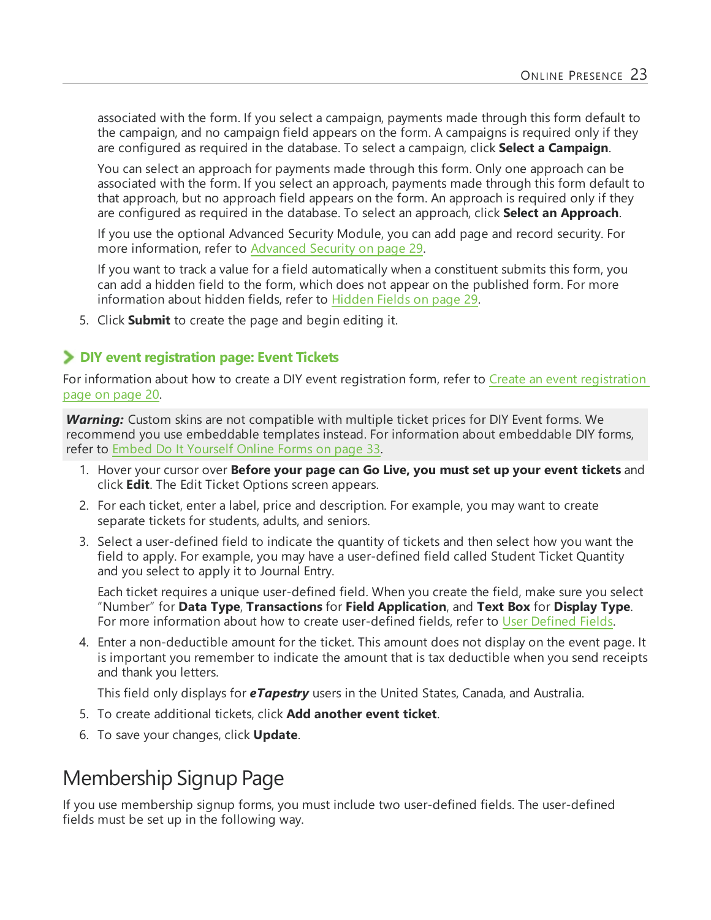associated with the form. If you select a campaign, payments made through this form default to the campaign, and no campaign field appears on the form. A campaigns is required only if they are configured as required in the database. To select a campaign, click **Select a Campaign**.

You can select an approach for payments made through this form. Only one approach can be associated with the form. If you select an approach, payments made through this form default to that approach, but no approach field appears on the form. An approach is required only if they are configured as required in the database. To select an approach, click **Select an Approach**.

If you use the optional Advanced Security Module, you can add page and record security. For more information, refer to Advanced Security on page 29.

If you want to track a value for a field automatically when a constituent submits this form, you can add a hidden field to the form, which does not appear on the published form. For more information about hidden fields, refer to Hidden Fields on page 29.

5. Click **Submit** to create the page and begin editing it.

### DIY event registration page: Event Tickets

For information about how to create a DIY event registration form, refer to Create an event registration page on page 20.

***Warning:*** Custom skins are not compatible with multiple ticket prices for DIY Event forms. We recommend you use embeddable templates instead. For information about embeddable DIY forms, refer to Embed Do It Yourself Online Forms on page 33.

1. Hover your cursor over **Before your page can Go Live, you must set up your event tickets** and click **Edit**. The Edit Ticket Options screen appears.
2. For each ticket, enter a label, price and description. For example, you may want to create separate tickets for students, adults, and seniors.
3. Select a user-defined field to indicate the quantity of tickets and then select how you want the field to apply. For example, you may have a user-defined field called Student Ticket Quantity and you select to apply it to Journal Entry.

   Each ticket requires a unique user-defined field. When you create the field, make sure you select "Number" for **Data Type**, **Transactions** for **Field Application**, and **Text Box** for **Display Type**. For more information about how to create user-defined fields, refer to User Defined Fields.
4. Enter a non-deductible amount for the ticket. This amount does not display on the event page. It is important you remember to indicate the amount that is tax deductible when you send receipts and thank you letters.

   This field only displays for ***eTapestry*** users in the United States, Canada, and Australia.
5. To create additional tickets, click **Add another event ticket**.
6. To save your changes, click **Update**.

## Membership Signup Page

If you use membership signup forms, you must include two user-defined fields. The user-defined fields must be set up in the following way.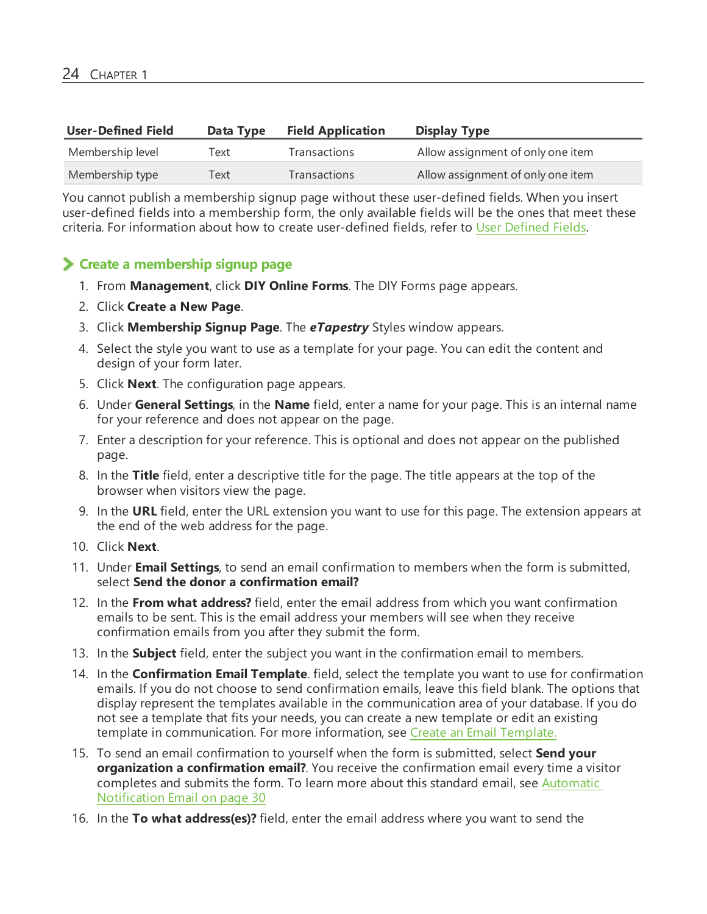| User-Defined Field | Data Type | Field Application | Display Type |
|---|---|---|---|
| Membership level | Text | Transactions | Allow assignment of only one item |
| Membership type | Text | Transactions | Allow assignment of only one item |

You cannot publish a membership signup page without these user-defined fields. When you insert user-defined fields into a membership form, the only available fields will be the ones that meet these criteria. For information about how to create user-defined fields, refer to User Defined Fields.

### Create a membership signup page

1. From **Management**, click **DIY Online Forms**. The DIY Forms page appears.
2. Click **Create a New Page**.
3. Click **Membership Signup Page**. The ***eTapestry*** Styles window appears.
4. Select the style you want to use as a template for your page. You can edit the content and design of your form later.
5. Click **Next**. The configuration page appears.
6. Under **General Settings**, in the **Name** field, enter a name for your page. This is an internal name for your reference and does not appear on the page.
7. Enter a description for your reference. This is optional and does not appear on the published page.
8. In the **Title** field, enter a descriptive title for the page. The title appears at the top of the browser when visitors view the page.
9. In the **URL** field, enter the URL extension you want to use for this page. The extension appears at the end of the web address for the page.
10. Click **Next**.
11. Under **Email Settings**, to send an email confirmation to members when the form is submitted, select **Send the donor a confirmation email?**
12. In the **From what address?** field, enter the email address from which you want confirmation emails to be sent. This is the email address your members will see when they receive confirmation emails from you after they submit the form.
13. In the **Subject** field, enter the subject you want in the confirmation email to members.
14. In the **Confirmation Email Template**. field, select the template you want to use for confirmation emails. If you do not choose to send confirmation emails, leave this field blank. The options that display represent the templates available in the communication area of your database. If you do not see a template that fits your needs, you can create a new template or edit an existing template in communication. For more information, see Create an Email Template.
15. To send an email confirmation to yourself when the form is submitted, select **Send your organization a confirmation email?**. You receive the confirmation email every time a visitor completes and submits the form. To learn more about this standard email, see Automatic Notification Email on page 30
16. In the **To what address(es)?** field, enter the email address where you want to send the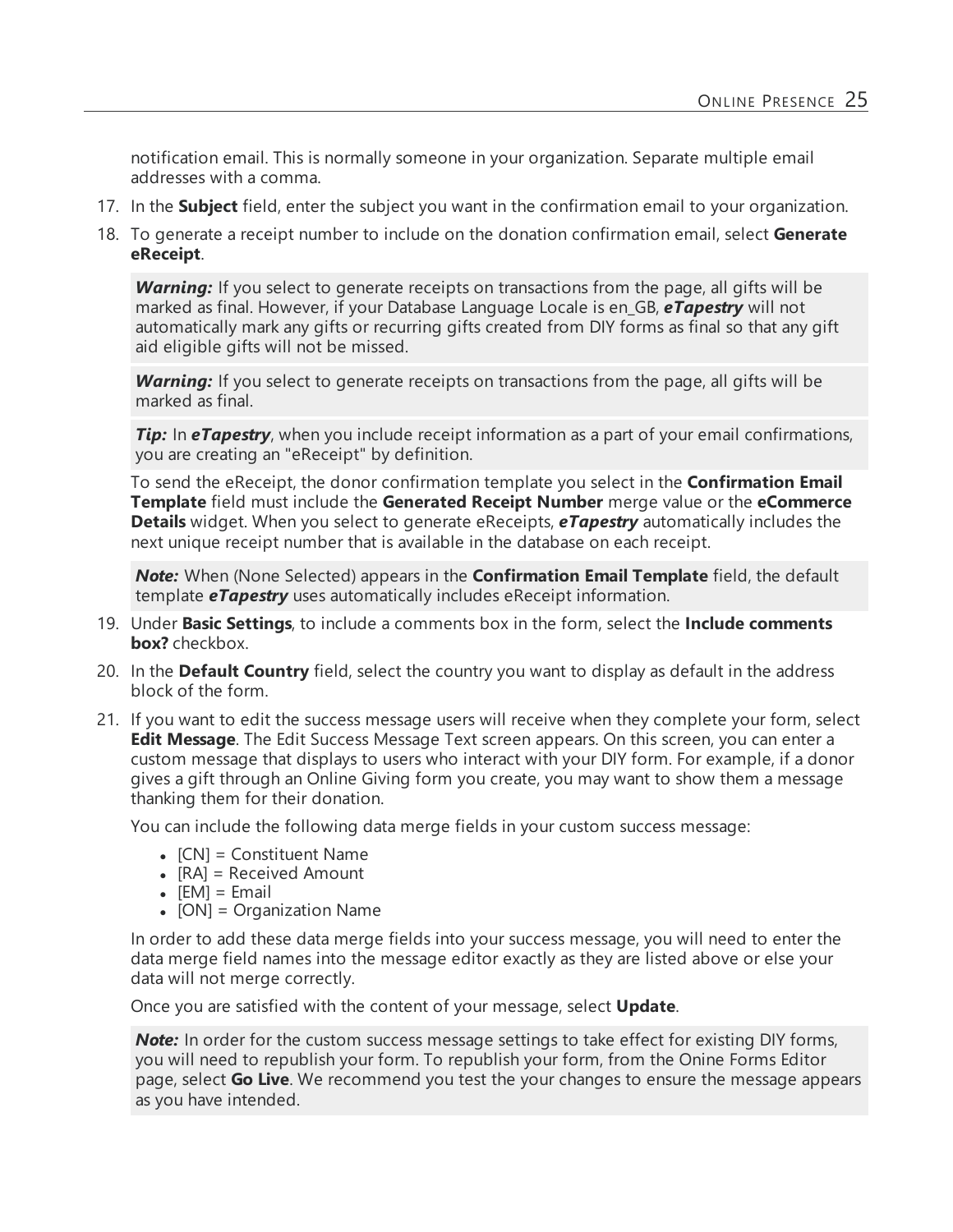notification email. This is normally someone in your organization. Separate multiple email addresses with a comma.

17. In the **Subject** field, enter the subject you want in the confirmation email to your organization.
18. To generate a receipt number to include on the donation confirmation email, select **Generate eReceipt**.

    > ***Warning:*** If you select to generate receipts on transactions from the page, all gifts will be marked as final. However, if your Database Language Locale is en_GB, ***eTapestry*** will not automatically mark any gifts or recurring gifts created from DIY forms as final so that any gift aid eligible gifts will not be missed.

    > ***Warning:*** If you select to generate receipts on transactions from the page, all gifts will be marked as final.

    > ***Tip:*** In ***eTapestry***, when you include receipt information as a part of your email confirmations, you are creating an "eReceipt" by definition.

    To send the eReceipt, the donor confirmation template you select in the **Confirmation Email Template** field must include the **Generated Receipt Number** merge value or the **eCommerce Details** widget. When you select to generate eReceipts, ***eTapestry*** automatically includes the next unique receipt number that is available in the database on each receipt.

    > ***Note:*** When (None Selected) appears in the **Confirmation Email Template** field, the default template ***eTapestry*** uses automatically includes eReceipt information.

19. Under **Basic Settings**, to include a comments box in the form, select the **Include comments box?** checkbox.
20. In the **Default Country** field, select the country you want to display as default in the address block of the form.
21. If you want to edit the success message users will receive when they complete your form, select **Edit Message**. The Edit Success Message Text screen appears. On this screen, you can enter a custom message that displays to users who interact with your DIY form. For example, if a donor gives a gift through an Online Giving form you create, you may want to show them a message thanking them for their donation.

    You can include the following data merge fields in your custom success message:

    - [CN] = Constituent Name
    - [RA] = Received Amount
    - [EM] = Email
    - [ON] = Organization Name

    In order to add these data merge fields into your success message, you will need to enter the data merge field names into the message editor exactly as they are listed above or else your data will not merge correctly.

    Once you are satisfied with the content of your message, select **Update**.

    > ***Note:*** In order for the custom success message settings to take effect for existing DIY forms, you will need to republish your form. To republish your form, from the Onine Forms Editor page, select **Go Live**. We recommend you test the your changes to ensure the message appears as you have intended.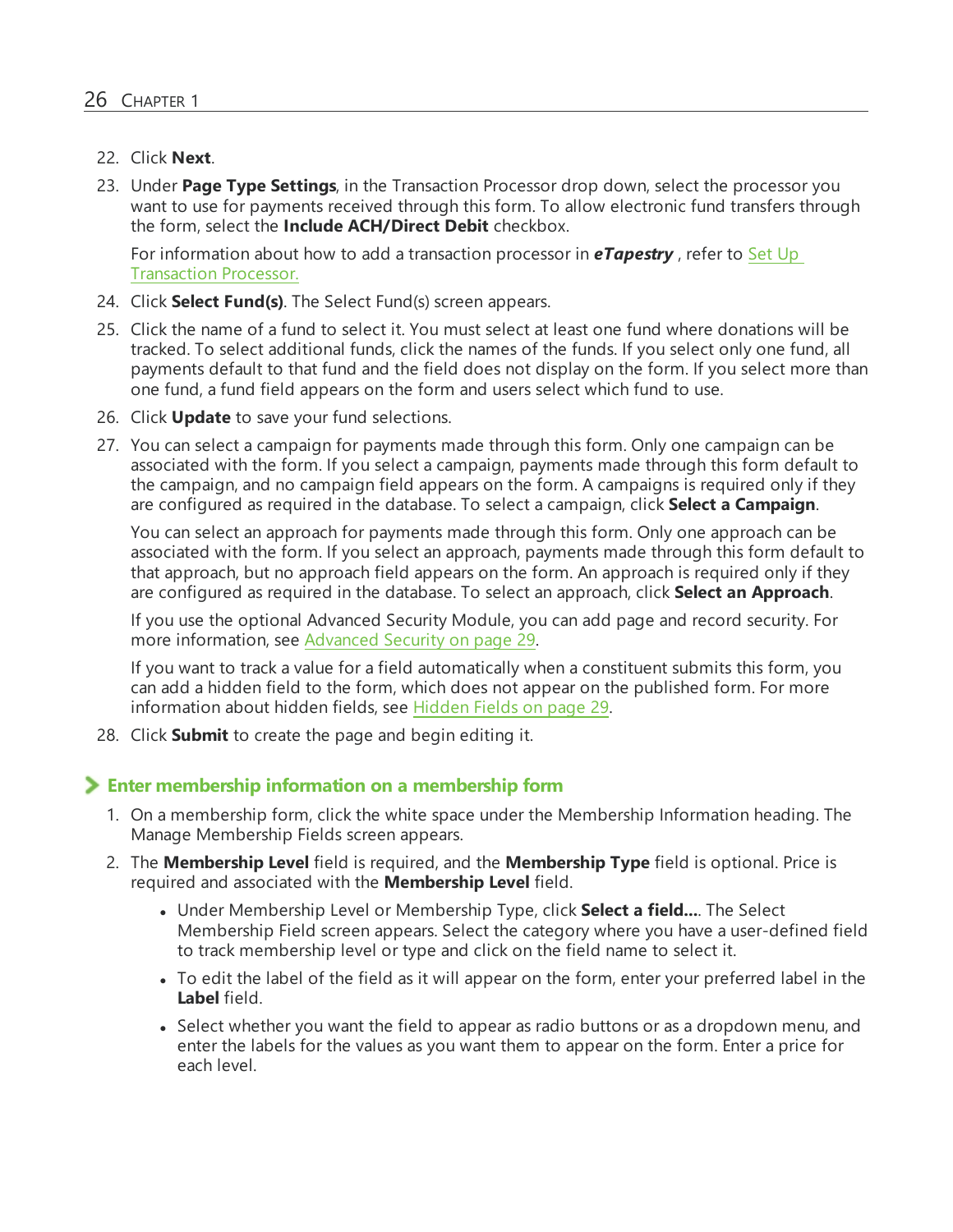22. Click **Next**.
23. Under **Page Type Settings**, in the Transaction Processor drop down, select the processor you want to use for payments received through this form. To allow electronic fund transfers through the form, select the **Include ACH/Direct Debit** checkbox.

    For information about how to add a transaction processor in ***eTapestry*** , refer to Set Up Transaction Processor.
24. Click **Select Fund(s)**. The Select Fund(s) screen appears.
25. Click the name of a fund to select it. You must select at least one fund where donations will be tracked. To select additional funds, click the names of the funds. If you select only one fund, all payments default to that fund and the field does not display on the form. If you select more than one fund, a fund field appears on the form and users select which fund to use.
26. Click **Update** to save your fund selections.
27. You can select a campaign for payments made through this form. Only one campaign can be associated with the form. If you select a campaign, payments made through this form default to the campaign, and no campaign field appears on the form. A campaigns is required only if they are configured as required in the database. To select a campaign, click **Select a Campaign**.

    You can select an approach for payments made through this form. Only one approach can be associated with the form. If you select an approach, payments made through this form default to that approach, but no approach field appears on the form. An approach is required only if they are configured as required in the database. To select an approach, click **Select an Approach**.

    If you use the optional Advanced Security Module, you can add page and record security. For more information, see Advanced Security on page 29.

    If you want to track a value for a field automatically when a constituent submits this form, you can add a hidden field to the form, which does not appear on the published form. For more information about hidden fields, see Hidden Fields on page 29.
28. Click **Submit** to create the page and begin editing it.

### Enter membership information on a membership form

1. On a membership form, click the white space under the Membership Information heading. The Manage Membership Fields screen appears.
2. The **Membership Level** field is required, and the **Membership Type** field is optional. Price is required and associated with the **Membership Level** field.
    - Under Membership Level or Membership Type, click **Select a field...**. The Select Membership Field screen appears. Select the category where you have a user-defined field to track membership level or type and click on the field name to select it.
    - To edit the label of the field as it will appear on the form, enter your preferred label in the **Label** field.
    - Select whether you want the field to appear as radio buttons or as a dropdown menu, and enter the labels for the values as you want them to appear on the form. Enter a price for each level.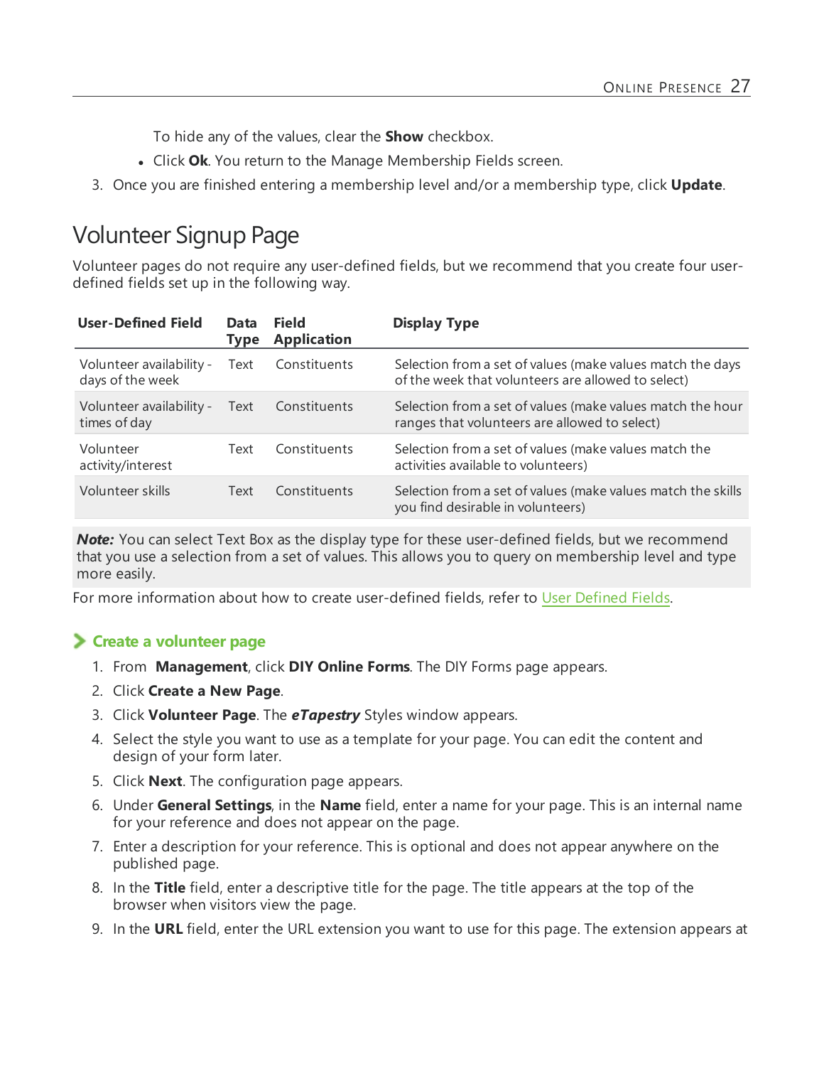To hide any of the values, clear the **Show** checkbox.

- Click **Ok**. You return to the Manage Membership Fields screen.

3. Once you are finished entering a membership level and/or a membership type, click **Update**.

## Volunteer Signup Page

Volunteer pages do not require any user-defined fields, but we recommend that you create four user-defined fields set up in the following way.

| User-Defined Field | Data Type | Field Application | Display Type |
|---|---|---|---|
| Volunteer availability - days of the week | Text | Constituents | Selection from a set of values (make values match the days of the week that volunteers are allowed to select) |
| Volunteer availability - times of day | Text | Constituents | Selection from a set of values (make values match the hour ranges that volunteers are allowed to select) |
| Volunteer activity/interest | Text | Constituents | Selection from a set of values (make values match the activities available to volunteers) |
| Volunteer skills | Text | Constituents | Selection from a set of values (make values match the skills you find desirable in volunteers) |

***Note:*** You can select Text Box as the display type for these user-defined fields, but we recommend that you use a selection from a set of values. This allows you to query on membership level and type more easily.

For more information about how to create user-defined fields, refer to User Defined Fields.

### Create a volunteer page

1. From **Management**, click **DIY Online Forms**. The DIY Forms page appears.
2. Click **Create a New Page**.
3. Click **Volunteer Page**. The ***eTapestry*** Styles window appears.
4. Select the style you want to use as a template for your page. You can edit the content and design of your form later.
5. Click **Next**. The configuration page appears.
6. Under **General Settings**, in the **Name** field, enter a name for your page. This is an internal name for your reference and does not appear on the page.
7. Enter a description for your reference. This is optional and does not appear anywhere on the published page.
8. In the **Title** field, enter a descriptive title for the page. The title appears at the top of the browser when visitors view the page.
9. In the **URL** field, enter the URL extension you want to use for this page. The extension appears at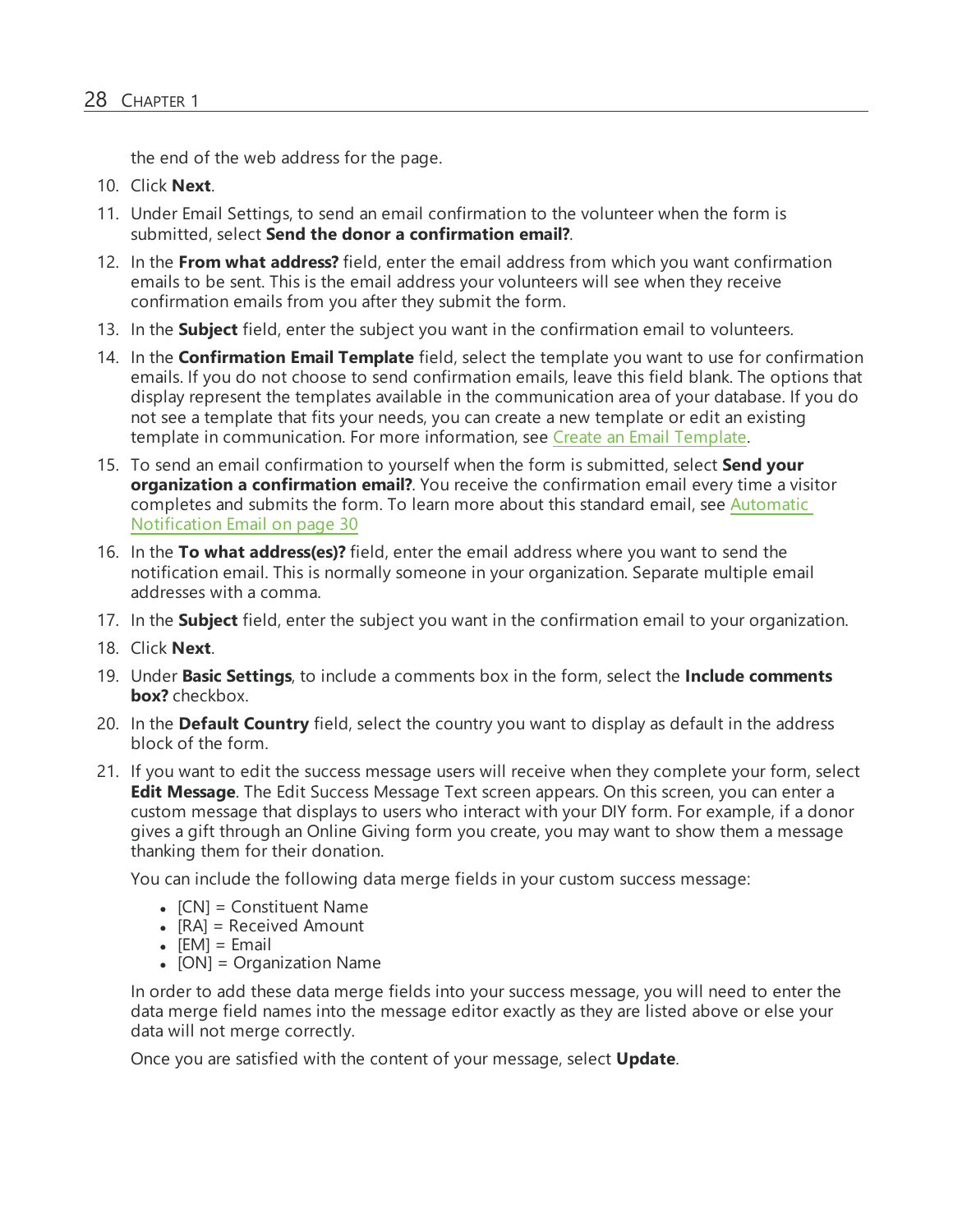the end of the web address for the page.

10. Click **Next**.
11. Under Email Settings, to send an email confirmation to the volunteer when the form is submitted, select **Send the donor a confirmation email?**.
12. In the **From what address?** field, enter the email address from which you want confirmation emails to be sent. This is the email address your volunteers will see when they receive confirmation emails from you after they submit the form.
13. In the **Subject** field, enter the subject you want in the confirmation email to volunteers.
14. In the **Confirmation Email Template** field, select the template you want to use for confirmation emails. If you do not choose to send confirmation emails, leave this field blank. The options that display represent the templates available in the communication area of your database. If you do not see a template that fits your needs, you can create a new template or edit an existing template in communication. For more information, see Create an Email Template.
15. To send an email confirmation to yourself when the form is submitted, select **Send your organization a confirmation email?**. You receive the confirmation email every time a visitor completes and submits the form. To learn more about this standard email, see Automatic Notification Email on page 30
16. In the **To what address(es)?** field, enter the email address where you want to send the notification email. This is normally someone in your organization. Separate multiple email addresses with a comma.
17. In the **Subject** field, enter the subject you want in the confirmation email to your organization.
18. Click **Next**.
19. Under **Basic Settings**, to include a comments box in the form, select the **Include comments box?** checkbox.
20. In the **Default Country** field, select the country you want to display as default in the address block of the form.
21. If you want to edit the success message users will receive when they complete your form, select **Edit Message**. The Edit Success Message Text screen appears. On this screen, you can enter a custom message that displays to users who interact with your DIY form. For example, if a donor gives a gift through an Online Giving form you create, you may want to show them a message thanking them for their donation.

    You can include the following data merge fields in your custom success message:

    - [CN] = Constituent Name
    - [RA] = Received Amount
    - [EM] = Email
    - [ON] = Organization Name

    In order to add these data merge fields into your success message, you will need to enter the data merge field names into the message editor exactly as they are listed above or else your data will not merge correctly.

    Once you are satisfied with the content of your message, select **Update**.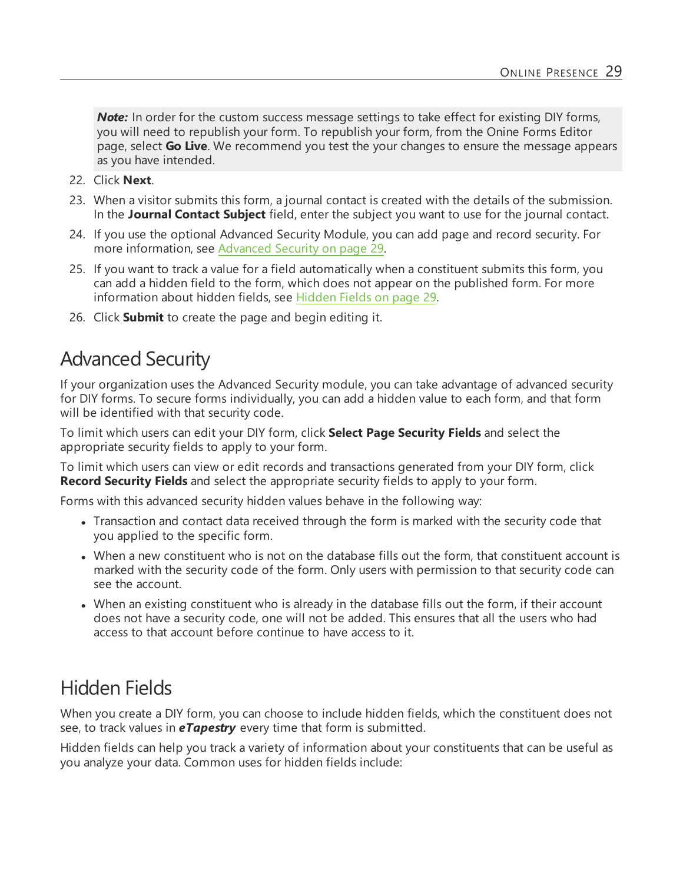> ***Note:*** In order for the custom success message settings to take effect for existing DIY forms, you will need to republish your form. To republish your form, from the Onine Forms Editor page, select **Go Live**. We recommend you test the your changes to ensure the message appears as you have intended.

22. Click **Next**.
23. When a visitor submits this form, a journal contact is created with the details of the submission. In the **Journal Contact Subject** field, enter the subject you want to use for the journal contact.
24. If you use the optional Advanced Security Module, you can add page and record security. For more information, see Advanced Security on page 29.
25. If you want to track a value for a field automatically when a constituent submits this form, you can add a hidden field to the form, which does not appear on the published form. For more information about hidden fields, see Hidden Fields on page 29.
26. Click **Submit** to create the page and begin editing it.

## Advanced Security

If your organization uses the Advanced Security module, you can take advantage of advanced security for DIY forms. To secure forms individually, you can add a hidden value to each form, and that form will be identified with that security code.

To limit which users can edit your DIY form, click **Select Page Security Fields** and select the appropriate security fields to apply to your form.

To limit which users can view or edit records and transactions generated from your DIY form, click **Record Security Fields** and select the appropriate security fields to apply to your form.

Forms with this advanced security hidden values behave in the following way:

- Transaction and contact data received through the form is marked with the security code that you applied to the specific form.
- When a new constituent who is not on the database fills out the form, that constituent account is marked with the security code of the form. Only users with permission to that security code can see the account.
- When an existing constituent who is already in the database fills out the form, if their account does not have a security code, one will not be added. This ensures that all the users who had access to that account before continue to have access to it.

## Hidden Fields

When you create a DIY form, you can choose to include hidden fields, which the constituent does not see, to track values in ***eTapestry*** every time that form is submitted.

Hidden fields can help you track a variety of information about your constituents that can be useful as you analyze your data. Common uses for hidden fields include: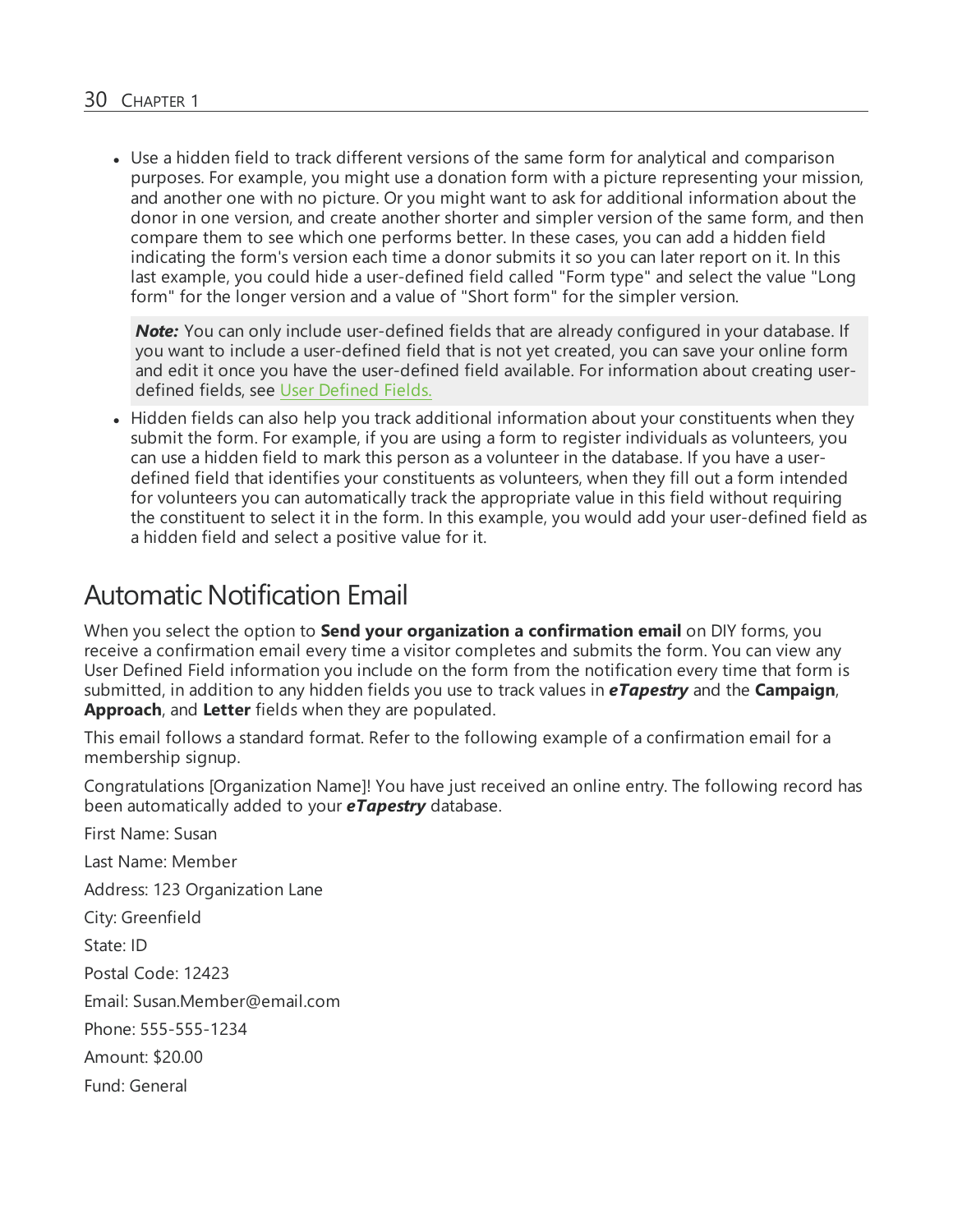- Use a hidden field to track different versions of the same form for analytical and comparison purposes. For example, you might use a donation form with a picture representing your mission, and another one with no picture. Or you might want to ask for additional information about the donor in one version, and create another shorter and simpler version of the same form, and then compare them to see which one performs better. In these cases, you can add a hidden field indicating the form's version each time a donor submits it so you can later report on it. In this last example, you could hide a user-defined field called "Form type" and select the value "Long form" for the longer version and a value of "Short form" for the simpler version.

  > ***Note:*** You can only include user-defined fields that are already configured in your database. If you want to include a user-defined field that is not yet created, you can save your online form and edit it once you have the user-defined field available. For information about creating user-defined fields, see User Defined Fields.

- Hidden fields can also help you track additional information about your constituents when they submit the form. For example, if you are using a form to register individuals as volunteers, you can use a hidden field to mark this person as a volunteer in the database. If you have a user-defined field that identifies your constituents as volunteers, when they fill out a form intended for volunteers you can automatically track the appropriate value in this field without requiring the constituent to select it in the form. In this example, you would add your user-defined field as a hidden field and select a positive value for it.

## Automatic Notification Email

When you select the option to **Send your organization a confirmation email** on DIY forms, you receive a confirmation email every time a visitor completes and submits the form. You can view any User Defined Field information you include on the form from the notification every time that form is submitted, in addition to any hidden fields you use to track values in ***eTapestry*** and the **Campaign**, **Approach**, and **Letter** fields when they are populated.

This email follows a standard format. Refer to the following example of a confirmation email for a membership signup.

Congratulations [Organization Name]! You have just received an online entry. The following record has been automatically added to your ***eTapestry*** database.

First Name: Susan

Last Name: Member

Address: 123 Organization Lane

City: Greenfield

State: ID

Postal Code: 12423

Email: Susan.Member@email.com

Phone: 555-555-1234

Amount: $20.00

Fund: General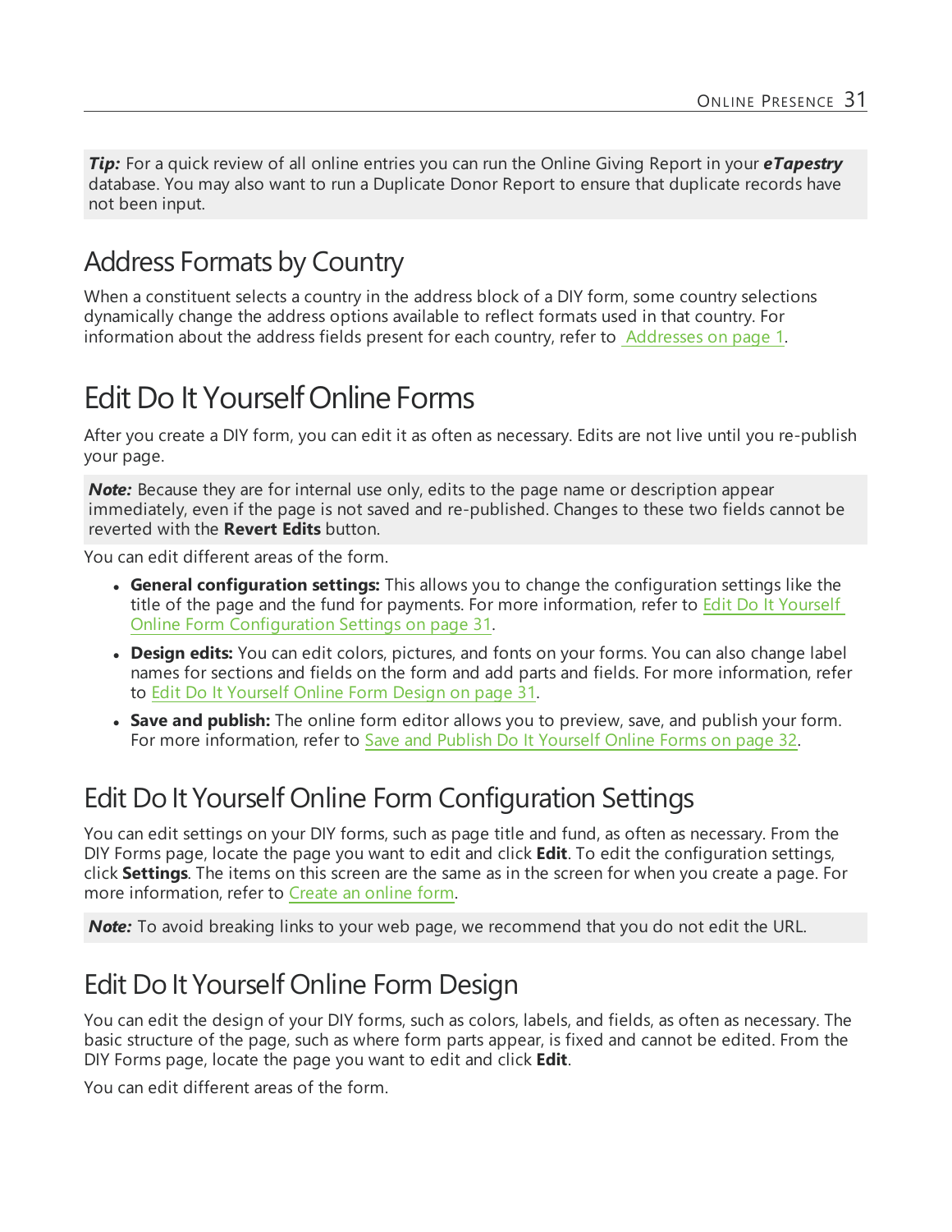***Tip:*** For a quick review of all online entries you can run the Online Giving Report in your ***eTapestry*** database. You may also want to run a Duplicate Donor Report to ensure that duplicate records have not been input.

## Address Formats by Country

When a constituent selects a country in the address block of a DIY form, some country selections dynamically change the address options available to reflect formats used in that country. For information about the address fields present for each country, refer to Addresses on page 1.

# Edit Do It Yourself Online Forms

After you create a DIY form, you can edit it as often as necessary. Edits are not live until you re-publish your page.

***Note:*** Because they are for internal use only, edits to the page name or description appear immediately, even if the page is not saved and re-published. Changes to these two fields cannot be reverted with the **Revert Edits** button.

You can edit different areas of the form.

- **General configuration settings:** This allows you to change the configuration settings like the title of the page and the fund for payments. For more information, refer to Edit Do It Yourself Online Form Configuration Settings on page 31.
- **Design edits:** You can edit colors, pictures, and fonts on your forms. You can also change label names for sections and fields on the form and add parts and fields. For more information, refer to Edit Do It Yourself Online Form Design on page 31.
- **Save and publish:** The online form editor allows you to preview, save, and publish your form. For more information, refer to Save and Publish Do It Yourself Online Forms on page 32.

## Edit Do It Yourself Online Form Configuration Settings

You can edit settings on your DIY forms, such as page title and fund, as often as necessary. From the DIY Forms page, locate the page you want to edit and click **Edit**. To edit the configuration settings, click **Settings**. The items on this screen are the same as in the screen for when you create a page. For more information, refer to Create an online form.

***Note:*** To avoid breaking links to your web page, we recommend that you do not edit the URL.

## Edit Do It Yourself Online Form Design

You can edit the design of your DIY forms, such as colors, labels, and fields, as often as necessary. The basic structure of the page, such as where form parts appear, is fixed and cannot be edited. From the DIY Forms page, locate the page you want to edit and click **Edit**.

You can edit different areas of the form.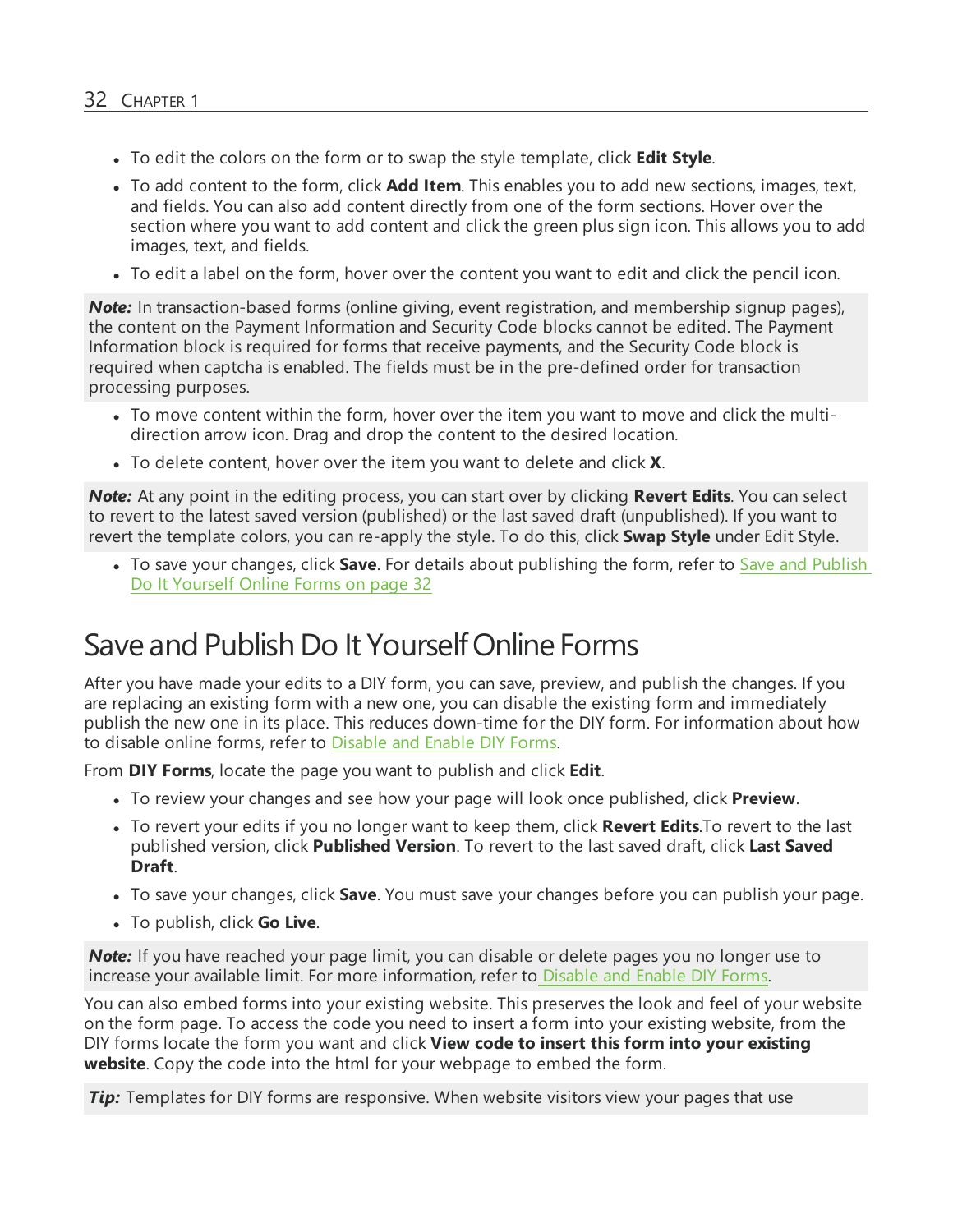- To edit the colors on the form or to swap the style template, click **Edit Style**.
- To add content to the form, click **Add Item**. This enables you to add new sections, images, text, and fields. You can also add content directly from one of the form sections. Hover over the section where you want to add content and click the green plus sign icon. This allows you to add images, text, and fields.
- To edit a label on the form, hover over the content you want to edit and click the pencil icon.

> ***Note:*** In transaction-based forms (online giving, event registration, and membership signup pages), the content on the Payment Information and Security Code blocks cannot be edited. The Payment Information block is required for forms that receive payments, and the Security Code block is required when captcha is enabled. The fields must be in the pre-defined order for transaction processing purposes.

- To move content within the form, hover over the item you want to move and click the multi-direction arrow icon. Drag and drop the content to the desired location.
- To delete content, hover over the item you want to delete and click **X**.

> ***Note:*** At any point in the editing process, you can start over by clicking **Revert Edits**. You can select to revert to the latest saved version (published) or the last saved draft (unpublished). If you want to revert the template colors, you can re-apply the style. To do this, click **Swap Style** under Edit Style.

- To save your changes, click **Save**. For details about publishing the form, refer to Save and Publish Do It Yourself Online Forms on page 32

# Save and Publish Do It Yourself Online Forms

After you have made your edits to a DIY form, you can save, preview, and publish the changes. If you are replacing an existing form with a new one, you can disable the existing form and immediately publish the new one in its place. This reduces down-time for the DIY form. For information about how to disable online forms, refer to Disable and Enable DIY Forms.

From **DIY Forms**, locate the page you want to publish and click **Edit**.

- To review your changes and see how your page will look once published, click **Preview**.
- To revert your edits if you no longer want to keep them, click **Revert Edits**.To revert to the last published version, click **Published Version**. To revert to the last saved draft, click **Last Saved Draft**.
- To save your changes, click **Save**. You must save your changes before you can publish your page.
- To publish, click **Go Live**.

> ***Note:*** If you have reached your page limit, you can disable or delete pages you no longer use to increase your available limit. For more information, refer to Disable and Enable DIY Forms.

You can also embed forms into your existing website. This preserves the look and feel of your website on the form page. To access the code you need to insert a form into your existing website, from the DIY forms locate the form you want and click **View code to insert this form into your existing website**. Copy the code into the html for your webpage to embed the form.

> ***Tip:*** Templates for DIY forms are responsive. When website visitors view your pages that use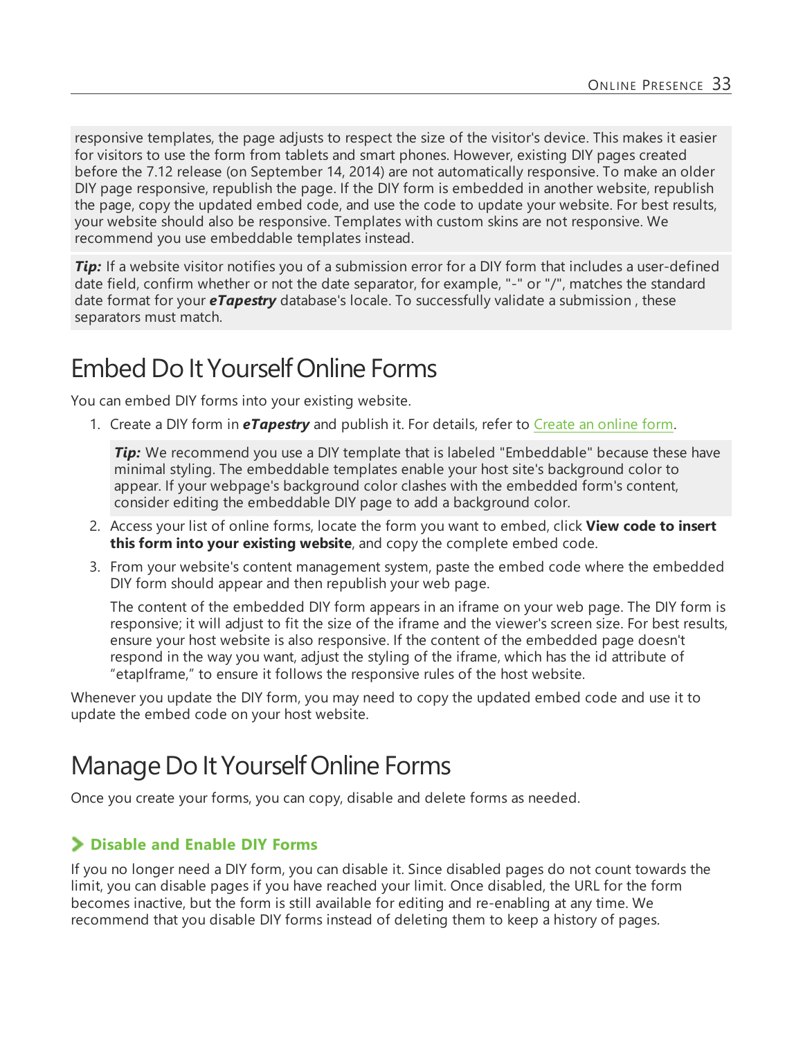responsive templates, the page adjusts to respect the size of the visitor's device. This makes it easier for visitors to use the form from tablets and smart phones. However, existing DIY pages created before the 7.12 release (on September 14, 2014) are not automatically responsive. To make an older DIY page responsive, republish the page. If the DIY form is embedded in another website, republish the page, copy the updated embed code, and use the code to update your website. For best results, your website should also be responsive. Templates with custom skins are not responsive. We recommend you use embeddable templates instead.

***Tip:*** If a website visitor notifies you of a submission error for a DIY form that includes a user-defined date field, confirm whether or not the date separator, for example, "-" or "/", matches the standard date format for your ***eTapestry*** database's locale. To successfully validate a submission , these separators must match.

# Embed Do It Yourself Online Forms

You can embed DIY forms into your existing website.

1. Create a DIY form in ***eTapestry*** and publish it. For details, refer to Create an online form.

   ***Tip:*** We recommend you use a DIY template that is labeled "Embeddable" because these have minimal styling. The embeddable templates enable your host site's background color to appear. If your webpage's background color clashes with the embedded form's content, consider editing the embeddable DIY page to add a background color.

2. Access your list of online forms, locate the form you want to embed, click **View code to insert this form into your existing website**, and copy the complete embed code.
3. From your website's content management system, paste the embed code where the embedded DIY form should appear and then republish your web page.

   The content of the embedded DIY form appears in an iframe on your web page. The DIY form is responsive; it will adjust to fit the size of the iframe and the viewer's screen size. For best results, ensure your host website is also responsive. If the content of the embedded page doesn't respond in the way you want, adjust the styling of the iframe, which has the id attribute of “etapIframe,” to ensure it follows the responsive rules of the host website.

Whenever you update the DIY form, you may need to copy the updated embed code and use it to update the embed code on your host website.

# Manage Do It Yourself Online Forms

Once you create your forms, you can copy, disable and delete forms as needed.

### Disable and Enable DIY Forms

If you no longer need a DIY form, you can disable it. Since disabled pages do not count towards the limit, you can disable pages if you have reached your limit. Once disabled, the URL for the form becomes inactive, but the form is still available for editing and re-enabling at any time. We recommend that you disable DIY forms instead of deleting them to keep a history of pages.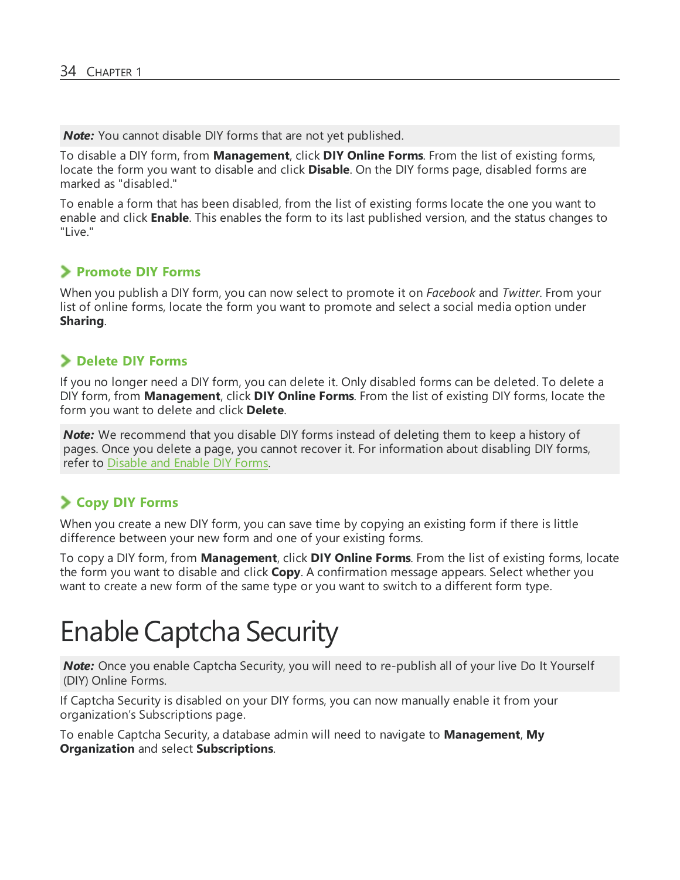**Note:** You cannot disable DIY forms that are not yet published.

To disable a DIY form, from **Management**, click **DIY Online Forms**. From the list of existing forms, locate the form you want to disable and click **Disable**. On the DIY forms page, disabled forms are marked as "disabled."

To enable a form that has been disabled, from the list of existing forms locate the one you want to enable and click **Enable**. This enables the form to its last published version, and the status changes to "Live."

### Promote DIY Forms

When you publish a DIY form, you can now select to promote it on *Facebook* and *Twitter*. From your list of online forms, locate the form you want to promote and select a social media option under **Sharing**.

### Delete DIY Forms

If you no longer need a DIY form, you can delete it. Only disabled forms can be deleted. To delete a DIY form, from **Management**, click **DIY Online Forms**. From the list of existing DIY forms, locate the form you want to delete and click **Delete**.

**Note:** We recommend that you disable DIY forms instead of deleting them to keep a history of pages. Once you delete a page, you cannot recover it. For information about disabling DIY forms, refer to Disable and Enable DIY Forms.

### Copy DIY Forms

When you create a new DIY form, you can save time by copying an existing form if there is little difference between your new form and one of your existing forms.

To copy a DIY form, from **Management**, click **DIY Online Forms**. From the list of existing forms, locate the form you want to disable and click **Copy**. A confirmation message appears. Select whether you want to create a new form of the same type or you want to switch to a different form type.

# Enable Captcha Security

**Note:** Once you enable Captcha Security, you will need to re-publish all of your live Do It Yourself (DIY) Online Forms.

If Captcha Security is disabled on your DIY forms, you can now manually enable it from your organization's Subscriptions page.

To enable Captcha Security, a database admin will need to navigate to **Management**, **My Organization** and select **Subscriptions**.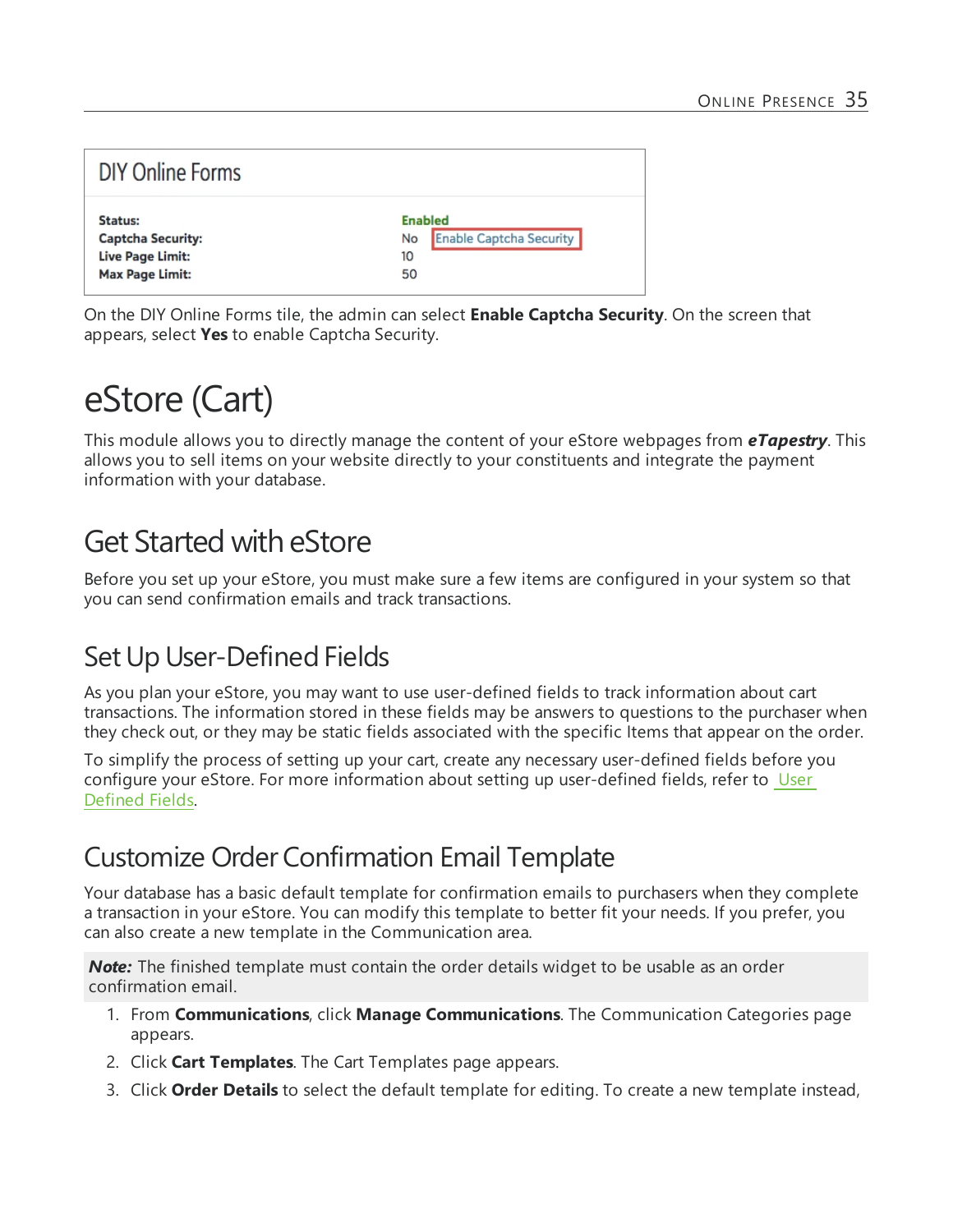| DIY Online Forms | |
|---|---|
| **Status:** | Enabled |
| **Captcha Security:** | No Enable Captcha Security |
| **Live Page Limit:** | 10 |
| **Max Page Limit:** | 50 |

On the DIY Online Forms tile, the admin can select **Enable Captcha Security**. On the screen that appears, select **Yes** to enable Captcha Security.

# eStore (Cart)

This module allows you to directly manage the content of your eStore webpages from ***eTapestry***. This allows you to sell items on your website directly to your constituents and integrate the payment information with your database.

## Get Started with eStore

Before you set up your eStore, you must make sure a few items are configured in your system so that you can send confirmation emails and track transactions.

## Set Up User-Defined Fields

As you plan your eStore, you may want to use user-defined fields to track information about cart transactions. The information stored in these fields may be answers to questions to the purchaser when they check out, or they may be static fields associated with the specific Items that appear on the order.

To simplify the process of setting up your cart, create any necessary user-defined fields before you configure your eStore. For more information about setting up user-defined fields, refer to User Defined Fields.

## Customize Order Confirmation Email Template

Your database has a basic default template for confirmation emails to purchasers when they complete a transaction in your eStore. You can modify this template to better fit your needs. If you prefer, you can also create a new template in the Communication area.

***Note:*** The finished template must contain the order details widget to be usable as an order confirmation email.

1. From **Communications**, click **Manage Communications**. The Communication Categories page appears.
2. Click **Cart Templates**. The Cart Templates page appears.
3. Click **Order Details** to select the default template for editing. To create a new template instead,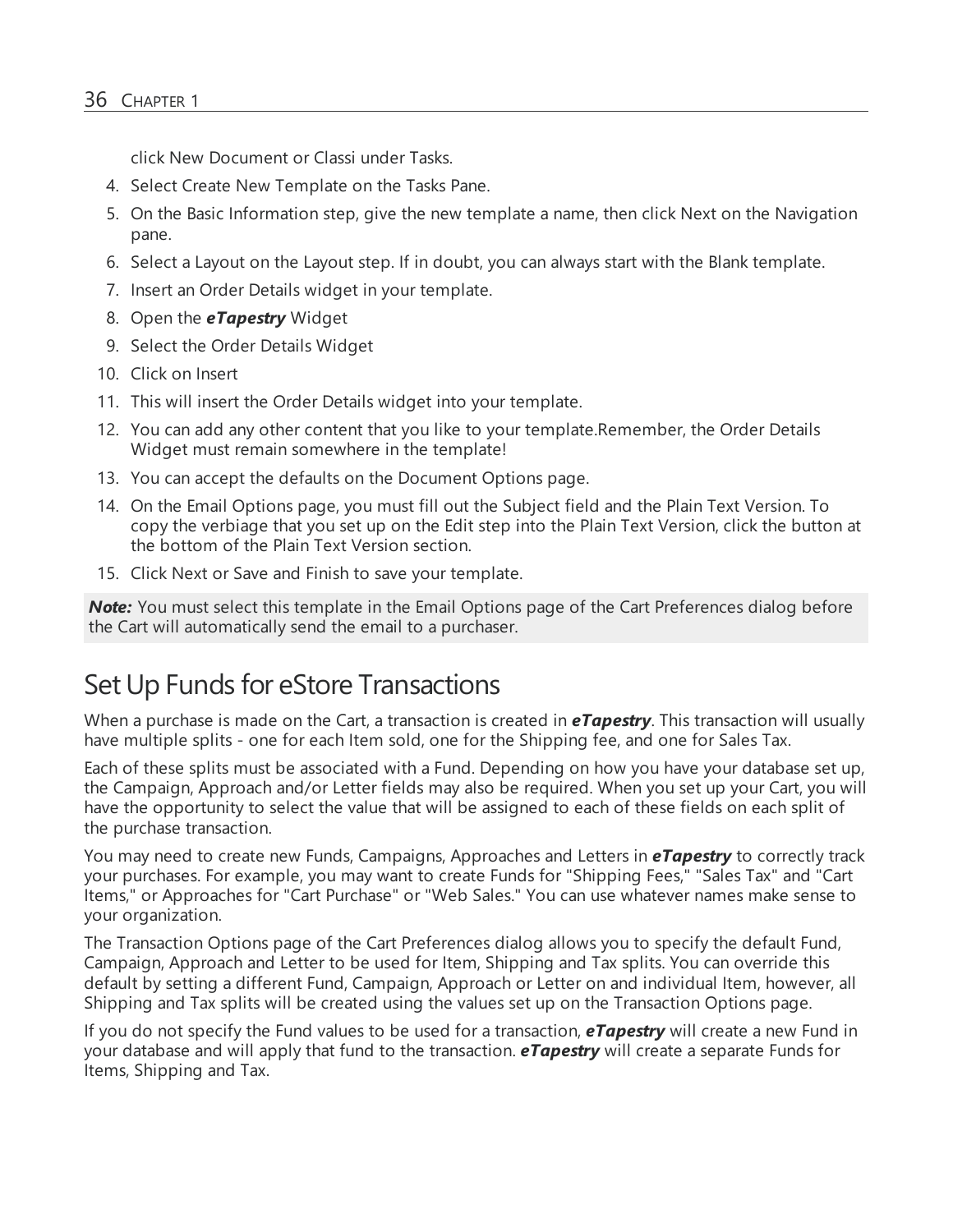click New Document or Classi under Tasks.

4. Select Create New Template on the Tasks Pane.
5. On the Basic Information step, give the new template a name, then click Next on the Navigation pane.
6. Select a Layout on the Layout step. If in doubt, you can always start with the Blank template.
7. Insert an Order Details widget in your template.
8. Open the ***eTapestry*** Widget
9. Select the Order Details Widget
10. Click on Insert
11. This will insert the Order Details widget into your template.
12. You can add any other content that you like to your template.Remember, the Order Details Widget must remain somewhere in the template!
13. You can accept the defaults on the Document Options page.
14. On the Email Options page, you must fill out the Subject field and the Plain Text Version. To copy the verbiage that you set up on the Edit step into the Plain Text Version, click the button at the bottom of the Plain Text Version section.
15. Click Next or Save and Finish to save your template.

***Note:*** You must select this template in the Email Options page of the Cart Preferences dialog before the Cart will automatically send the email to a purchaser.

# Set Up Funds for eStore Transactions

When a purchase is made on the Cart, a transaction is created in ***eTapestry***. This transaction will usually have multiple splits - one for each Item sold, one for the Shipping fee, and one for Sales Tax.

Each of these splits must be associated with a Fund. Depending on how you have your database set up, the Campaign, Approach and/or Letter fields may also be required. When you set up your Cart, you will have the opportunity to select the value that will be assigned to each of these fields on each split of the purchase transaction.

You may need to create new Funds, Campaigns, Approaches and Letters in ***eTapestry*** to correctly track your purchases. For example, you may want to create Funds for "Shipping Fees," "Sales Tax" and "Cart Items," or Approaches for "Cart Purchase" or "Web Sales." You can use whatever names make sense to your organization.

The Transaction Options page of the Cart Preferences dialog allows you to specify the default Fund, Campaign, Approach and Letter to be used for Item, Shipping and Tax splits. You can override this default by setting a different Fund, Campaign, Approach or Letter on and individual Item, however, all Shipping and Tax splits will be created using the values set up on the Transaction Options page.

If you do not specify the Fund values to be used for a transaction, ***eTapestry*** will create a new Fund in your database and will apply that fund to the transaction. ***eTapestry*** will create a separate Funds for Items, Shipping and Tax.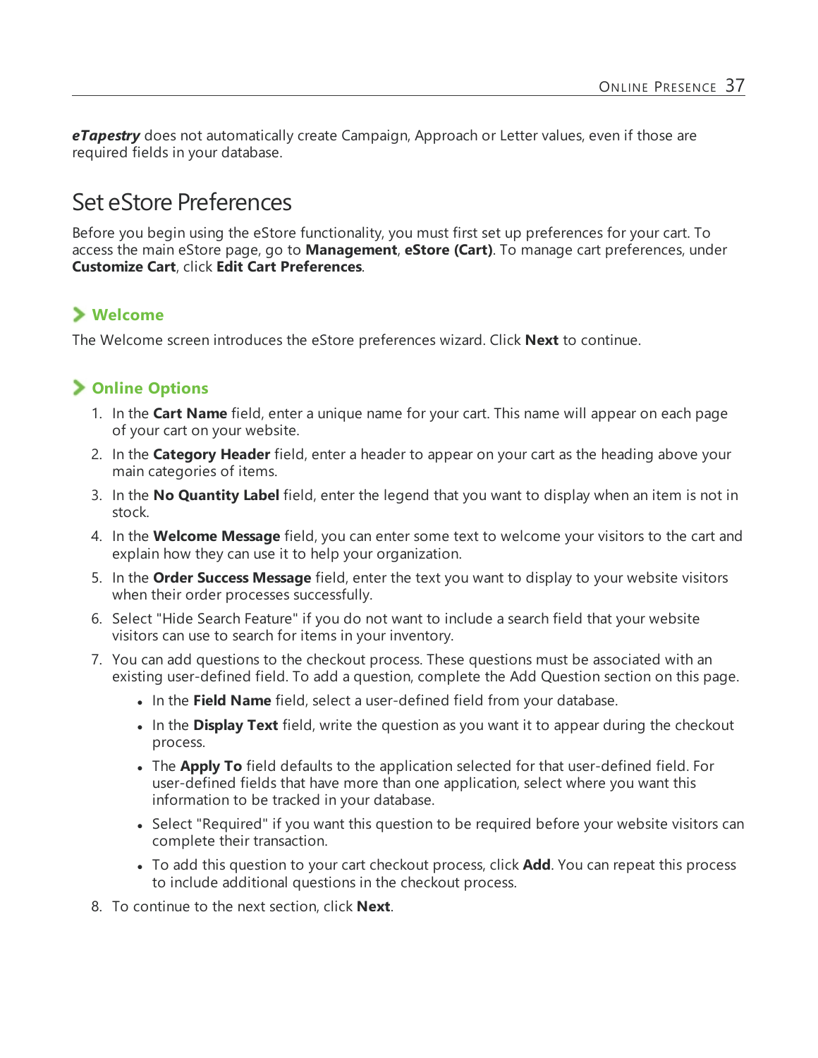***eTapestry*** does not automatically create Campaign, Approach or Letter values, even if those are required fields in your database.

## Set eStore Preferences

Before you begin using the eStore functionality, you must first set up preferences for your cart. To access the main eStore page, go to **Management**, **eStore (Cart)**. To manage cart preferences, under **Customize Cart**, click **Edit Cart Preferences**.

### Welcome

The Welcome screen introduces the eStore preferences wizard. Click **Next** to continue.

### Online Options

1. In the **Cart Name** field, enter a unique name for your cart. This name will appear on each page of your cart on your website.
2. In the **Category Header** field, enter a header to appear on your cart as the heading above your main categories of items.
3. In the **No Quantity Label** field, enter the legend that you want to display when an item is not in stock.
4. In the **Welcome Message** field, you can enter some text to welcome your visitors to the cart and explain how they can use it to help your organization.
5. In the **Order Success Message** field, enter the text you want to display to your website visitors when their order processes successfully.
6. Select "Hide Search Feature" if you do not want to include a search field that your website visitors can use to search for items in your inventory.
7. You can add questions to the checkout process. These questions must be associated with an existing user-defined field. To add a question, complete the Add Question section on this page.
   - In the **Field Name** field, select a user-defined field from your database.
   - In the **Display Text** field, write the question as you want it to appear during the checkout process.
   - The **Apply To** field defaults to the application selected for that user-defined field. For user-defined fields that have more than one application, select where you want this information to be tracked in your database.
   - Select "Required" if you want this question to be required before your website visitors can complete their transaction.
   - To add this question to your cart checkout process, click **Add**. You can repeat this process to include additional questions in the checkout process.
8. To continue to the next section, click **Next**.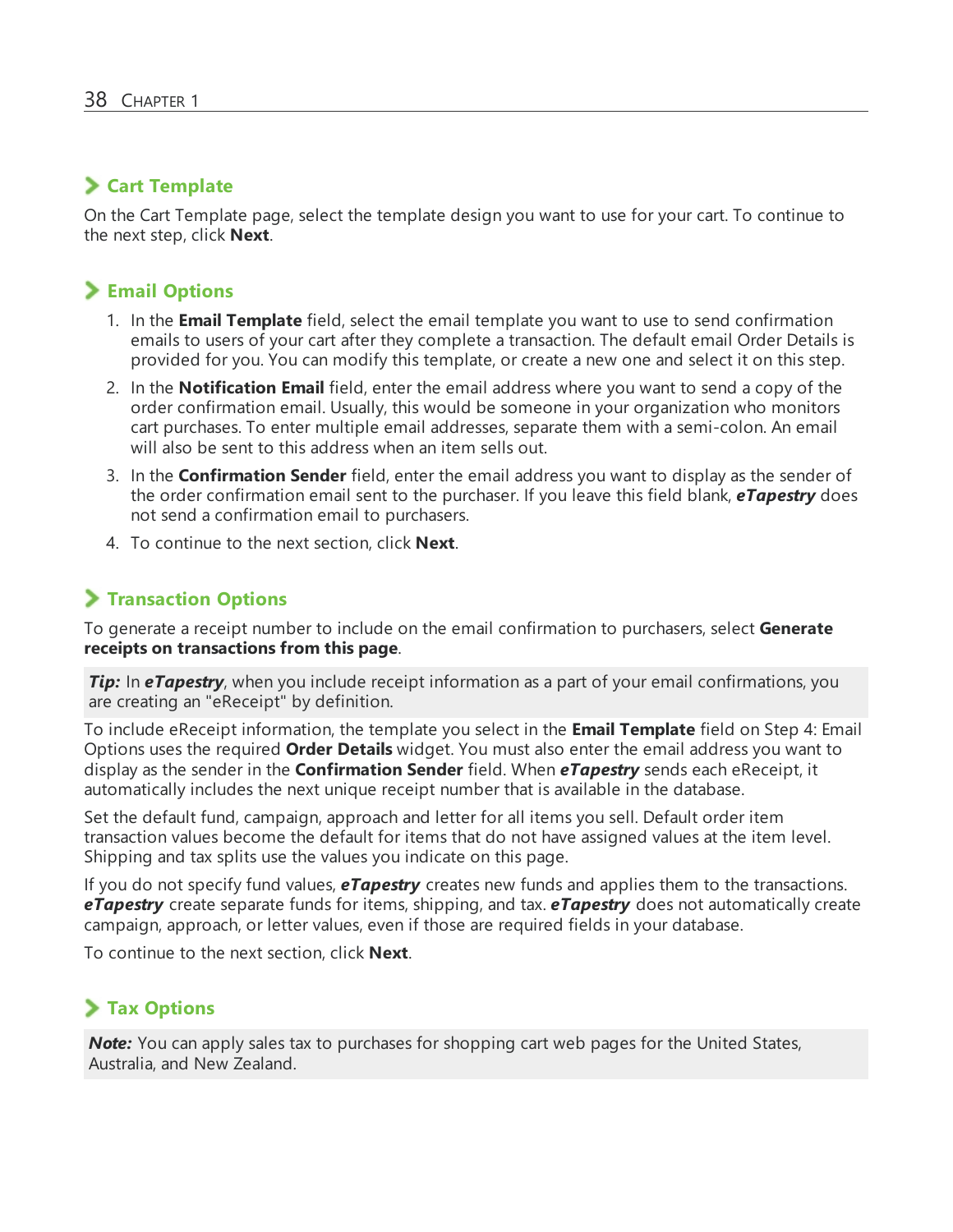## Cart Template

On the Cart Template page, select the template design you want to use for your cart. To continue to the next step, click **Next**.

## Email Options

1. In the **Email Template** field, select the email template you want to use to send confirmation emails to users of your cart after they complete a transaction. The default email Order Details is provided for you. You can modify this template, or create a new one and select it on this step.
2. In the **Notification Email** field, enter the email address where you want to send a copy of the order confirmation email. Usually, this would be someone in your organization who monitors cart purchases. To enter multiple email addresses, separate them with a semi-colon. An email will also be sent to this address when an item sells out.
3. In the **Confirmation Sender** field, enter the email address you want to display as the sender of the order confirmation email sent to the purchaser. If you leave this field blank, ***eTapestry*** does not send a confirmation email to purchasers.
4. To continue to the next section, click **Next**.

## Transaction Options

To generate a receipt number to include on the email confirmation to purchasers, select **Generate receipts on transactions from this page**.

> ***Tip:*** In ***eTapestry***, when you include receipt information as a part of your email confirmations, you are creating an "eReceipt" by definition.

To include eReceipt information, the template you select in the **Email Template** field on Step 4: Email Options uses the required **Order Details** widget. You must also enter the email address you want to display as the sender in the **Confirmation Sender** field. When ***eTapestry*** sends each eReceipt, it automatically includes the next unique receipt number that is available in the database.

Set the default fund, campaign, approach and letter for all items you sell. Default order item transaction values become the default for items that do not have assigned values at the item level. Shipping and tax splits use the values you indicate on this page.

If you do not specify fund values, ***eTapestry*** creates new funds and applies them to the transactions. ***eTapestry*** create separate funds for items, shipping, and tax. ***eTapestry*** does not automatically create campaign, approach, or letter values, even if those are required fields in your database.

To continue to the next section, click **Next**.

## Tax Options

> ***Note:*** You can apply sales tax to purchases for shopping cart web pages for the United States, Australia, and New Zealand.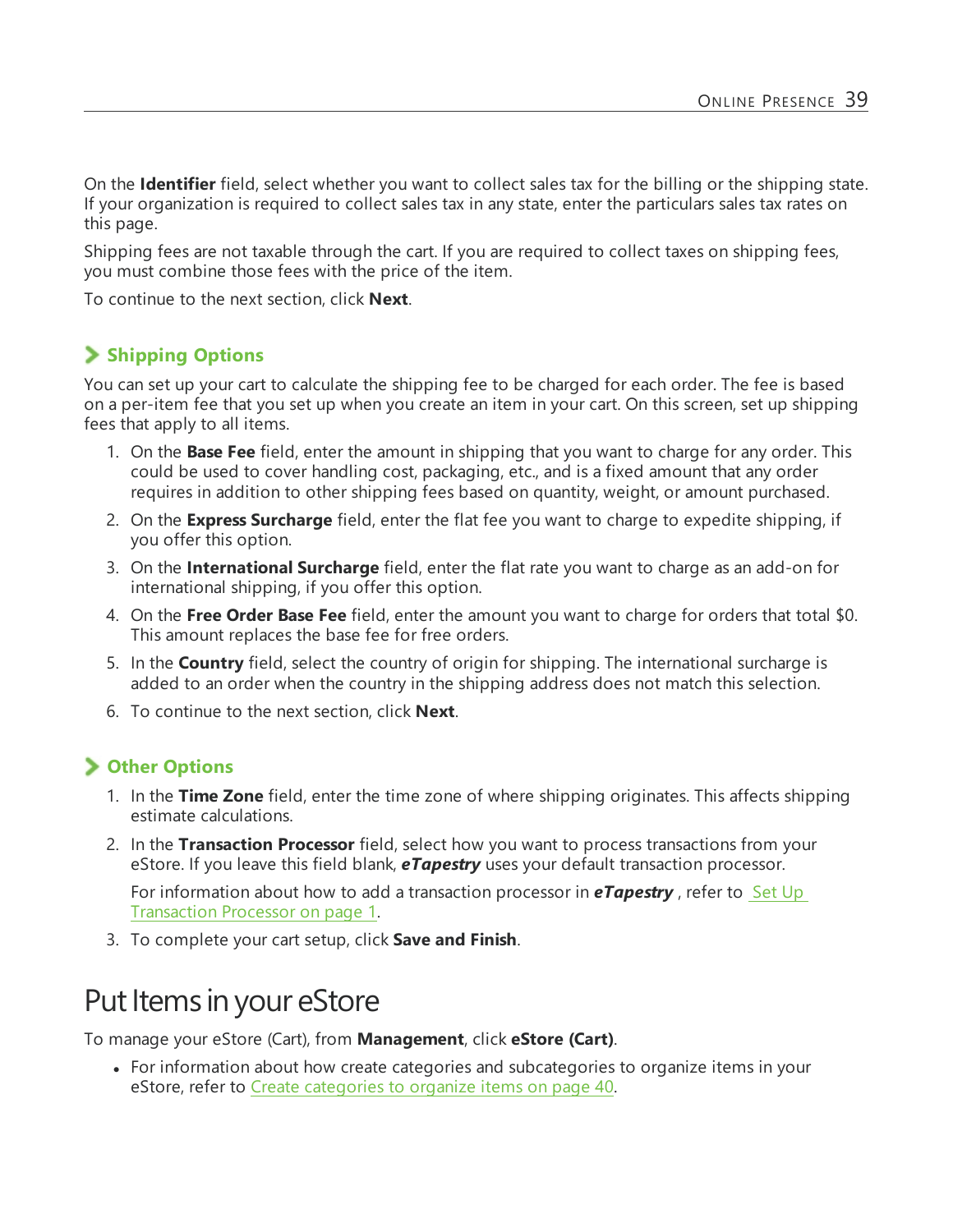On the **Identifier** field, select whether you want to collect sales tax for the billing or the shipping state. If your organization is required to collect sales tax in any state, enter the particulars sales tax rates on this page.

Shipping fees are not taxable through the cart. If you are required to collect taxes on shipping fees, you must combine those fees with the price of the item.

To continue to the next section, click **Next**.

### Shipping Options

You can set up your cart to calculate the shipping fee to be charged for each order. The fee is based on a per-item fee that you set up when you create an item in your cart. On this screen, set up shipping fees that apply to all items.

1. On the **Base Fee** field, enter the amount in shipping that you want to charge for any order. This could be used to cover handling cost, packaging, etc., and is a fixed amount that any order requires in addition to other shipping fees based on quantity, weight, or amount purchased.
2. On the **Express Surcharge** field, enter the flat fee you want to charge to expedite shipping, if you offer this option.
3. On the **International Surcharge** field, enter the flat rate you want to charge as an add-on for international shipping, if you offer this option.
4. On the **Free Order Base Fee** field, enter the amount you want to charge for orders that total $0. This amount replaces the base fee for free orders.
5. In the **Country** field, select the country of origin for shipping. The international surcharge is added to an order when the country in the shipping address does not match this selection.
6. To continue to the next section, click **Next**.

### Other Options

1. In the **Time Zone** field, enter the time zone of where shipping originates. This affects shipping estimate calculations.
2. In the **Transaction Processor** field, select how you want to process transactions from your eStore. If you leave this field blank, ***eTapestry*** uses your default transaction processor.

   For information about how to add a transaction processor in ***eTapestry*** , refer to Set Up Transaction Processor on page 1.
3. To complete your cart setup, click **Save and Finish**.

## Put Items in your eStore

To manage your eStore (Cart), from **Management**, click **eStore (Cart)**.

- For information about how create categories and subcategories to organize items in your eStore, refer to Create categories to organize items on page 40.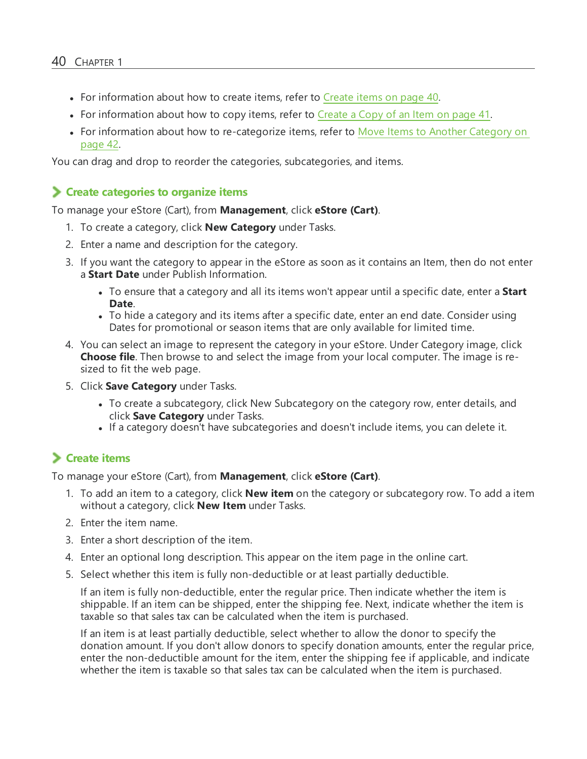- For information about how to create items, refer to Create items on page 40.
- For information about how to copy items, refer to Create a Copy of an Item on page 41.
- For information about how to re-categorize items, refer to Move Items to Another Category on page 42.

You can drag and drop to reorder the categories, subcategories, and items.

### Create categories to organize items

To manage your eStore (Cart), from **Management**, click **eStore (Cart)**.

1. To create a category, click **New Category** under Tasks.
2. Enter a name and description for the category.
3. If you want the category to appear in the eStore as soon as it contains an Item, then do not enter a **Start Date** under Publish Information.
   - To ensure that a category and all its items won't appear until a specific date, enter a **Start Date**.
   - To hide a category and its items after a specific date, enter an end date. Consider using Dates for promotional or season items that are only available for limited time.
4. You can select an image to represent the category in your eStore. Under Category image, click **Choose file**. Then browse to and select the image from your local computer. The image is re-sized to fit the web page.
5. Click **Save Category** under Tasks.
   - To create a subcategory, click New Subcategory on the category row, enter details, and click **Save Category** under Tasks.
   - If a category doesn't have subcategories and doesn't include items, you can delete it.

### Create items

To manage your eStore (Cart), from **Management**, click **eStore (Cart)**.

1. To add an item to a category, click **New item** on the category or subcategory row. To add a item without a category, click **New Item** under Tasks.
2. Enter the item name.
3. Enter a short description of the item.
4. Enter an optional long description. This appear on the item page in the online cart.
5. Select whether this item is fully non-deductible or at least partially deductible.

   If an item is fully non-deductible, enter the regular price. Then indicate whether the item is shippable. If an item can be shipped, enter the shipping fee. Next, indicate whether the item is taxable so that sales tax can be calculated when the item is purchased.

   If an item is at least partially deductible, select whether to allow the donor to specify the donation amount. If you don't allow donors to specify donation amounts, enter the regular price, enter the non-deductible amount for the item, enter the shipping fee if applicable, and indicate whether the item is taxable so that sales tax can be calculated when the item is purchased.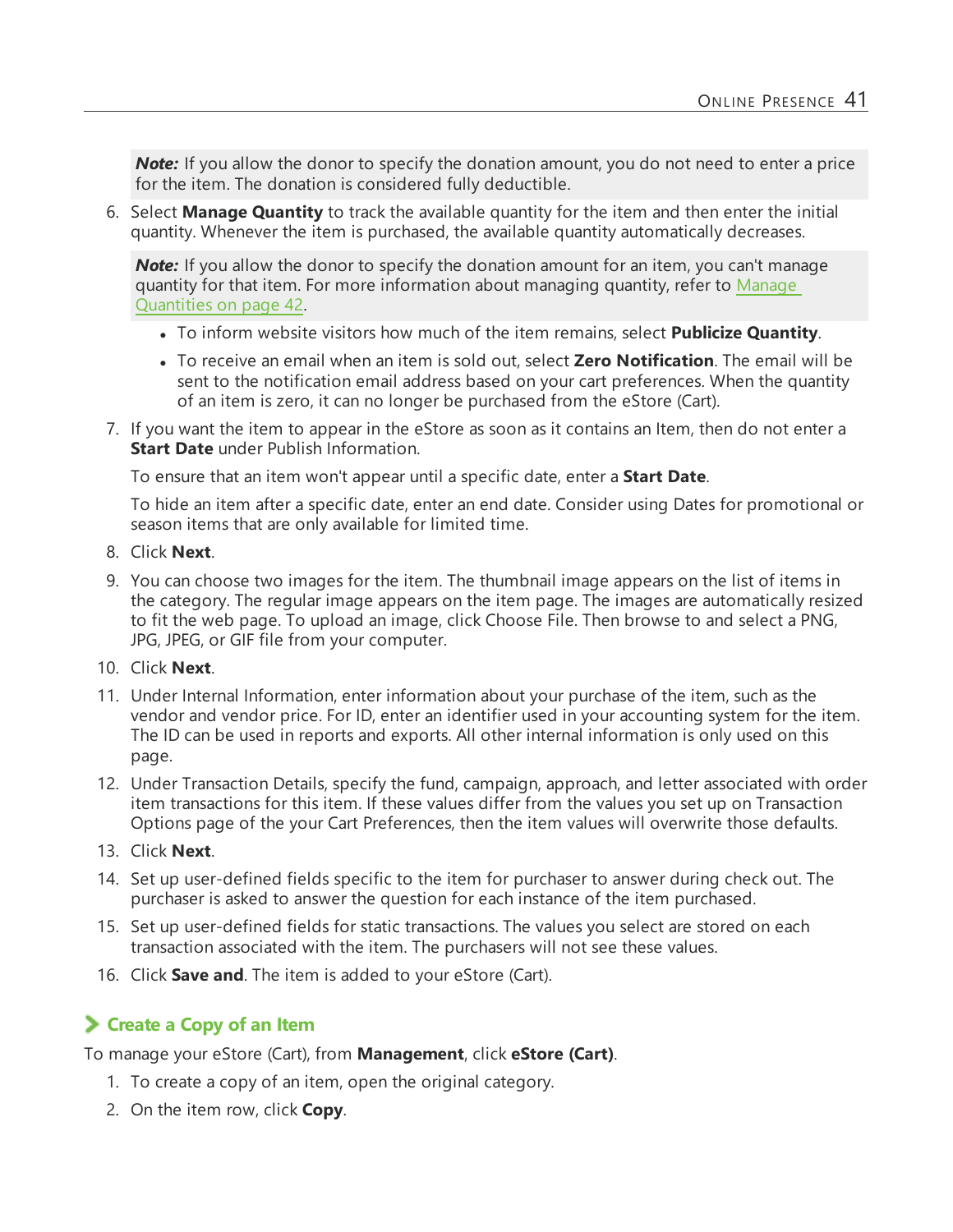> ***Note:*** If you allow the donor to specify the donation amount, you do not need to enter a price for the item. The donation is considered fully deductible.

6. Select **Manage Quantity** to track the available quantity for the item and then enter the initial quantity. Whenever the item is purchased, the available quantity automatically decreases.

   > ***Note:*** If you allow the donor to specify the donation amount for an item, you can't manage quantity for that item. For more information about managing quantity, refer to Manage Quantities on page 42.

   - To inform website visitors how much of the item remains, select **Publicize Quantity**.
   - To receive an email when an item is sold out, select **Zero Notification**. The email will be sent to the notification email address based on your cart preferences. When the quantity of an item is zero, it can no longer be purchased from the eStore (Cart).

7. If you want the item to appear in the eStore as soon as it contains an Item, then do not enter a **Start Date** under Publish Information.

   To ensure that an item won't appear until a specific date, enter a **Start Date**.

   To hide an item after a specific date, enter an end date. Consider using Dates for promotional or season items that are only available for limited time.

8. Click **Next**.
9. You can choose two images for the item. The thumbnail image appears on the list of items in the category. The regular image appears on the item page. The images are automatically resized to fit the web page. To upload an image, click Choose File. Then browse to and select a PNG, JPG, JPEG, or GIF file from your computer.
10. Click **Next**.
11. Under Internal Information, enter information about your purchase of the item, such as the vendor and vendor price. For ID, enter an identifier used in your accounting system for the item. The ID can be used in reports and exports. All other internal information is only used on this page.
12. Under Transaction Details, specify the fund, campaign, approach, and letter associated with order item transactions for this item. If these values differ from the values you set up on Transaction Options page of the your Cart Preferences, then the item values will overwrite those defaults.
13. Click **Next**.
14. Set up user-defined fields specific to the item for purchaser to answer during check out. The purchaser is asked to answer the question for each instance of the item purchased.
15. Set up user-defined fields for static transactions. The values you select are stored on each transaction associated with the item. The purchasers will not see these values.
16. Click **Save and**. The item is added to your eStore (Cart).

## Create a Copy of an Item

To manage your eStore (Cart), from **Management**, click **eStore (Cart)**.

1. To create a copy of an item, open the original category.
2. On the item row, click **Copy**.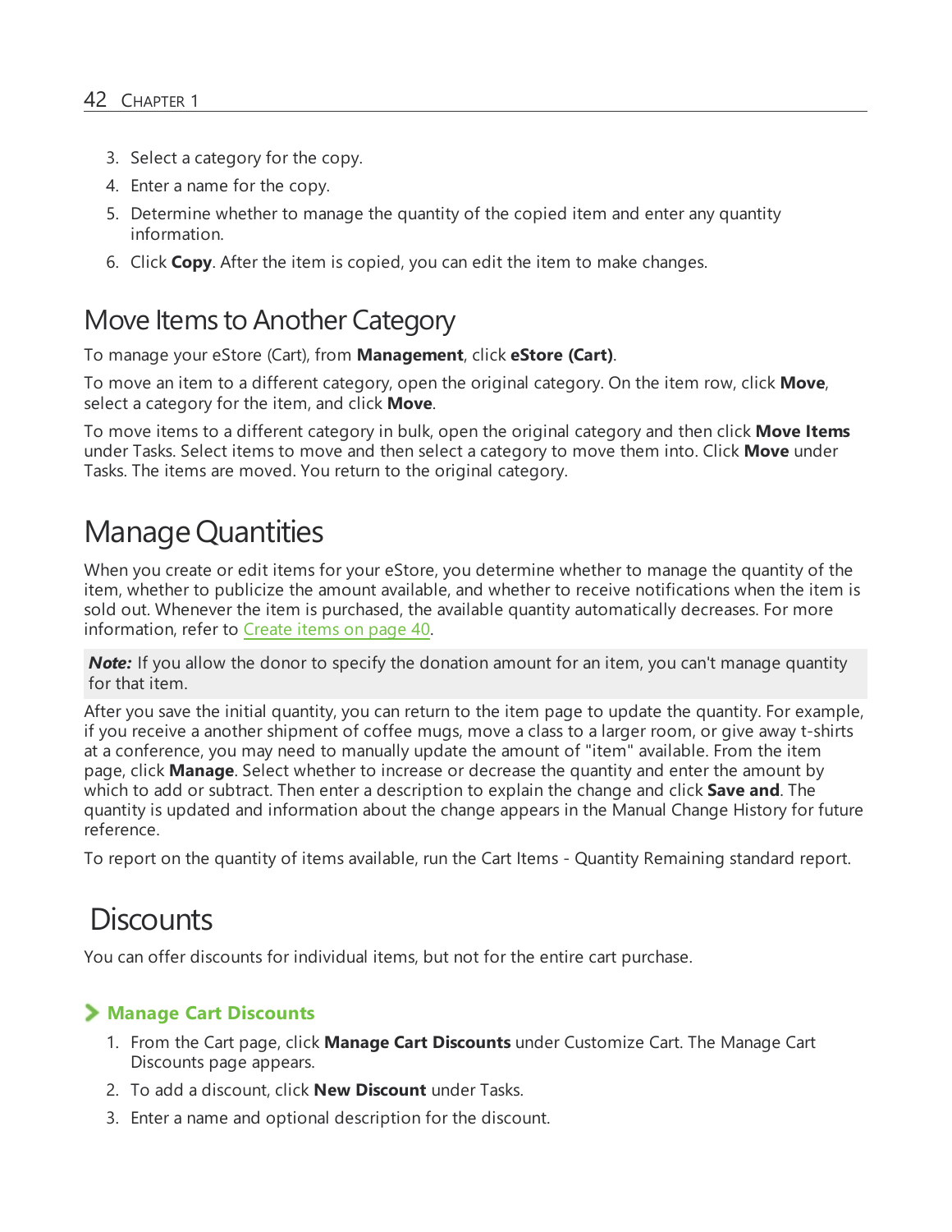3. Select a category for the copy.
4. Enter a name for the copy.
5. Determine whether to manage the quantity of the copied item and enter any quantity information.
6. Click **Copy**. After the item is copied, you can edit the item to make changes.

## Move Items to Another Category

To manage your eStore (Cart), from **Management**, click **eStore (Cart)**.

To move an item to a different category, open the original category. On the item row, click **Move**, select a category for the item, and click **Move**.

To move items to a different category in bulk, open the original category and then click **Move Items** under Tasks. Select items to move and then select a category to move them into. Click **Move** under Tasks. The items are moved. You return to the original category.

# Manage Quantities

When you create or edit items for your eStore, you determine whether to manage the quantity of the item, whether to publicize the amount available, and whether to receive notifications when the item is sold out. Whenever the item is purchased, the available quantity automatically decreases. For more information, refer to Create items on page 40.

> ***Note:*** If you allow the donor to specify the donation amount for an item, you can't manage quantity for that item.

After you save the initial quantity, you can return to the item page to update the quantity. For example, if you receive a another shipment of coffee mugs, move a class to a larger room, or give away t-shirts at a conference, you may need to manually update the amount of "item" available. From the item page, click **Manage**. Select whether to increase or decrease the quantity and enter the amount by which to add or subtract. Then enter a description to explain the change and click **Save and**. The quantity is updated and information about the change appears in the Manual Change History for future reference.

To report on the quantity of items available, run the Cart Items - Quantity Remaining standard report.

# Discounts

You can offer discounts for individual items, but not for the entire cart purchase.

### Manage Cart Discounts

1. From the Cart page, click **Manage Cart Discounts** under Customize Cart. The Manage Cart Discounts page appears.
2. To add a discount, click **New Discount** under Tasks.
3. Enter a name and optional description for the discount.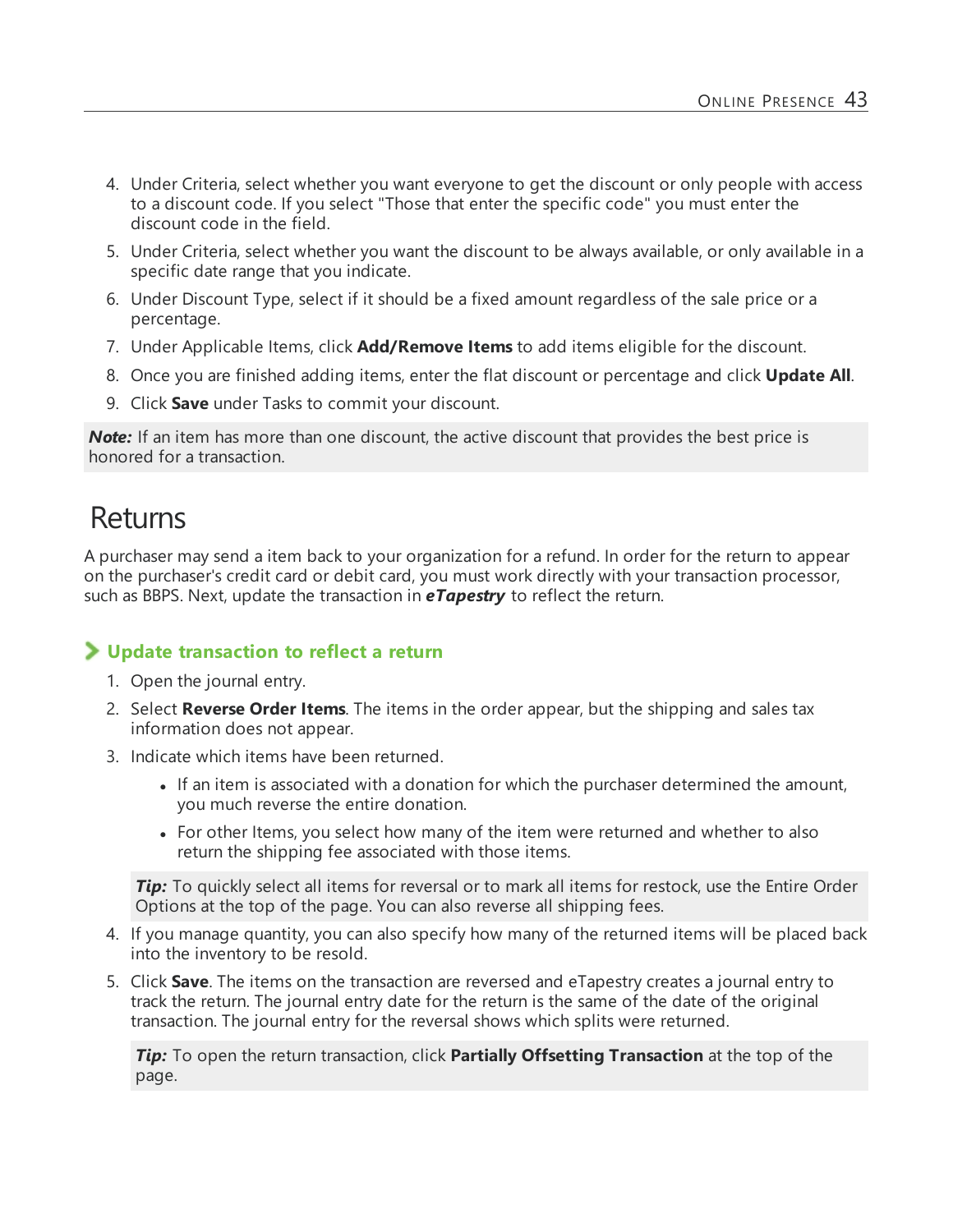4. Under Criteria, select whether you want everyone to get the discount or only people with access to a discount code. If you select "Those that enter the specific code" you must enter the discount code in the field.
5. Under Criteria, select whether you want the discount to be always available, or only available in a specific date range that you indicate.
6. Under Discount Type, select if it should be a fixed amount regardless of the sale price or a percentage.
7. Under Applicable Items, click **Add/Remove Items** to add items eligible for the discount.
8. Once you are finished adding items, enter the flat discount or percentage and click **Update All**.
9. Click **Save** under Tasks to commit your discount.

***Note:*** If an item has more than one discount, the active discount that provides the best price is honored for a transaction.

# Returns

A purchaser may send a item back to your organization for a refund. In order for the return to appear on the purchaser's credit card or debit card, you must work directly with your transaction processor, such as BBPS. Next, update the transaction in ***eTapestry*** to reflect the return.

### Update transaction to reflect a return

1. Open the journal entry.
2. Select **Reverse Order Items**. The items in the order appear, but the shipping and sales tax information does not appear.
3. Indicate which items have been returned.
   - If an item is associated with a donation for which the purchaser determined the amount, you much reverse the entire donation.
   - For other Items, you select how many of the item were returned and whether to also return the shipping fee associated with those items.

   ***Tip:*** To quickly select all items for reversal or to mark all items for restock, use the Entire Order Options at the top of the page. You can also reverse all shipping fees.
4. If you manage quantity, you can also specify how many of the returned items will be placed back into the inventory to be resold.
5. Click **Save**. The items on the transaction are reversed and eTapestry creates a journal entry to track the return. The journal entry date for the return is the same of the date of the original transaction. The journal entry for the reversal shows which splits were returned.

   ***Tip:*** To open the return transaction, click **Partially Offsetting Transaction** at the top of the page.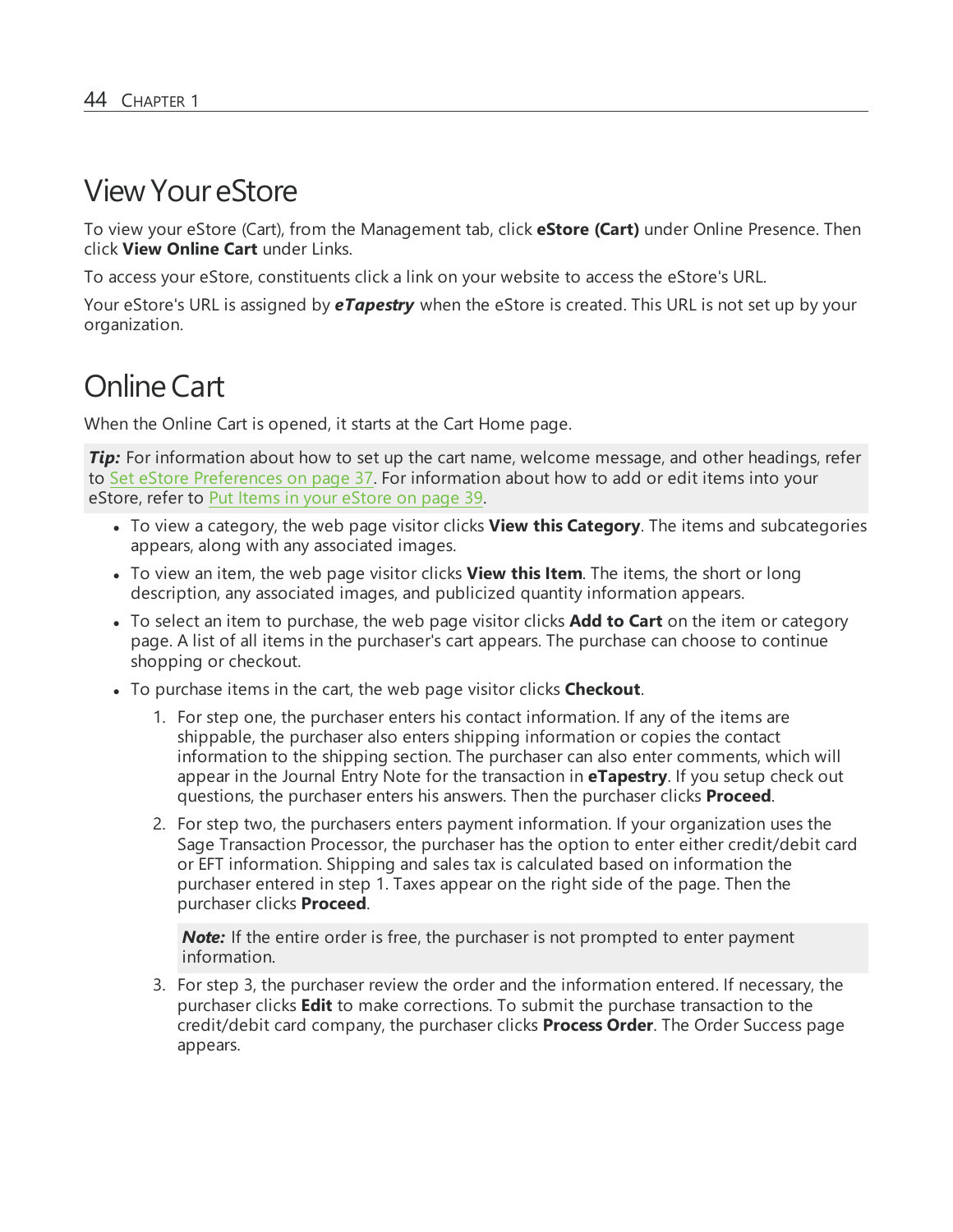# View Your eStore

To view your eStore (Cart), from the Management tab, click **eStore (Cart)** under Online Presence. Then click **View Online Cart** under Links.

To access your eStore, constituents click a link on your website to access the eStore's URL.

Your eStore's URL is assigned by ***eTapestry*** when the eStore is created. This URL is not set up by your organization.

# Online Cart

When the Online Cart is opened, it starts at the Cart Home page.

> ***Tip:*** For information about how to set up the cart name, welcome message, and other headings, refer to Set eStore Preferences on page 37. For information about how to add or edit items into your eStore, refer to Put Items in your eStore on page 39.

- To view a category, the web page visitor clicks **View this Category**. The items and subcategories appears, along with any associated images.
- To view an item, the web page visitor clicks **View this Item**. The items, the short or long description, any associated images, and publicized quantity information appears.
- To select an item to purchase, the web page visitor clicks **Add to Cart** on the item or category page. A list of all items in the purchaser's cart appears. The purchase can choose to continue shopping or checkout.
- To purchase items in the cart, the web page visitor clicks **Checkout**.
  1. For step one, the purchaser enters his contact information. If any of the items are shippable, the purchaser also enters shipping information or copies the contact information to the shipping section. The purchaser can also enter comments, which will appear in the Journal Entry Note for the transaction in **eTapestry**. If you setup check out questions, the purchaser enters his answers. Then the purchaser clicks **Proceed**.
  2. For step two, the purchasers enters payment information. If your organization uses the Sage Transaction Processor, the purchaser has the option to enter either credit/debit card or EFT information. Shipping and sales tax is calculated based on information the purchaser entered in step 1. Taxes appear on the right side of the page. Then the purchaser clicks **Proceed**.

     > ***Note:*** If the entire order is free, the purchaser is not prompted to enter payment information.

  3. For step 3, the purchaser review the order and the information entered. If necessary, the purchaser clicks **Edit** to make corrections. To submit the purchase transaction to the credit/debit card company, the purchaser clicks **Process Order**. The Order Success page appears.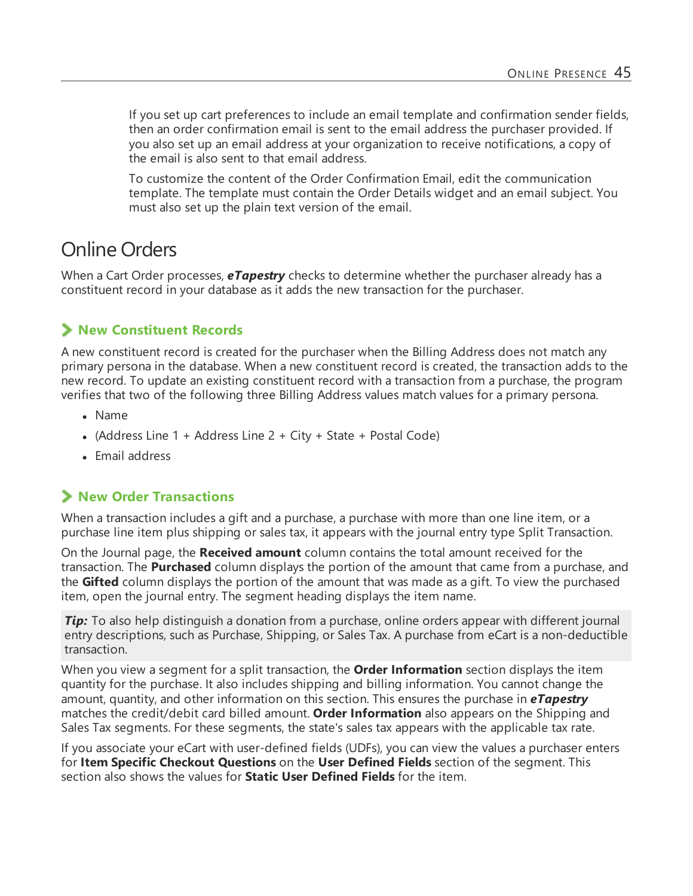If you set up cart preferences to include an email template and confirmation sender fields, then an order confirmation email is sent to the email address the purchaser provided. If you also set up an email address at your organization to receive notifications, a copy of the email is also sent to that email address.

To customize the content of the Order Confirmation Email, edit the communication template. The template must contain the Order Details widget and an email subject. You must also set up the plain text version of the email.

# Online Orders

When a Cart Order processes, ***eTapestry*** checks to determine whether the purchaser already has a constituent record in your database as it adds the new transaction for the purchaser.

## New Constituent Records

A new constituent record is created for the purchaser when the Billing Address does not match any primary persona in the database. When a new constituent record is created, the transaction adds to the new record. To update an existing constituent record with a transaction from a purchase, the program verifies that two of the following three Billing Address values match values for a primary persona.

- Name
- (Address Line 1 + Address Line 2 + City + State + Postal Code)
- Email address

## New Order Transactions

When a transaction includes a gift and a purchase, a purchase with more than one line item, or a purchase line item plus shipping or sales tax, it appears with the journal entry type Split Transaction.

On the Journal page, the **Received amount** column contains the total amount received for the transaction. The **Purchased** column displays the portion of the amount that came from a purchase, and the **Gifted** column displays the portion of the amount that was made as a gift. To view the purchased item, open the journal entry. The segment heading displays the item name.

> ***Tip:*** To also help distinguish a donation from a purchase, online orders appear with different journal entry descriptions, such as Purchase, Shipping, or Sales Tax. A purchase from eCart is a non-deductible transaction.

When you view a segment for a split transaction, the **Order Information** section displays the item quantity for the purchase. It also includes shipping and billing information. You cannot change the amount, quantity, and other information on this section. This ensures the purchase in ***eTapestry*** matches the credit/debit card billed amount. **Order Information** also appears on the Shipping and Sales Tax segments. For these segments, the state's sales tax appears with the applicable tax rate.

If you associate your eCart with user-defined fields (UDFs), you can view the values a purchaser enters for **Item Specific Checkout Questions** on the **User Defined Fields** section of the segment. This section also shows the values for **Static User Defined Fields** for the item.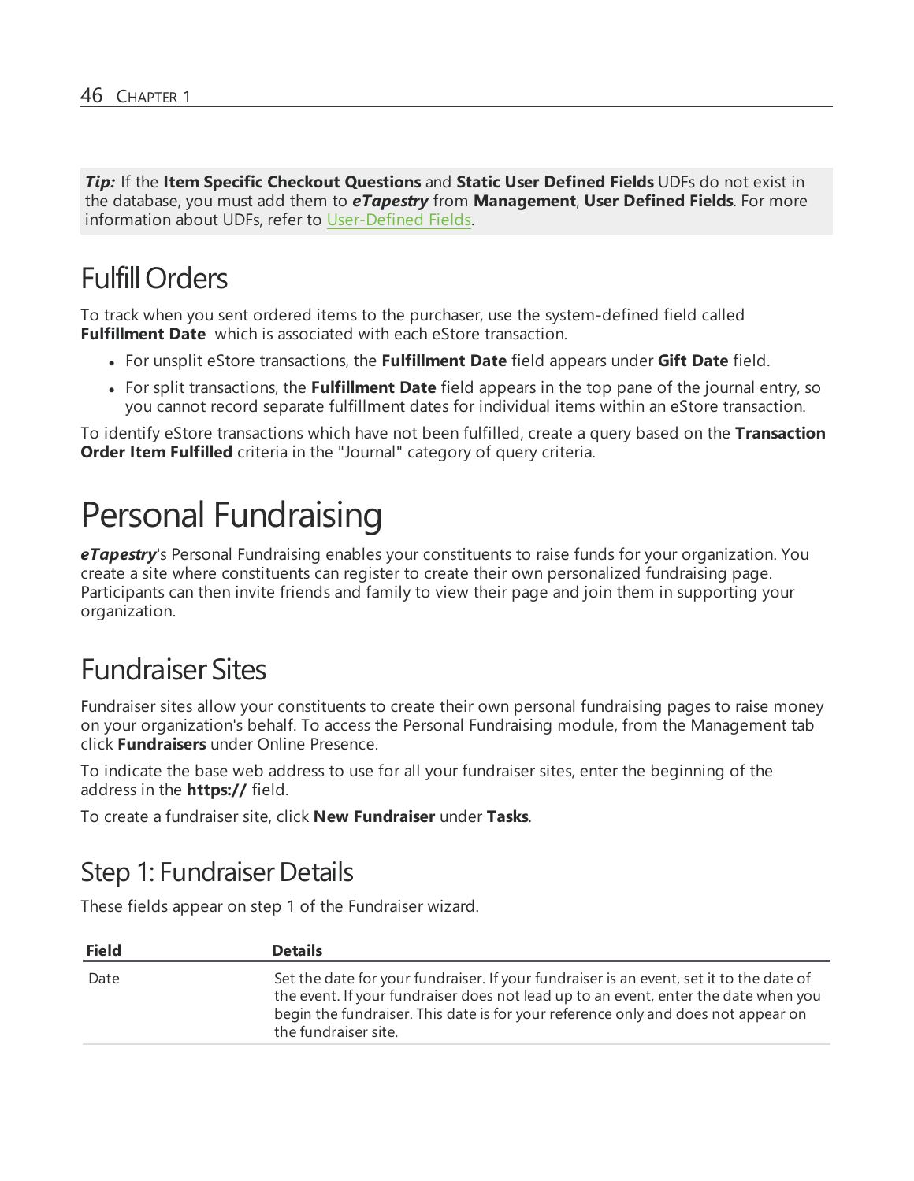**_Tip:_** If the **Item Specific Checkout Questions** and **Static User Defined Fields** UDFs do not exist in the database, you must add them to ***eTapestry*** from **Management**, **User Defined Fields**. For more information about UDFs, refer to User-Defined Fields.

## Fulfill Orders

To track when you sent ordered items to the purchaser, use the system-defined field called **Fulfillment Date** which is associated with each eStore transaction.

- For unsplit eStore transactions, the **Fulfillment Date** field appears under **Gift Date** field.
- For split transactions, the **Fulfillment Date** field appears in the top pane of the journal entry, so you cannot record separate fulfillment dates for individual items within an eStore transaction.

To identify eStore transactions which have not been fulfilled, create a query based on the **Transaction Order Item Fulfilled** criteria in the "Journal" category of query criteria.

# Personal Fundraising

***eTapestry***'s Personal Fundraising enables your constituents to raise funds for your organization. You create a site where constituents can register to create their own personalized fundraising page. Participants can then invite friends and family to view their page and join them in supporting your organization.

## Fundraiser Sites

Fundraiser sites allow your constituents to create their own personal fundraising pages to raise money on your organization's behalf. To access the Personal Fundraising module, from the Management tab click **Fundraisers** under Online Presence.

To indicate the base web address to use for all your fundraiser sites, enter the beginning of the address in the **https://** field.

To create a fundraiser site, click **New Fundraiser** under **Tasks**.

### Step 1: Fundraiser Details

These fields appear on step 1 of the Fundraiser wizard.

| Field | Details |
|---|---|
| Date | Set the date for your fundraiser. If your fundraiser is an event, set it to the date of the event. If your fundraiser does not lead up to an event, enter the date when you begin the fundraiser. This date is for your reference only and does not appear on the fundraiser site. |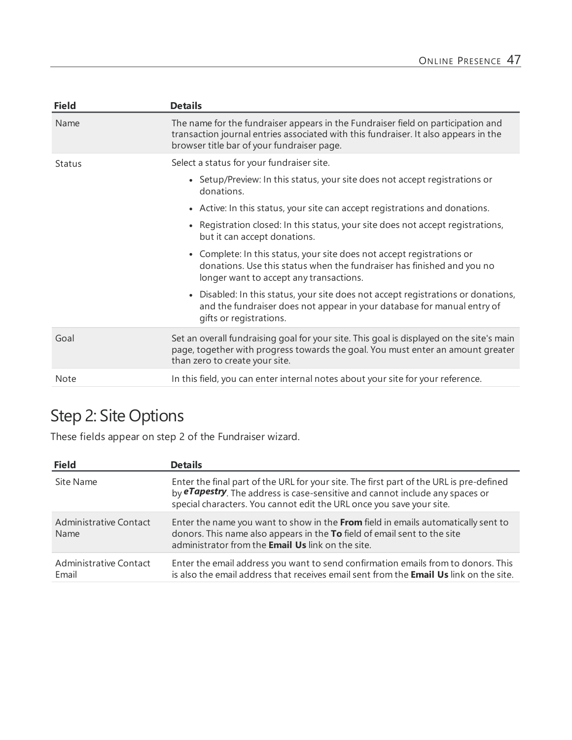| Field | Details |
|---|---|
| Name | The name for the fundraiser appears in the Fundraiser field on participation and transaction journal entries associated with this fundraiser. It also appears in the browser title bar of your fundraiser page. |
| Status | Select a status for your fundraiser site.<br>• Setup/Preview: In this status, your site does not accept registrations or donations.<br>• Active: In this status, your site can accept registrations and donations.<br>• Registration closed: In this status, your site does not accept registrations, but it can accept donations.<br>• Complete: In this status, your site does not accept registrations or donations. Use this status when the fundraiser has finished and you no longer want to accept any transactions.<br>• Disabled: In this status, your site does not accept registrations or donations, and the fundraiser does not appear in your database for manual entry of gifts or registrations. |
| Goal | Set an overall fundraising goal for your site. This goal is displayed on the site's main page, together with progress towards the goal. You must enter an amount greater than zero to create your site. |
| Note | In this field, you can enter internal notes about your site for your reference. |

## Step 2: Site Options

These fields appear on step 2 of the Fundraiser wizard.

| Field | Details |
|---|---|
| Site Name | Enter the final part of the URL for your site. The first part of the URL is pre-defined by ***eTapestry***. The address is case-sensitive and cannot include any spaces or special characters. You cannot edit the URL once you save your site. |
| Administrative Contact Name | Enter the name you want to show in the **From** field in emails automatically sent to donors. This name also appears in the **To** field of email sent to the site administrator from the **Email Us** link on the site. |
| Administrative Contact Email | Enter the email address you want to send confirmation emails from to donors. This is also the email address that receives email sent from the **Email Us** link on the site. |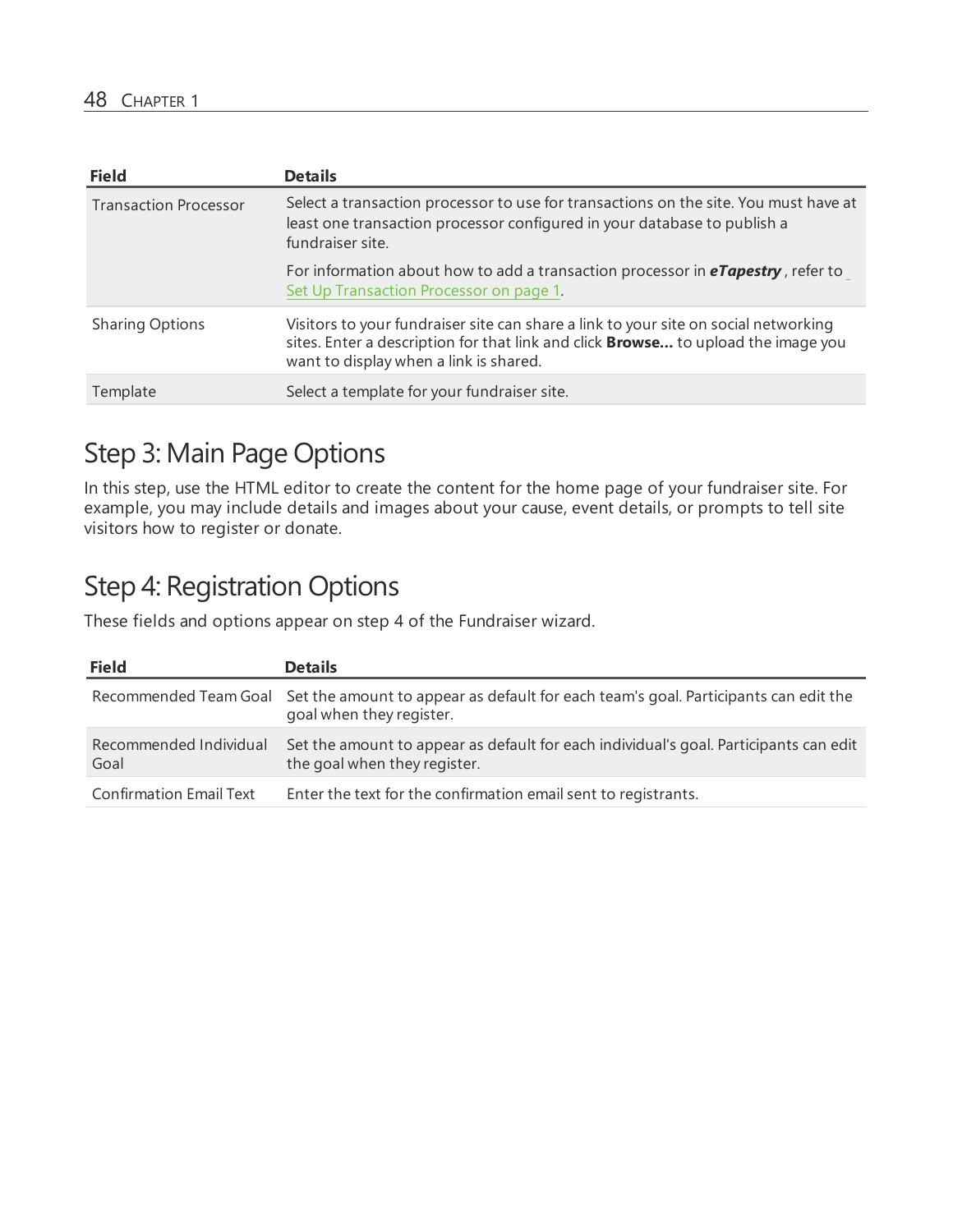| Field | Details |
| --- | --- |
| Transaction Processor | Select a transaction processor to use for transactions on the site. You must have at least one transaction processor configured in your database to publish a fundraiser site.<br><br>For information about how to add a transaction processor in ***eTapestry***, refer to Set Up Transaction Processor on page 1. |
| Sharing Options | Visitors to your fundraiser site can share a link to your site on social networking sites. Enter a description for that link and click **Browse...** to upload the image you want to display when a link is shared. |
| Template | Select a template for your fundraiser site. |

## Step 3: Main Page Options

In this step, use the HTML editor to create the content for the home page of your fundraiser site. For example, you may include details and images about your cause, event details, or prompts to tell site visitors how to register or donate.

## Step 4: Registration Options

These fields and options appear on step 4 of the Fundraiser wizard.

| Field | Details |
| --- | --- |
| Recommended Team Goal | Set the amount to appear as default for each team's goal. Participants can edit the goal when they register. |
| Recommended Individual Goal | Set the amount to appear as default for each individual's goal. Participants can edit the goal when they register. |
| Confirmation Email Text | Enter the text for the confirmation email sent to registrants. |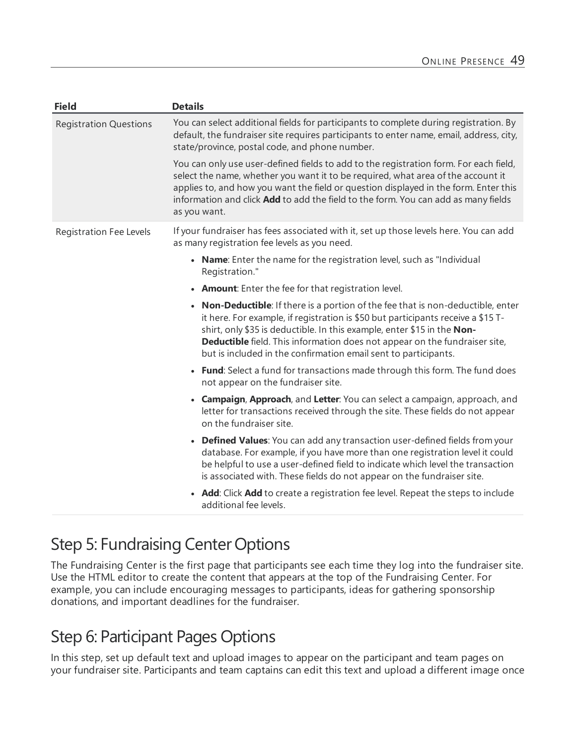| Field | Details |
| --- | --- |
| Registration Questions | You can select additional fields for participants to complete during registration. By default, the fundraiser site requires participants to enter name, email, address, city, state/province, postal code, and phone number.<br><br>You can only use user-defined fields to add to the registration form. For each field, select the name, whether you want it to be required, what area of the account it applies to, and how you want the field or question displayed in the form. Enter this information and click **Add** to add the field to the form. You can add as many fields as you want. |
| Registration Fee Levels | If your fundraiser has fees associated with it, set up those levels here. You can add as many registration fee levels as you need.<br><br>• **Name**: Enter the name for the registration level, such as "Individual Registration."<br>• **Amount**: Enter the fee for that registration level.<br>• **Non-Deductible**: If there is a portion of the fee that is non-deductible, enter it here. For example, if registration is $50 but participants receive a $15 T-shirt, only $35 is deductible. In this example, enter $15 in the **Non-Deductible** field. This information does not appear on the fundraiser site, but is included in the confirmation email sent to participants.<br>• **Fund**: Select a fund for transactions made through this form. The fund does not appear on the fundraiser site.<br>• **Campaign**, **Approach**, and **Letter**: You can select a campaign, approach, and letter for transactions received through the site. These fields do not appear on the fundraiser site.<br>• **Defined Values**: You can add any transaction user-defined fields from your database. For example, if you have more than one registration level it could be helpful to use a user-defined field to indicate which level the transaction is associated with. These fields do not appear on the fundraiser site.<br>• **Add**: Click **Add** to create a registration fee level. Repeat the steps to include additional fee levels. |

## Step 5: Fundraising Center Options

The Fundraising Center is the first page that participants see each time they log into the fundraiser site. Use the HTML editor to create the content that appears at the top of the Fundraising Center. For example, you can include encouraging messages to participants, ideas for gathering sponsorship donations, and important deadlines for the fundraiser.

## Step 6: Participant Pages Options

In this step, set up default text and upload images to appear on the participant and team pages on your fundraiser site. Participants and team captains can edit this text and upload a different image once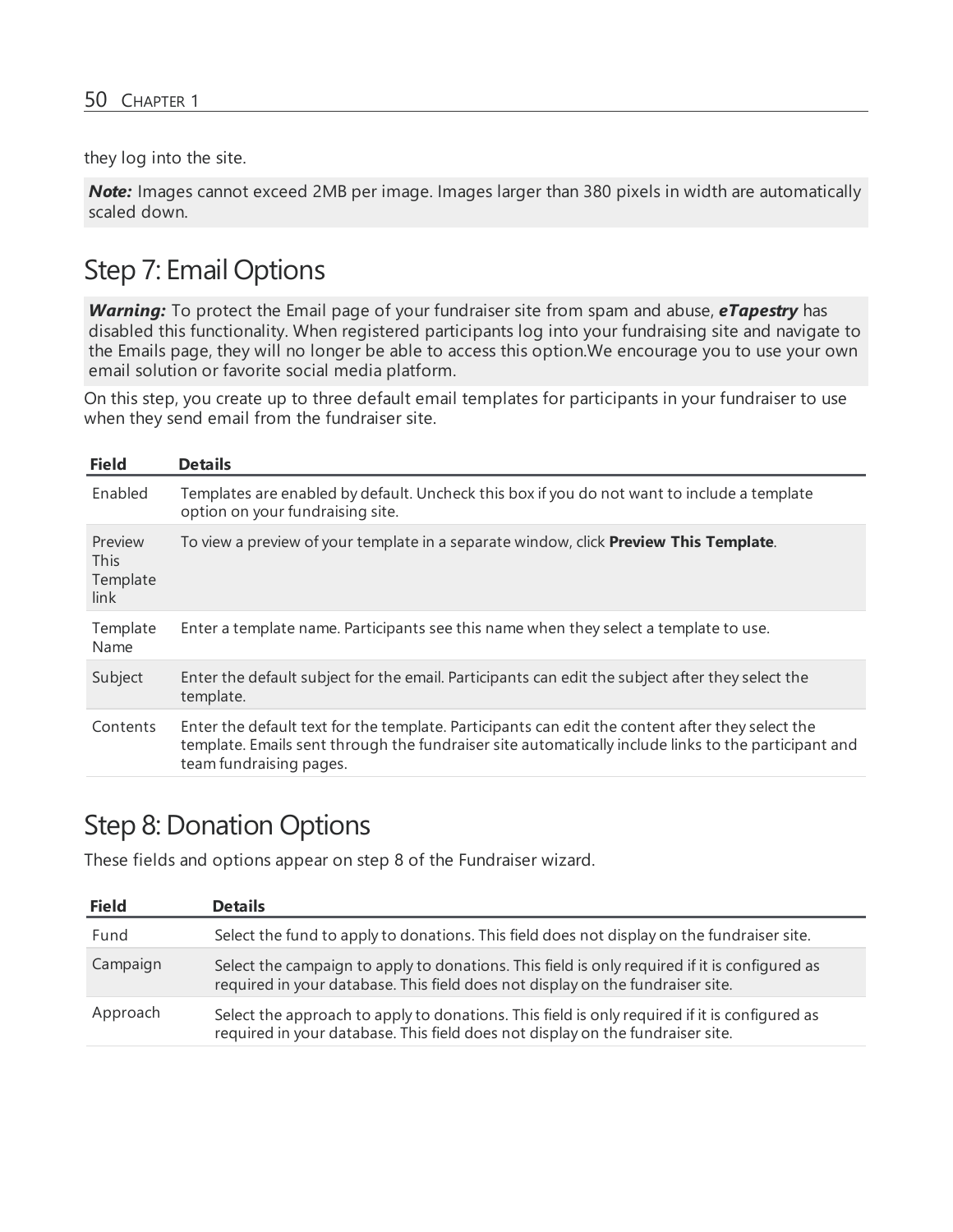they log into the site.

***Note:*** Images cannot exceed 2MB per image. Images larger than 380 pixels in width are automatically scaled down.

## Step 7: Email Options

***Warning:*** To protect the Email page of your fundraiser site from spam and abuse, ***eTapestry*** has disabled this functionality. When registered participants log into your fundraising site and navigate to the Emails page, they will no longer be able to access this option.We encourage you to use your own email solution or favorite social media platform.

On this step, you create up to three default email templates for participants in your fundraiser to use when they send email from the fundraiser site.

| Field | Details |
| --- | --- |
| Enabled | Templates are enabled by default. Uncheck this box if you do not want to include a template option on your fundraising site. |
| Preview This Template link | To view a preview of your template in a separate window, click **Preview This Template**. |
| Template Name | Enter a template name. Participants see this name when they select a template to use. |
| Subject | Enter the default subject for the email. Participants can edit the subject after they select the template. |
| Contents | Enter the default text for the template. Participants can edit the content after they select the template. Emails sent through the fundraiser site automatically include links to the participant and team fundraising pages. |

## Step 8: Donation Options

These fields and options appear on step 8 of the Fundraiser wizard.

| Field | Details |
| --- | --- |
| Fund | Select the fund to apply to donations. This field does not display on the fundraiser site. |
| Campaign | Select the campaign to apply to donations. This field is only required if it is configured as required in your database. This field does not display on the fundraiser site. |
| Approach | Select the approach to apply to donations. This field is only required if it is configured as required in your database. This field does not display on the fundraiser site. |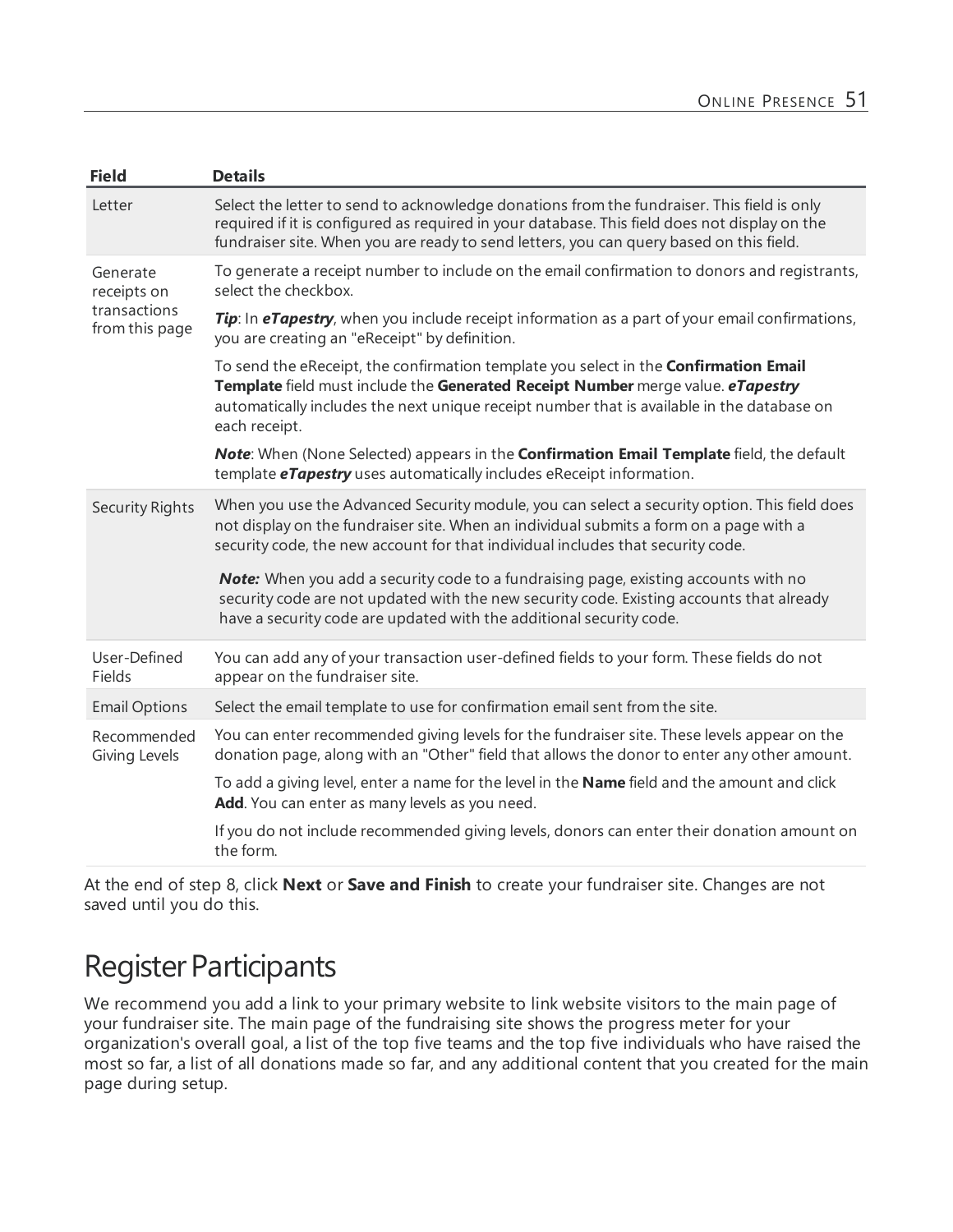| Field | Details |
| --- | --- |
| Letter | Select the letter to send to acknowledge donations from the fundraiser. This field is only required if it is configured as required in your database. This field does not display on the fundraiser site. When you are ready to send letters, you can query based on this field. |
| Generate receipts on transactions from this page | To generate a receipt number to include on the email confirmation to donors and registrants, select the checkbox.<br><br>***Tip***: In ***eTapestry***, when you include receipt information as a part of your email confirmations, you are creating an "eReceipt" by definition.<br><br>To send the eReceipt, the confirmation template you select in the **Confirmation Email Template** field must include the **Generated Receipt Number** merge value. ***eTapestry*** automatically includes the next unique receipt number that is available in the database on each receipt.<br><br>***Note***: When (None Selected) appears in the **Confirmation Email Template** field, the default template ***eTapestry*** uses automatically includes eReceipt information. |
| Security Rights | When you use the Advanced Security module, you can select a security option. This field does not display on the fundraiser site. When an individual submits a form on a page with a security code, the new account for that individual includes that security code.<br><br>***Note:*** When you add a security code to a fundraising page, existing accounts with no security code are not updated with the new security code. Existing accounts that already have a security code are updated with the additional security code. |
| User-Defined Fields | You can add any of your transaction user-defined fields to your form. These fields do not appear on the fundraiser site. |
| Email Options | Select the email template to use for confirmation email sent from the site. |
| Recommended Giving Levels | You can enter recommended giving levels for the fundraiser site. These levels appear on the donation page, along with an "Other" field that allows the donor to enter any other amount.<br><br>To add a giving level, enter a name for the level in the **Name** field and the amount and click **Add**. You can enter as many levels as you need.<br><br>If you do not include recommended giving levels, donors can enter their donation amount on the form. |

At the end of step 8, click **Next** or **Save and Finish** to create your fundraiser site. Changes are not saved until you do this.

# Register Participants

We recommend you add a link to your primary website to link website visitors to the main page of your fundraiser site. The main page of the fundraising site shows the progress meter for your organization's overall goal, a list of the top five teams and the top five individuals who have raised the most so far, a list of all donations made so far, and any additional content that you created for the main page during setup.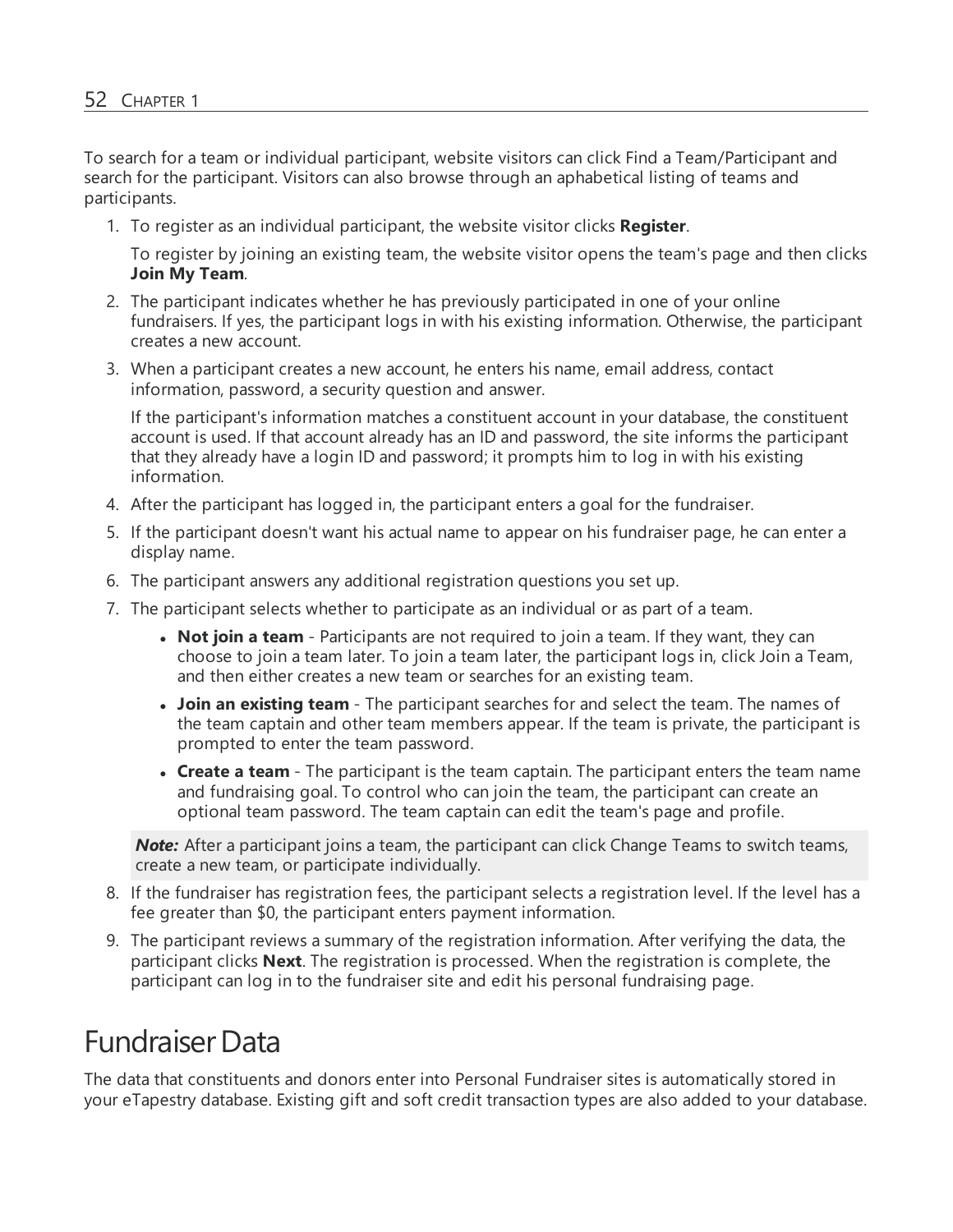To search for a team or individual participant, website visitors can click Find a Team/Participant and search for the participant. Visitors can also browse through an aphabetical listing of teams and participants.

1. To register as an individual participant, the website visitor clicks **Register**.

   To register by joining an existing team, the website visitor opens the team's page and then clicks **Join My Team**.

2. The participant indicates whether he has previously participated in one of your online fundraisers. If yes, the participant logs in with his existing information. Otherwise, the participant creates a new account.

3. When a participant creates a new account, he enters his name, email address, contact information, password, a security question and answer.

   If the participant's information matches a constituent account in your database, the constituent account is used. If that account already has an ID and password, the site informs the participant that they already have a login ID and password; it prompts him to log in with his existing information.

4. After the participant has logged in, the participant enters a goal for the fundraiser.

5. If the participant doesn't want his actual name to appear on his fundraiser page, he can enter a display name.

6. The participant answers any additional registration questions you set up.

7. The participant selects whether to participate as an individual or as part of a team.

   - **Not join a team** - Participants are not required to join a team. If they want, they can choose to join a team later. To join a team later, the participant logs in, click Join a Team, and then either creates a new team or searches for an existing team.
   - **Join an existing team** - The participant searches for and select the team. The names of the team captain and other team members appear. If the team is private, the participant is prompted to enter the team password.
   - **Create a team** - The participant is the team captain. The participant enters the team name and fundraising goal. To control who can join the team, the participant can create an optional team password. The team captain can edit the team's page and profile.

   ***Note:*** After a participant joins a team, the participant can click Change Teams to switch teams, create a new team, or participate individually.

8. If the fundraiser has registration fees, the participant selects a registration level. If the level has a fee greater than $0, the participant enters payment information.

9. The participant reviews a summary of the registration information. After verifying the data, the participant clicks **Next**. The registration is processed. When the registration is complete, the participant can log in to the fundraiser site and edit his personal fundraising page.

# Fundraiser Data

The data that constituents and donors enter into Personal Fundraiser sites is automatically stored in your eTapestry database. Existing gift and soft credit transaction types are also added to your database.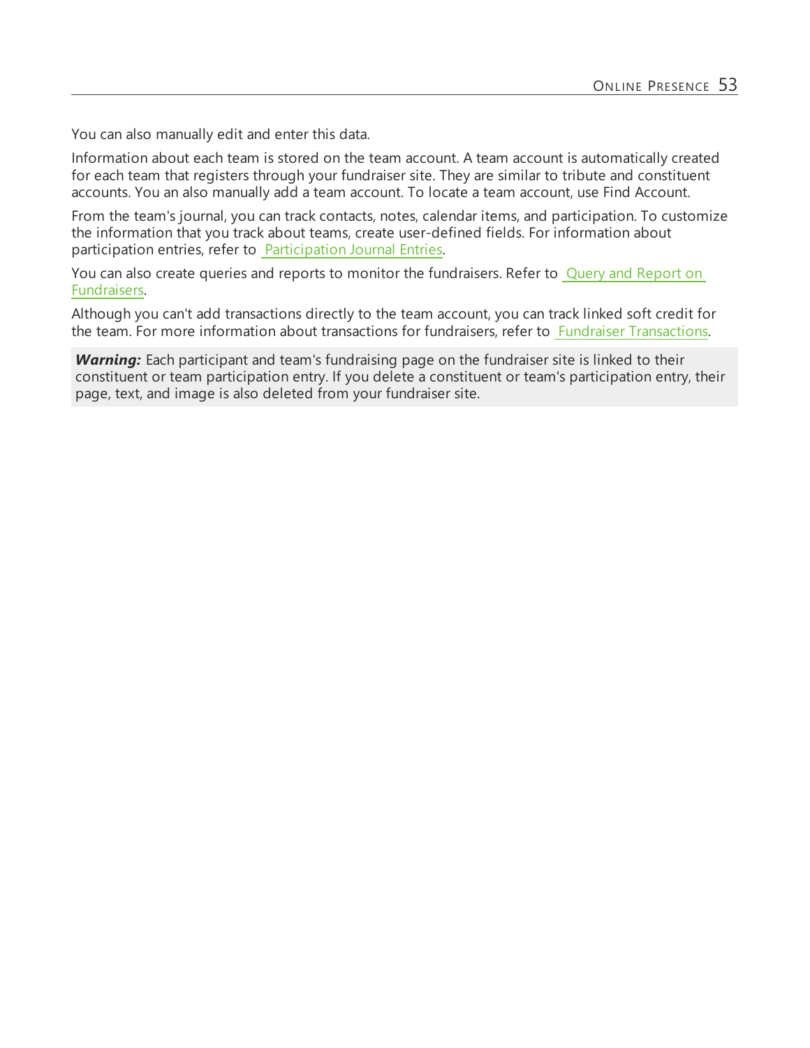You can also manually edit and enter this data.

Information about each team is stored on the team account. A team account is automatically created for each team that registers through your fundraiser site. They are similar to tribute and constituent accounts. You an also manually add a team account. To locate a team account, use Find Account.

From the team's journal, you can track contacts, notes, calendar items, and participation. To customize the information that you track about teams, create user-defined fields. For information about participation entries, refer to Participation Journal Entries.

You can also create queries and reports to monitor the fundraisers. Refer to Query and Report on Fundraisers.

Although you can't add transactions directly to the team account, you can track linked soft credit for the team. For more information about transactions for fundraisers, refer to Fundraiser Transactions.

> ***Warning:*** Each participant and team's fundraising page on the fundraiser site is linked to their constituent or team participation entry. If you delete a constituent or team's participation entry, their page, text, and image is also deleted from your fundraiser site.